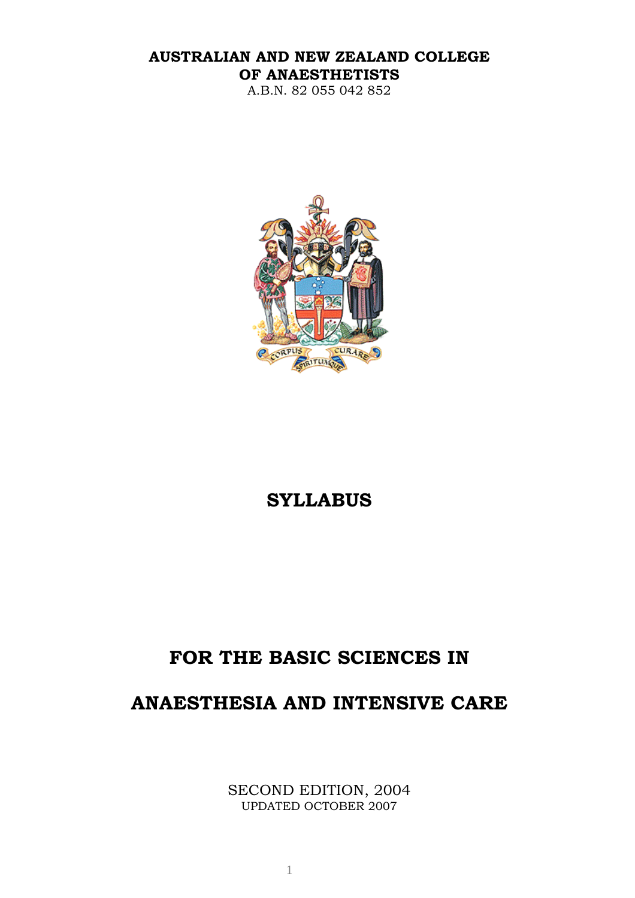**AUSTRALIAN AND NEW ZEALAND COLLEGE OF ANAESTHETISTS**

A.B.N. 82 055 042 852

# SYLLABUS

# FOR THE BASIC SCIENCES IN ANAESTHESIA AND INTENSIVE CARE

SECOND EDITION, 2004

UPDATED OCTOBER 2007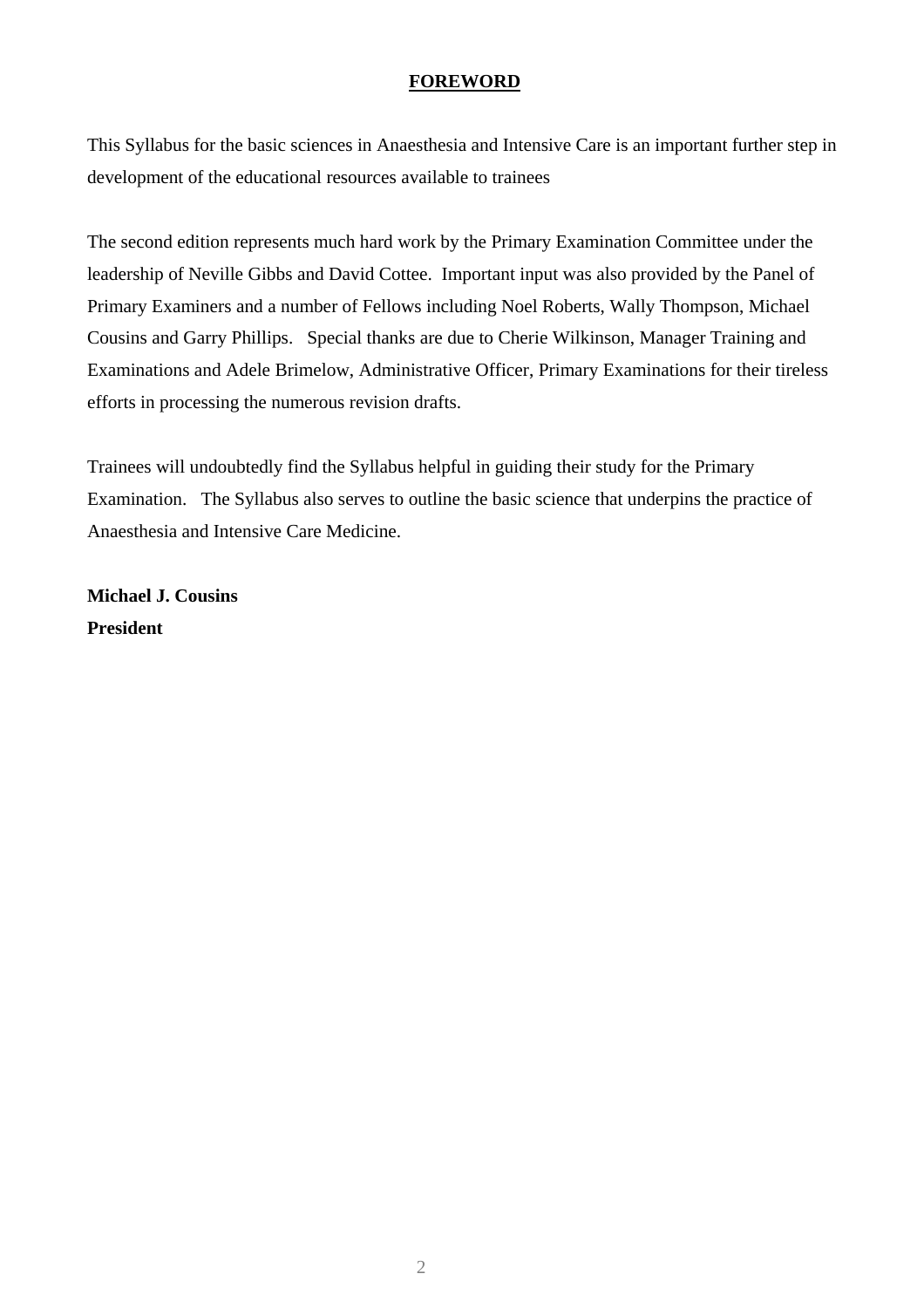## FOREWORD

This Syllabus for the basic sciences in Anaesthesia and Intensive Care is an important further step in development of the educational resources available to trainees

The second edition represents much hard work by the Primary Examination Committee under the leadership of Neville Gibbs and David Cottee. Important input was also provided by the Panel of Primary Examiners and a number of Fellows including Noel Roberts, Wally Thompson, Michael Cousins and Garry Phillips. Special thanks are due to Cherie Wilkinson, Manager Training and Examinations and Adele Brimelow, Administrative Officer, Primary Examinations for their tireless efforts in processing the numerous revision drafts.

Trainees will undoubtedly find the Syllabus helpful in guiding their study for the Primary Examination. The Syllabus also serves to outline the basic science that underpins the practice of Anaesthesia and Intensive Care Medicine.

**Michael J. Cousins**
**President**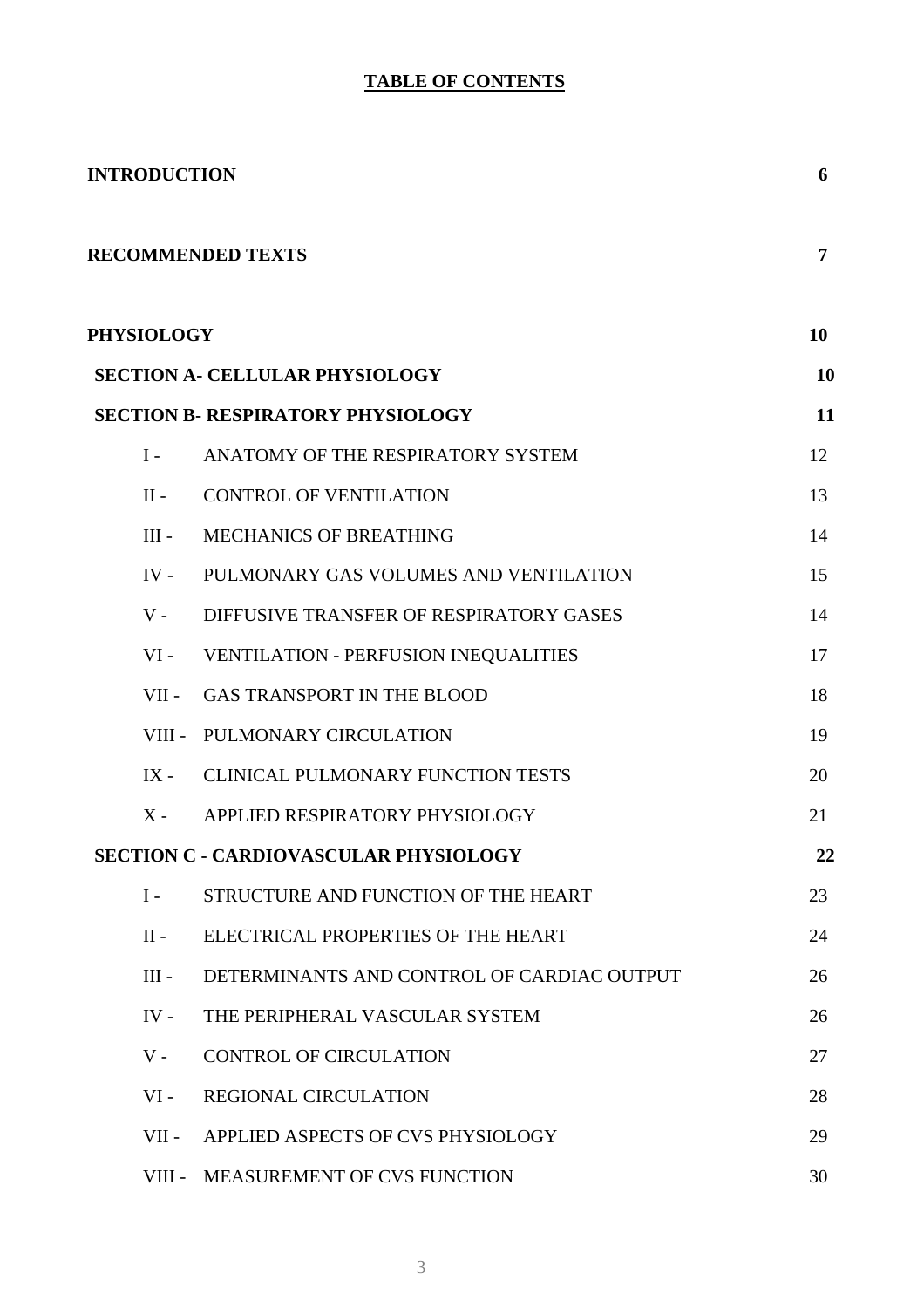# TABLE OF CONTENTS

| | | |
|---|---|---|
| **INTRODUCTION** | | **6** |
| **RECOMMENDED TEXTS** | | **7** |
| **PHYSIOLOGY** | | **10** |
| **SECTION A- CELLULAR PHYSIOLOGY** | | **10** |
| **SECTION B- RESPIRATORY PHYSIOLOGY** | | **11** |
| I - | ANATOMY OF THE RESPIRATORY SYSTEM | 12 |
| II - | CONTROL OF VENTILATION | 13 |
| III - | MECHANICS OF BREATHING | 14 |
| IV - | PULMONARY GAS VOLUMES AND VENTILATION | 15 |
| V - | DIFFUSIVE TRANSFER OF RESPIRATORY GASES | 14 |
| VI - | VENTILATION - PERFUSION INEQUALITIES | 17 |
| VII - | GAS TRANSPORT IN THE BLOOD | 18 |
| VIII - | PULMONARY CIRCULATION | 19 |
| IX - | CLINICAL PULMONARY FUNCTION TESTS | 20 |
| X - | APPLIED RESPIRATORY PHYSIOLOGY | 21 |
| **SECTION C - CARDIOVASCULAR PHYSIOLOGY** | | **22** |
| I - | STRUCTURE AND FUNCTION OF THE HEART | 23 |
| II - | ELECTRICAL PROPERTIES OF THE HEART | 24 |
| III - | DETERMINANTS AND CONTROL OF CARDIAC OUTPUT | 26 |
| IV - | THE PERIPHERAL VASCULAR SYSTEM | 26 |
| V - | CONTROL OF CIRCULATION | 27 |
| VI - | REGIONAL CIRCULATION | 28 |
| VII - | APPLIED ASPECTS OF CVS PHYSIOLOGY | 29 |
| VIII - | MEASUREMENT OF CVS FUNCTION | 30 |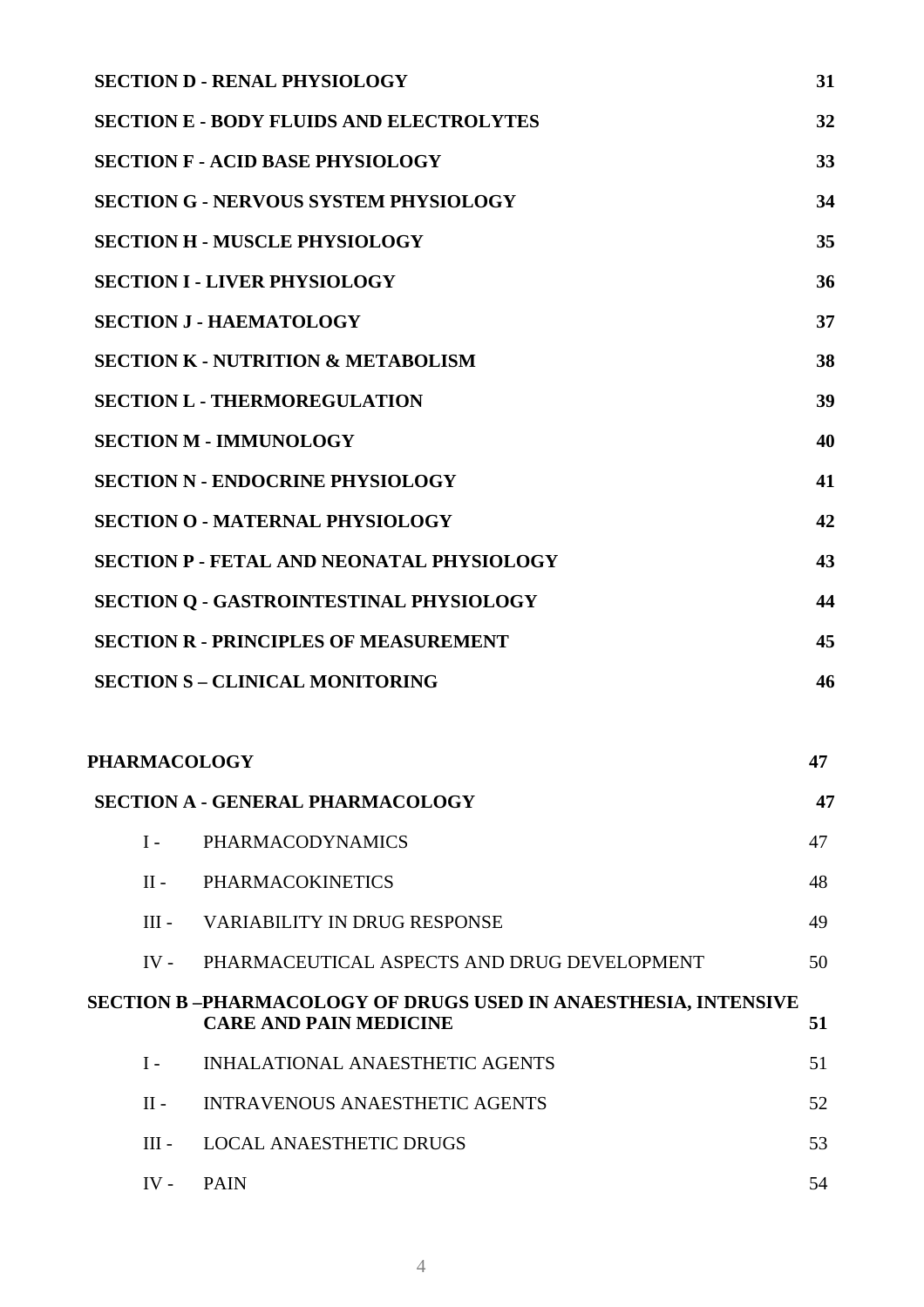| | | |
|---|---|---|
| **SECTION D - RENAL PHYSIOLOGY** | | **31** |
| **SECTION E - BODY FLUIDS AND ELECTROLYTES** | | **32** |
| **SECTION F - ACID BASE PHYSIOLOGY** | | **33** |
| **SECTION G - NERVOUS SYSTEM PHYSIOLOGY** | | **34** |
| **SECTION H - MUSCLE PHYSIOLOGY** | | **35** |
| **SECTION I - LIVER PHYSIOLOGY** | | **36** |
| **SECTION J - HAEMATOLOGY** | | **37** |
| **SECTION K - NUTRITION & METABOLISM** | | **38** |
| **SECTION L - THERMOREGULATION** | | **39** |
| **SECTION M - IMMUNOLOGY** | | **40** |
| **SECTION N - ENDOCRINE PHYSIOLOGY** | | **41** |
| **SECTION O - MATERNAL PHYSIOLOGY** | | **42** |
| **SECTION P - FETAL AND NEONATAL PHYSIOLOGY** | | **43** |
| **SECTION Q - GASTROINTESTINAL PHYSIOLOGY** | | **44** |
| **SECTION R - PRINCIPLES OF MEASUREMENT** | | **45** |
| **SECTION S – CLINICAL MONITORING** | | **46** |
| **PHARMACOLOGY** | | **47** |
| **SECTION A - GENERAL PHARMACOLOGY** | | **47** |
| I - | PHARMACODYNAMICS | 47 |
| II - | PHARMACOKINETICS | 48 |
| III - | VARIABILITY IN DRUG RESPONSE | 49 |
| IV - | PHARMACEUTICAL ASPECTS AND DRUG DEVELOPMENT | 50 |
| **SECTION B –PHARMACOLOGY OF DRUGS USED IN ANAESTHESIA, INTENSIVE CARE AND PAIN MEDICINE** | | **51** |
| I - | INHALATIONAL ANAESTHETIC AGENTS | 51 |
| II - | INTRAVENOUS ANAESTHETIC AGENTS | 52 |
| III - | LOCAL ANAESTHETIC DRUGS | 53 |
| IV - | PAIN | 54 |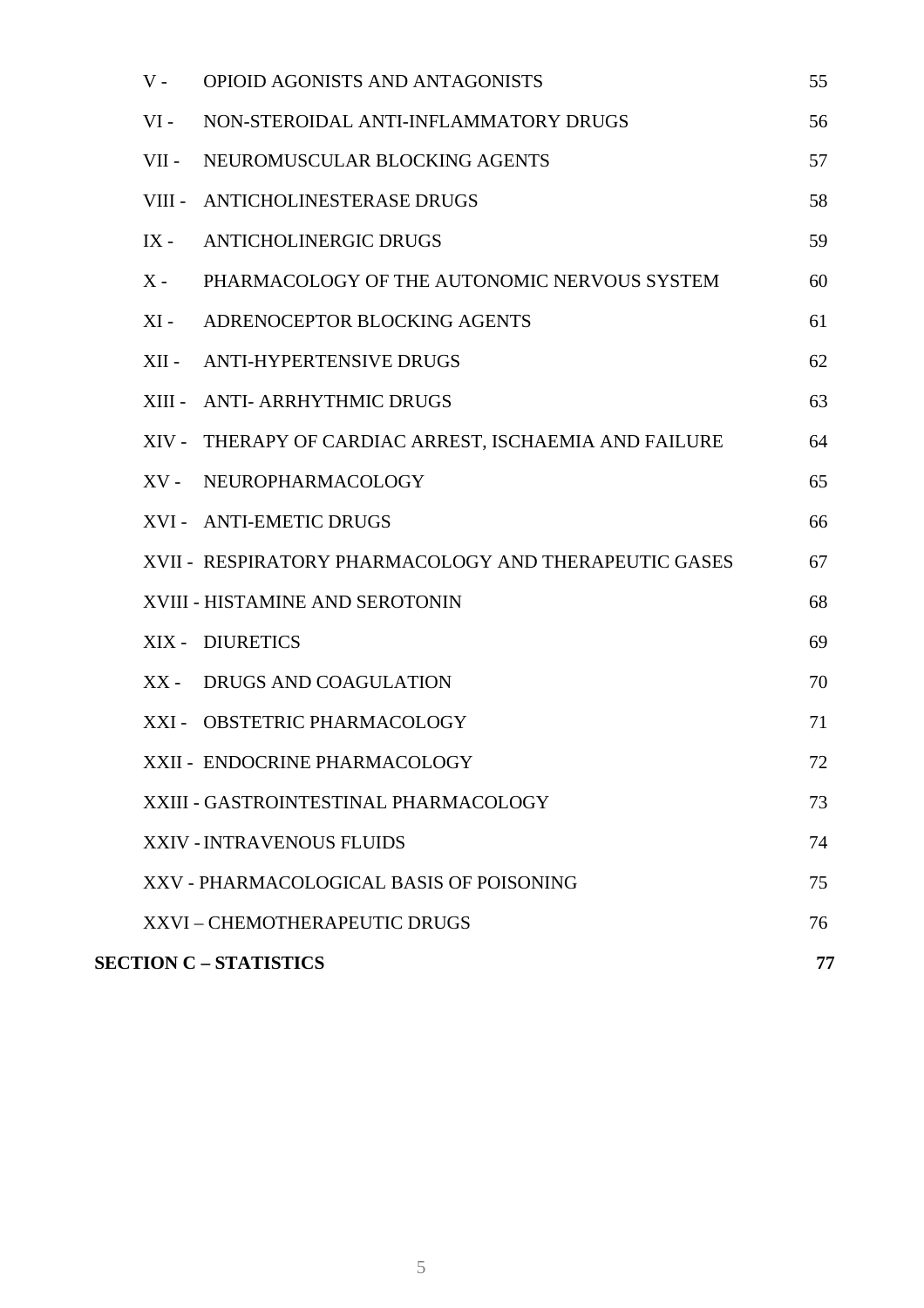| | | |
|---|---|---|
| V - | OPIOID AGONISTS AND ANTAGONISTS | 55 |
| VI - | NON-STEROIDAL ANTI-INFLAMMATORY DRUGS | 56 |
| VII - | NEUROMUSCULAR BLOCKING AGENTS | 57 |
| VIII - | ANTICHOLINESTERASE DRUGS | 58 |
| IX - | ANTICHOLINERGIC DRUGS | 59 |
| X - | PHARMACOLOGY OF THE AUTONOMIC NERVOUS SYSTEM | 60 |
| XI - | ADRENOCEPTOR BLOCKING AGENTS | 61 |
| XII - | ANTI-HYPERTENSIVE DRUGS | 62 |
| XIII - | ANTI- ARRHYTHMIC DRUGS | 63 |
| XIV - | THERAPY OF CARDIAC ARREST, ISCHAEMIA AND FAILURE | 64 |
| XV - | NEUROPHARMACOLOGY | 65 |
| XVI - | ANTI-EMETIC DRUGS | 66 |
| XVII - | RESPIRATORY PHARMACOLOGY AND THERAPEUTIC GASES | 67 |
| XVIII - | HISTAMINE AND SEROTONIN | 68 |
| XIX - | DIURETICS | 69 |
| XX - | DRUGS AND COAGULATION | 70 |
| XXI - | OBSTETRIC PHARMACOLOGY | 71 |
| XXII - | ENDOCRINE PHARMACOLOGY | 72 |
| XXIII - | GASTROINTESTINAL PHARMACOLOGY | 73 |
| XXIV - | INTRAVENOUS FLUIDS | 74 |
| XXV - | PHARMACOLOGICAL BASIS OF POISONING | 75 |
| XXVI – | CHEMOTHERAPEUTIC DRUGS | 76 |

**SECTION C – STATISTICS** **77**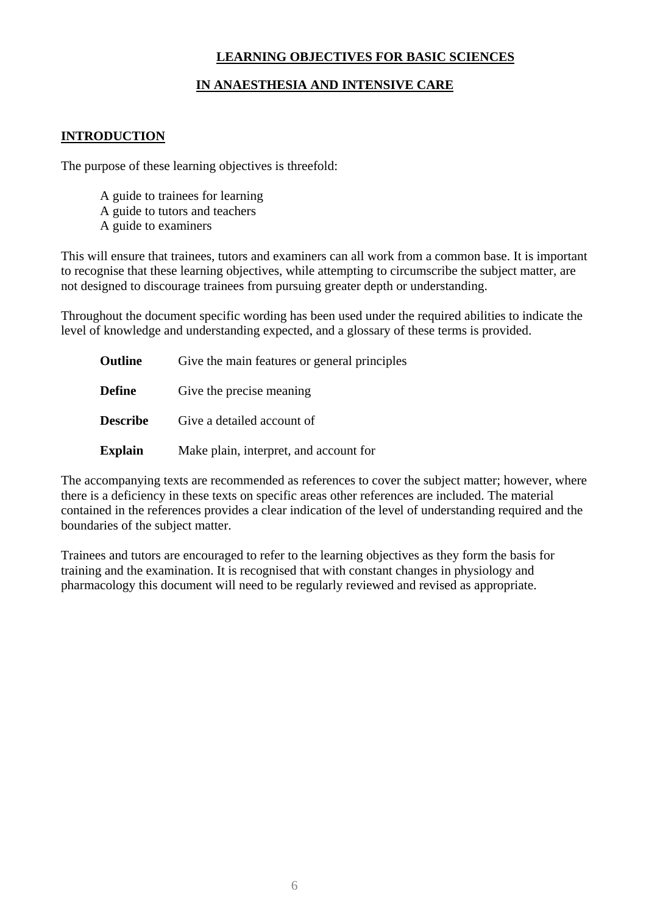# LEARNING OBJECTIVES FOR BASIC SCIENCES

# IN ANAESTHESIA AND INTENSIVE CARE

## INTRODUCTION

The purpose of these learning objectives is threefold:

- A guide to trainees for learning
- A guide to tutors and teachers
- A guide to examiners

This will ensure that trainees, tutors and examiners can all work from a common base. It is important to recognise that these learning objectives, while attempting to circumscribe the subject matter, are not designed to discourage trainees from pursuing greater depth or understanding.

Throughout the document specific wording has been used under the required abilities to indicate the level of knowledge and understanding expected, and a glossary of these terms is provided.

| | |
|---|---|
| **Outline** | Give the main features or general principles |
| **Define** | Give the precise meaning |
| **Describe** | Give a detailed account of |
| **Explain** | Make plain, interpret, and account for |

The accompanying texts are recommended as references to cover the subject matter; however, where there is a deficiency in these texts on specific areas other references are included. The material contained in the references provides a clear indication of the level of understanding required and the boundaries of the subject matter.

Trainees and tutors are encouraged to refer to the learning objectives as they form the basis for training and the examination. It is recognised that with constant changes in physiology and pharmacology this document will need to be regularly reviewed and revised as appropriate.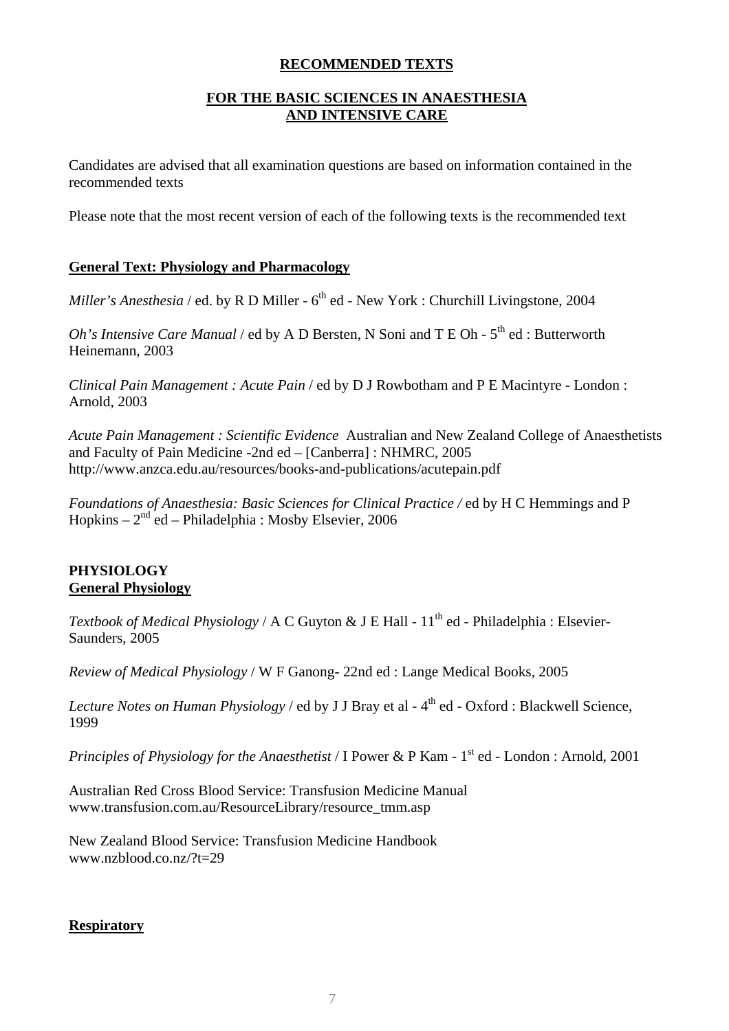**RECOMMENDED TEXTS**

**FOR THE BASIC SCIENCES IN ANAESTHESIA AND INTENSIVE CARE**

Candidates are advised that all examination questions are based on information contained in the recommended texts

Please note that the most recent version of each of the following texts is the recommended text

**General Text: Physiology and Pharmacology**

*Miller's Anesthesia* / ed. by R D Miller - 6th ed - New York : Churchill Livingstone, 2004

*Oh's Intensive Care Manual* / ed by A D Bersten, N Soni and T E Oh - 5th ed : Butterworth Heinemann, 2003

*Clinical Pain Management : Acute Pain* / ed by D J Rowbotham and P E Macintyre - London : Arnold, 2003

*Acute Pain Management : Scientific Evidence* Australian and New Zealand College of Anaesthetists and Faculty of Pain Medicine -2nd ed – [Canberra] : NHMRC, 2005
http://www.anzca.edu.au/resources/books-and-publications/acutepain.pdf

*Foundations of Anaesthesia: Basic Sciences for Clinical Practice /* ed by H C Hemmings and P Hopkins – 2nd ed – Philadelphia : Mosby Elsevier, 2006

**PHYSIOLOGY**

**General Physiology**

*Textbook of Medical Physiology* / A C Guyton & J E Hall - 11th ed - Philadelphia : Elsevier-Saunders, 2005

*Review of Medical Physiology* / W F Ganong- 22nd ed : Lange Medical Books, 2005

*Lecture Notes on Human Physiology* / ed by J J Bray et al - 4th ed - Oxford : Blackwell Science, 1999

*Principles of Physiology for the Anaesthetist* / I Power & P Kam - 1st ed - London : Arnold, 2001

Australian Red Cross Blood Service: Transfusion Medicine Manual
www.transfusion.com.au/ResourceLibrary/resource_tmm.asp

New Zealand Blood Service: Transfusion Medicine Handbook
www.nzblood.co.nz/?t=29

**Respiratory**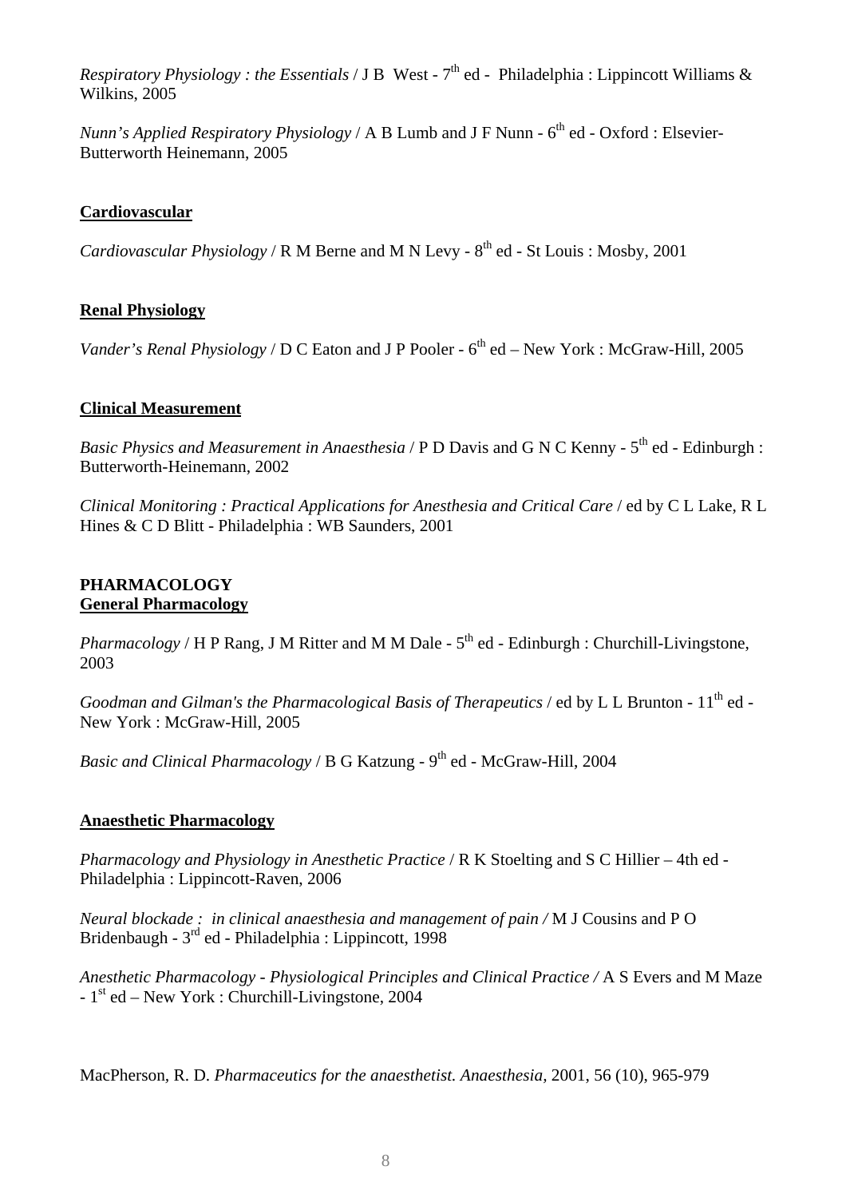*Respiratory Physiology : the Essentials* / J B West - 7th ed - Philadelphia : Lippincott Williams & Wilkins, 2005

*Nunn's Applied Respiratory Physiology* / A B Lumb and J F Nunn - 6th ed - Oxford : Elsevier-Butterworth Heinemann, 2005

**Cardiovascular**

*Cardiovascular Physiology* / R M Berne and M N Levy - 8th ed - St Louis : Mosby, 2001

**Renal Physiology**

*Vander's Renal Physiology* / D C Eaton and J P Pooler - 6th ed – New York : McGraw-Hill, 2005

**Clinical Measurement**

*Basic Physics and Measurement in Anaesthesia* / P D Davis and G N C Kenny - 5th ed - Edinburgh : Butterworth-Heinemann, 2002

*Clinical Monitoring : Practical Applications for Anesthesia and Critical Care* / ed by C L Lake, R L Hines & C D Blitt - Philadelphia : WB Saunders, 2001

**PHARMACOLOGY**

**General Pharmacology**

*Pharmacology* / H P Rang, J M Ritter and M M Dale - 5th ed - Edinburgh : Churchill-Livingstone, 2003

*Goodman and Gilman's the Pharmacological Basis of Therapeutics* / ed by L L Brunton - 11th ed - New York : McGraw-Hill, 2005

*Basic and Clinical Pharmacology* / B G Katzung - 9th ed - McGraw-Hill, 2004

**Anaesthetic Pharmacology**

*Pharmacology and Physiology in Anesthetic Practice* / R K Stoelting and S C Hillier – 4th ed - Philadelphia : Lippincott-Raven, 2006

*Neural blockade : in clinical anaesthesia and management of pain /* M J Cousins and P O Bridenbaugh - 3rd ed - Philadelphia : Lippincott, 1998

*Anesthetic Pharmacology - Physiological Principles and Clinical Practice /* A S Evers and M Maze - 1st ed – New York : Churchill-Livingstone, 2004

MacPherson, R. D. *Pharmaceutics for the anaesthetist. Anaesthesia*, 2001, 56 (10), 965-979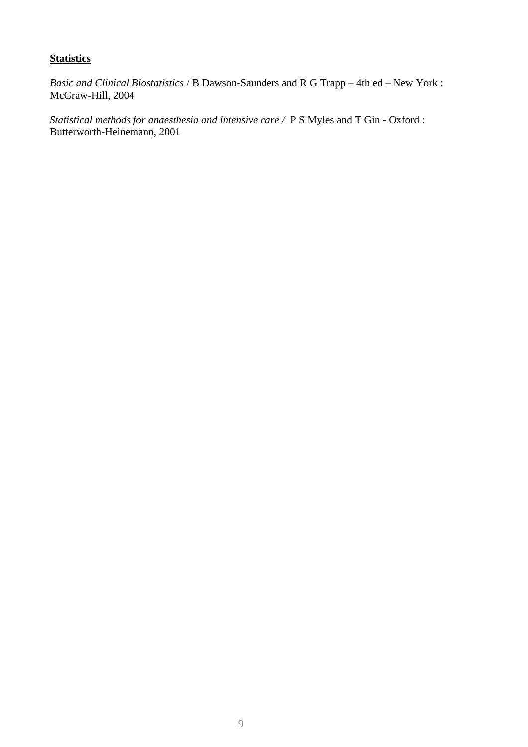**Statistics**

*Basic and Clinical Biostatistics* / B Dawson-Saunders and R G Trapp – 4th ed – New York : McGraw-Hill, 2004

*Statistical methods for anaesthesia and intensive care /* P S Myles and T Gin - Oxford : Butterworth-Heinemann, 2001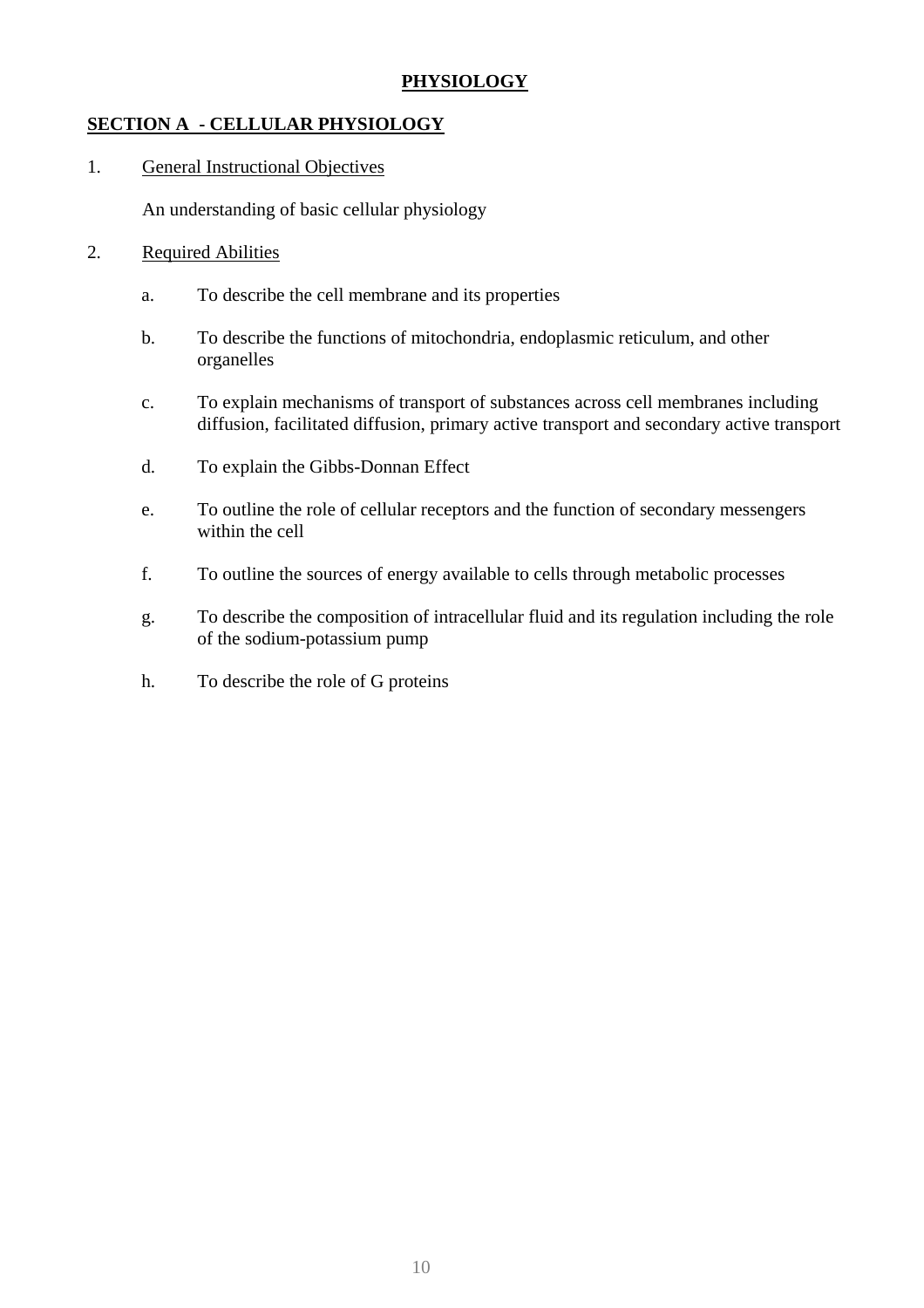# PHYSIOLOGY

## SECTION A - CELLULAR PHYSIOLOGY

1. General Instructional Objectives

   An understanding of basic cellular physiology

2. Required Abilities

   a. To describe the cell membrane and its properties

   b. To describe the functions of mitochondria, endoplasmic reticulum, and other organelles

   c. To explain mechanisms of transport of substances across cell membranes including diffusion, facilitated diffusion, primary active transport and secondary active transport

   d. To explain the Gibbs-Donnan Effect

   e. To outline the role of cellular receptors and the function of secondary messengers within the cell

   f. To outline the sources of energy available to cells through metabolic processes

   g. To describe the composition of intracellular fluid and its regulation including the role of the sodium-potassium pump

   h. To describe the role of G proteins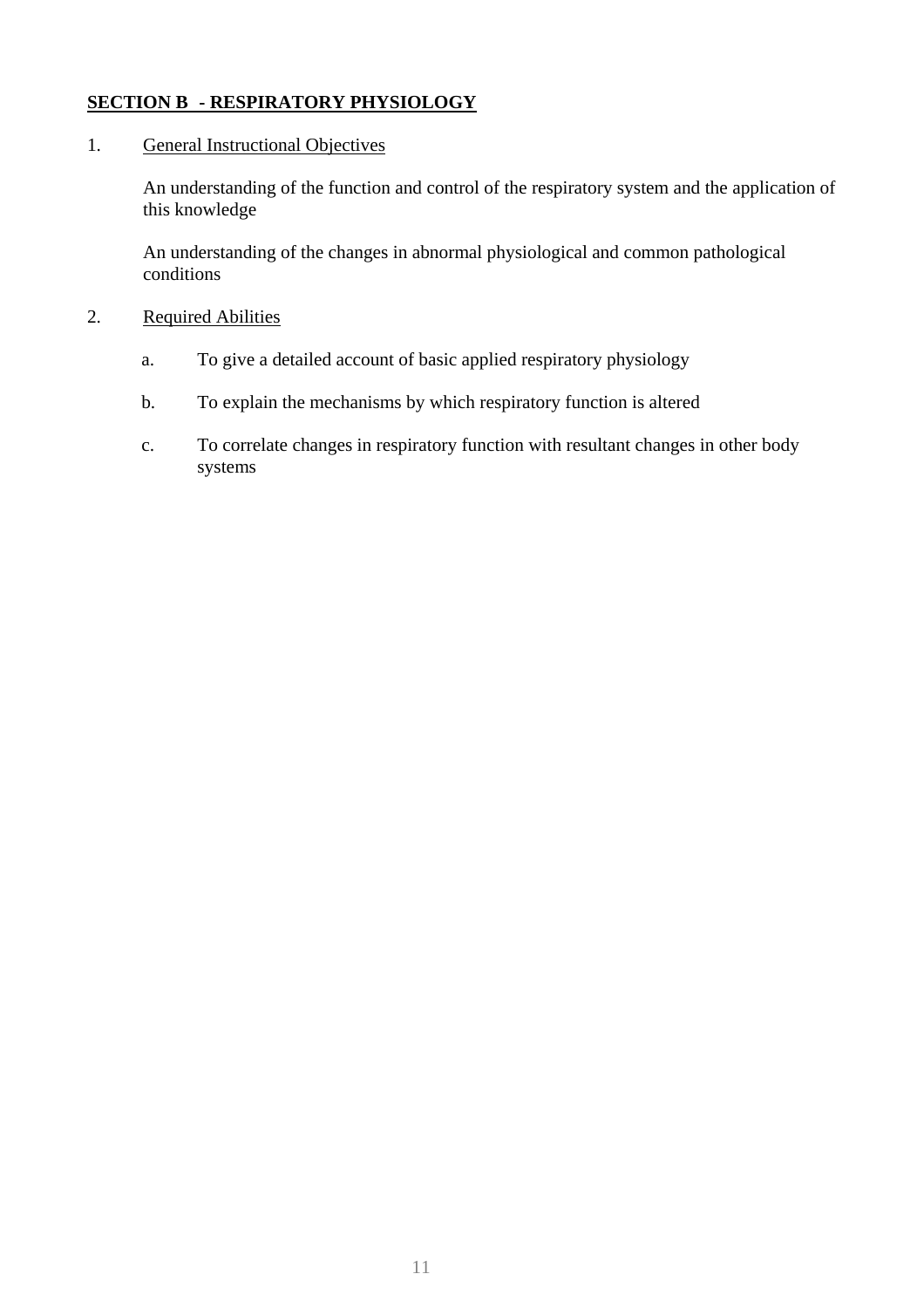## SECTION B - RESPIRATORY PHYSIOLOGY

1. General Instructional Objectives

   An understanding of the function and control of the respiratory system and the application of this knowledge

   An understanding of the changes in abnormal physiological and common pathological conditions

2. Required Abilities

   a. To give a detailed account of basic applied respiratory physiology

   b. To explain the mechanisms by which respiratory function is altered

   c. To correlate changes in respiratory function with resultant changes in other body systems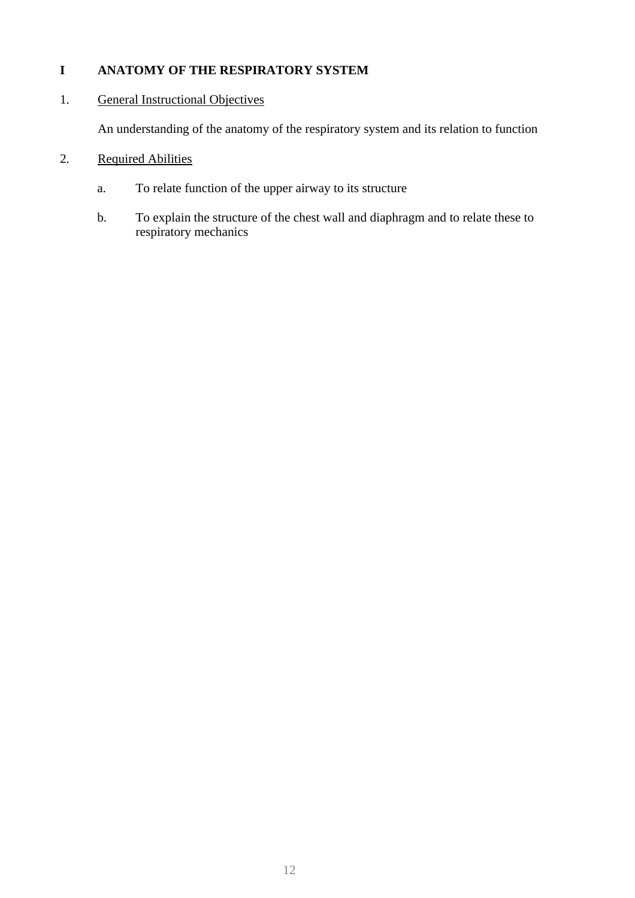# I ANATOMY OF THE RESPIRATORY SYSTEM

1. <u>General Instructional Objectives</u>

   An understanding of the anatomy of the respiratory system and its relation to function

2. <u>Required Abilities</u>

   a. To relate function of the upper airway to its structure

   b. To explain the structure of the chest wall and diaphragm and to relate these to respiratory mechanics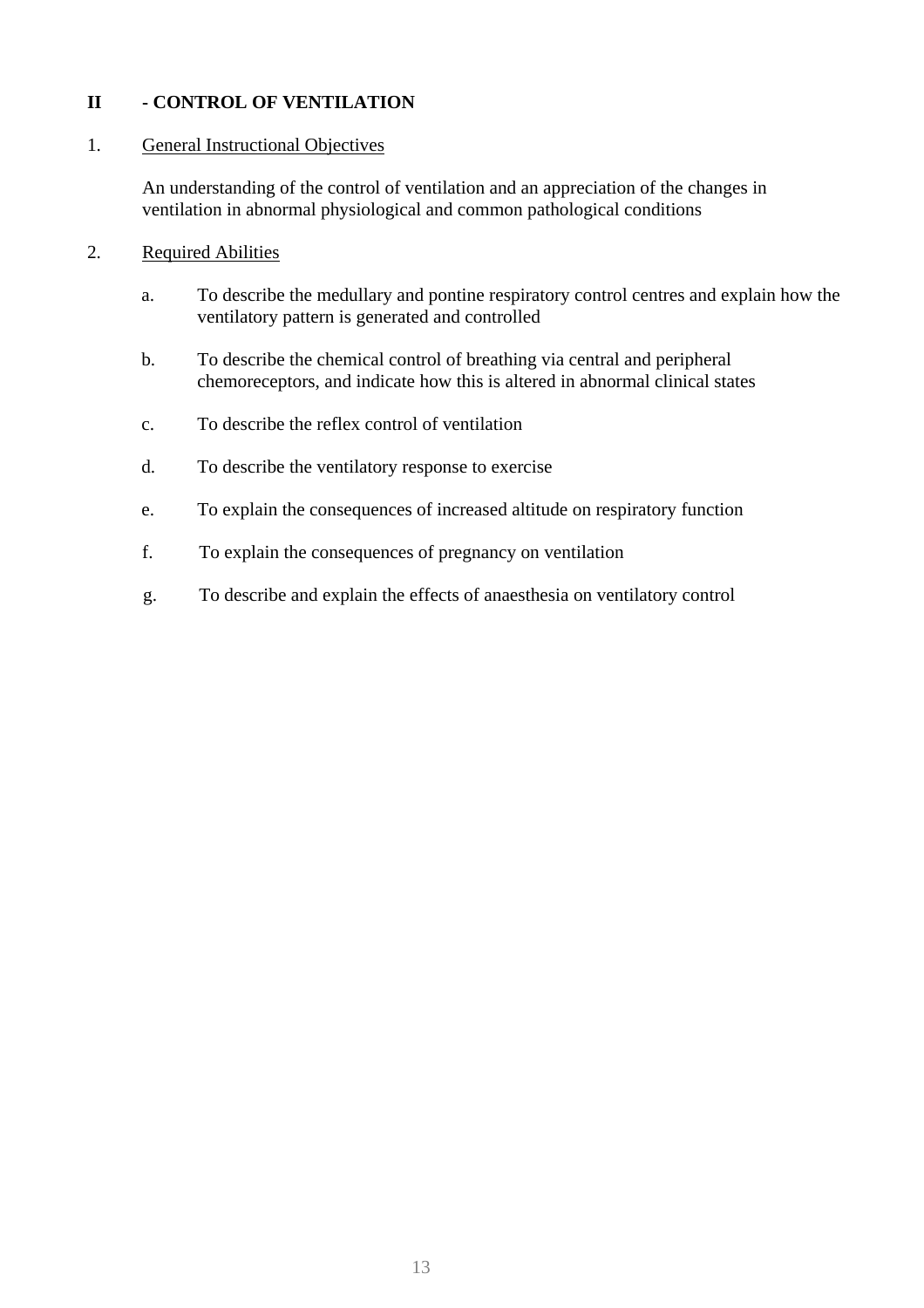## II - CONTROL OF VENTILATION

1. General Instructional Objectives

   An understanding of the control of ventilation and an appreciation of the changes in ventilation in abnormal physiological and common pathological conditions

2. Required Abilities

   a. To describe the medullary and pontine respiratory control centres and explain how the ventilatory pattern is generated and controlled

   b. To describe the chemical control of breathing via central and peripheral chemoreceptors, and indicate how this is altered in abnormal clinical states

   c. To describe the reflex control of ventilation

   d. To describe the ventilatory response to exercise

   e. To explain the consequences of increased altitude on respiratory function

   f. To explain the consequences of pregnancy on ventilation

   g. To describe and explain the effects of anaesthesia on ventilatory control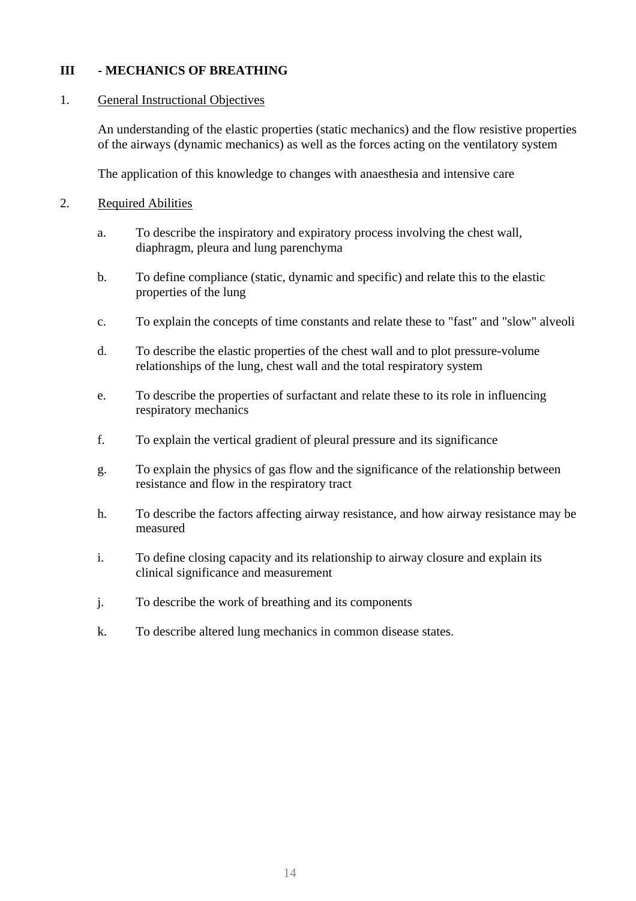## III - MECHANICS OF BREATHING

1. <u>General Instructional Objectives</u>

   An understanding of the elastic properties (static mechanics) and the flow resistive properties of the airways (dynamic mechanics) as well as the forces acting on the ventilatory system

   The application of this knowledge to changes with anaesthesia and intensive care

2. <u>Required Abilities</u>

   a. To describe the inspiratory and expiratory process involving the chest wall, diaphragm, pleura and lung parenchyma

   b. To define compliance (static, dynamic and specific) and relate this to the elastic properties of the lung

   c. To explain the concepts of time constants and relate these to "fast" and "slow" alveoli

   d. To describe the elastic properties of the chest wall and to plot pressure-volume relationships of the lung, chest wall and the total respiratory system

   e. To describe the properties of surfactant and relate these to its role in influencing respiratory mechanics

   f. To explain the vertical gradient of pleural pressure and its significance

   g. To explain the physics of gas flow and the significance of the relationship between resistance and flow in the respiratory tract

   h. To describe the factors affecting airway resistance, and how airway resistance may be measured

   i. To define closing capacity and its relationship to airway closure and explain its clinical significance and measurement

   j. To describe the work of breathing and its components

   k. To describe altered lung mechanics in common disease states.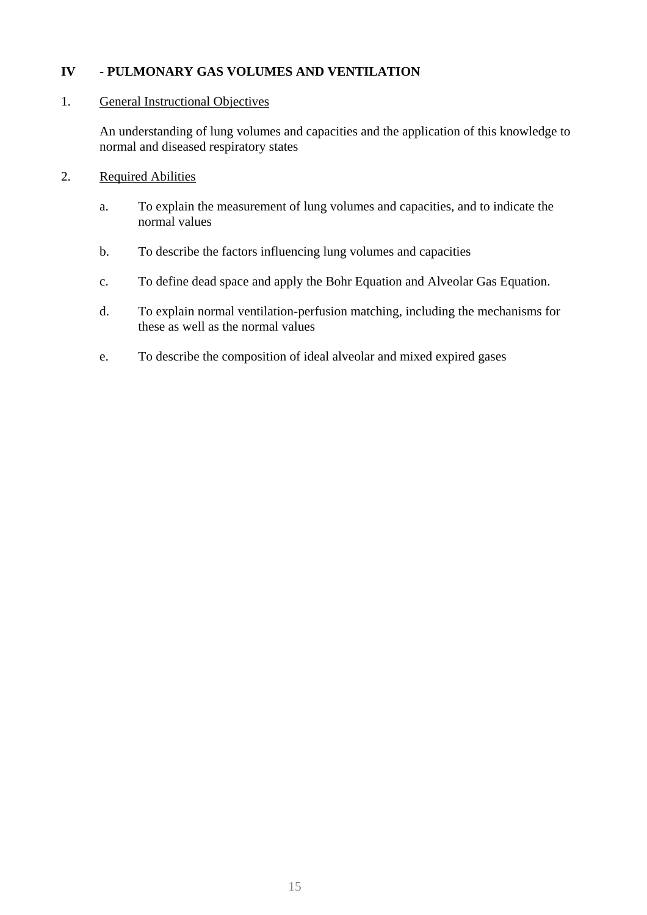## IV - PULMONARY GAS VOLUMES AND VENTILATION

1. <u>General Instructional Objectives</u>

   An understanding of lung volumes and capacities and the application of this knowledge to normal and diseased respiratory states

2. <u>Required Abilities</u>

   a. To explain the measurement of lung volumes and capacities, and to indicate the normal values

   b. To describe the factors influencing lung volumes and capacities

   c. To define dead space and apply the Bohr Equation and Alveolar Gas Equation.

   d. To explain normal ventilation-perfusion matching, including the mechanisms for these as well as the normal values

   e. To describe the composition of ideal alveolar and mixed expired gases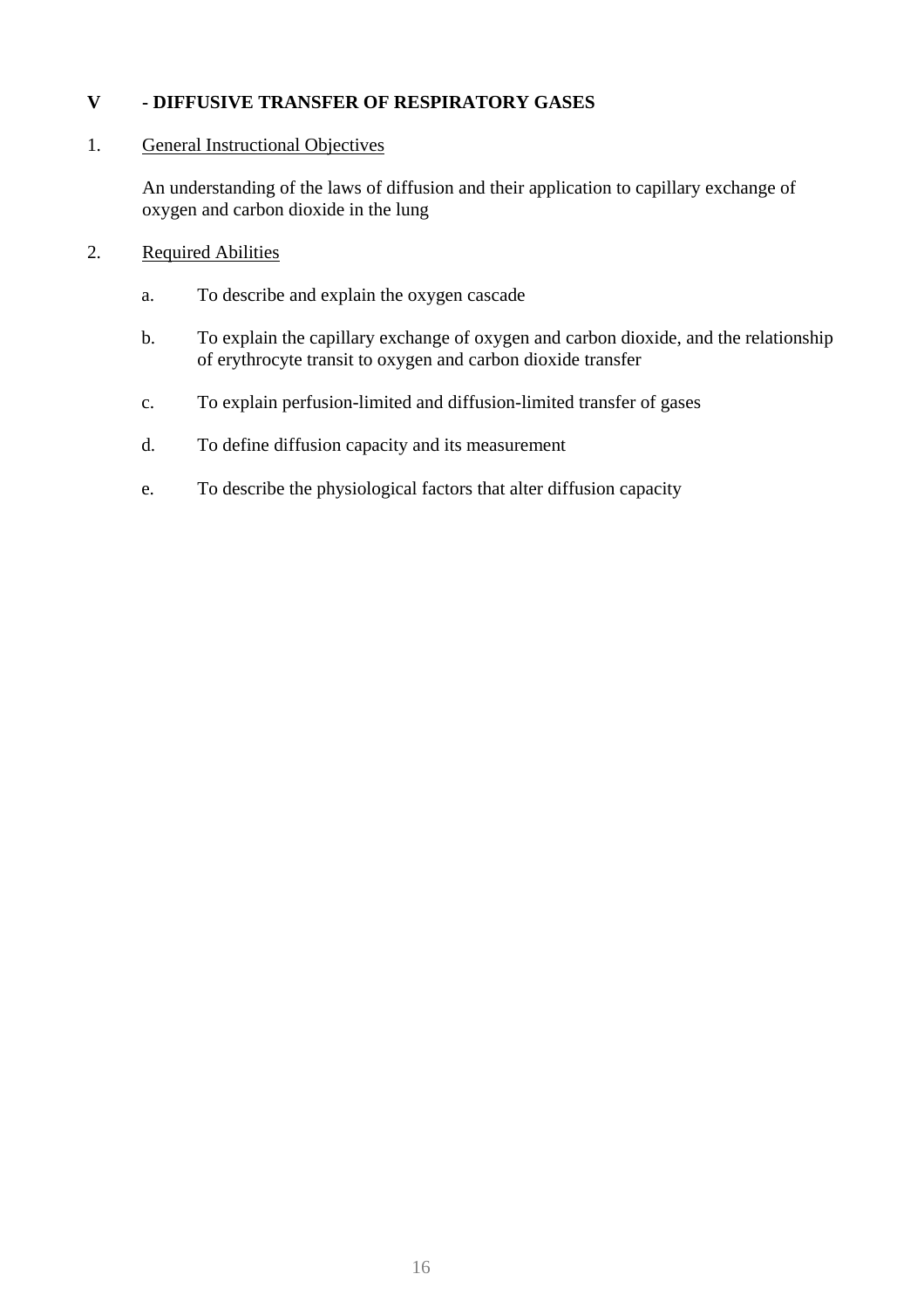## V - DIFFUSIVE TRANSFER OF RESPIRATORY GASES

1. General Instructional Objectives

   An understanding of the laws of diffusion and their application to capillary exchange of oxygen and carbon dioxide in the lung

2. Required Abilities

   a. To describe and explain the oxygen cascade

   b. To explain the capillary exchange of oxygen and carbon dioxide, and the relationship of erythrocyte transit to oxygen and carbon dioxide transfer

   c. To explain perfusion-limited and diffusion-limited transfer of gases

   d. To define diffusion capacity and its measurement

   e. To describe the physiological factors that alter diffusion capacity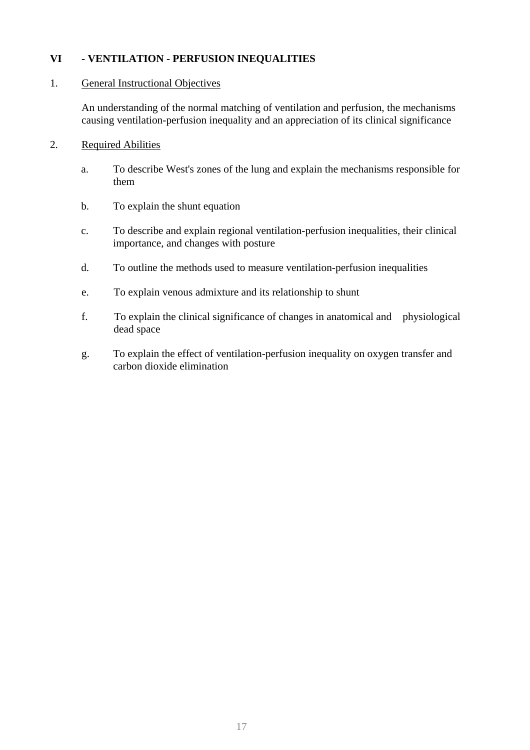## VI - VENTILATION - PERFUSION INEQUALITIES

1. General Instructional Objectives

   An understanding of the normal matching of ventilation and perfusion, the mechanisms causing ventilation-perfusion inequality and an appreciation of its clinical significance

2. Required Abilities

   a. To describe West's zones of the lung and explain the mechanisms responsible for them

   b. To explain the shunt equation

   c. To describe and explain regional ventilation-perfusion inequalities, their clinical importance, and changes with posture

   d. To outline the methods used to measure ventilation-perfusion inequalities

   e. To explain venous admixture and its relationship to shunt

   f. To explain the clinical significance of changes in anatomical and physiological dead space

   g. To explain the effect of ventilation-perfusion inequality on oxygen transfer and carbon dioxide elimination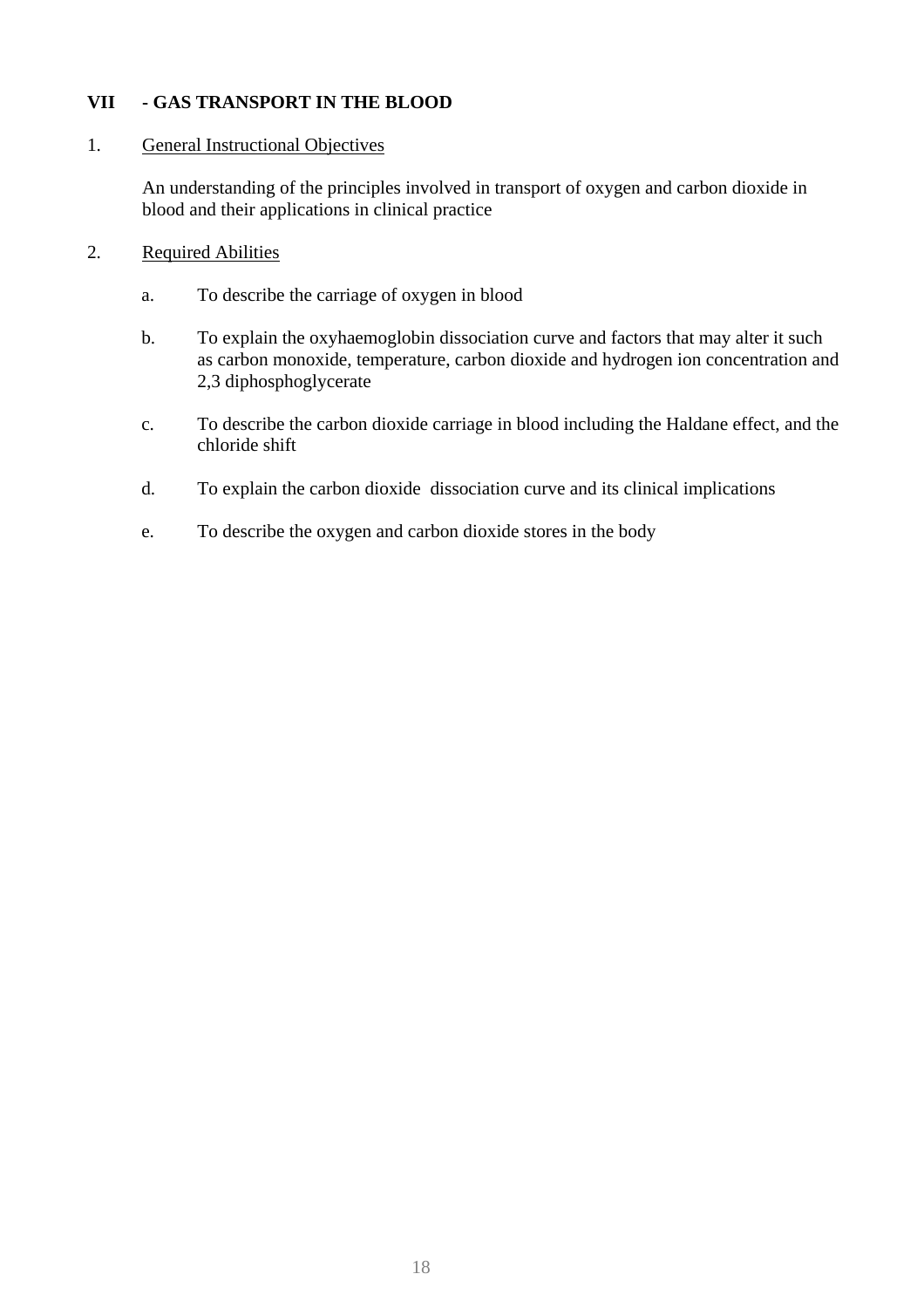## VII - GAS TRANSPORT IN THE BLOOD

1. General Instructional Objectives

   An understanding of the principles involved in transport of oxygen and carbon dioxide in blood and their applications in clinical practice

2. Required Abilities

   a. To describe the carriage of oxygen in blood

   b. To explain the oxyhaemoglobin dissociation curve and factors that may alter it such as carbon monoxide, temperature, carbon dioxide and hydrogen ion concentration and 2,3 diphosphoglycerate

   c. To describe the carbon dioxide carriage in blood including the Haldane effect, and the chloride shift

   d. To explain the carbon dioxide dissociation curve and its clinical implications

   e. To describe the oxygen and carbon dioxide stores in the body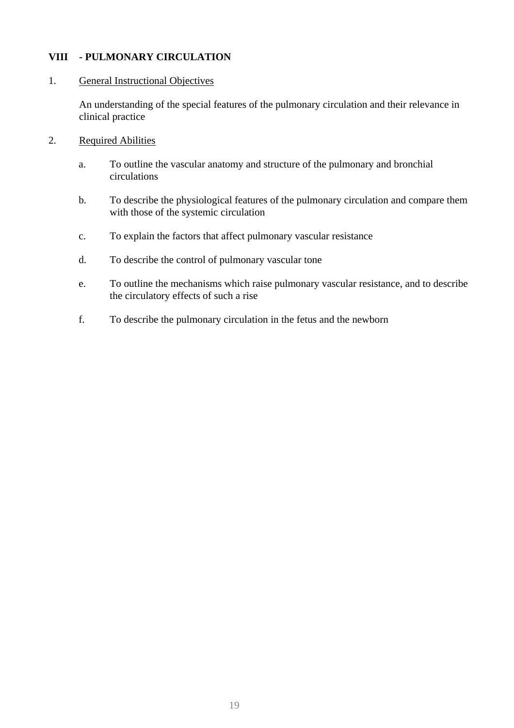## VIII - PULMONARY CIRCULATION

1. General Instructional Objectives

   An understanding of the special features of the pulmonary circulation and their relevance in clinical practice

2. Required Abilities

   a. To outline the vascular anatomy and structure of the pulmonary and bronchial circulations

   b. To describe the physiological features of the pulmonary circulation and compare them with those of the systemic circulation

   c. To explain the factors that affect pulmonary vascular resistance

   d. To describe the control of pulmonary vascular tone

   e. To outline the mechanisms which raise pulmonary vascular resistance, and to describe the circulatory effects of such a rise

   f. To describe the pulmonary circulation in the fetus and the newborn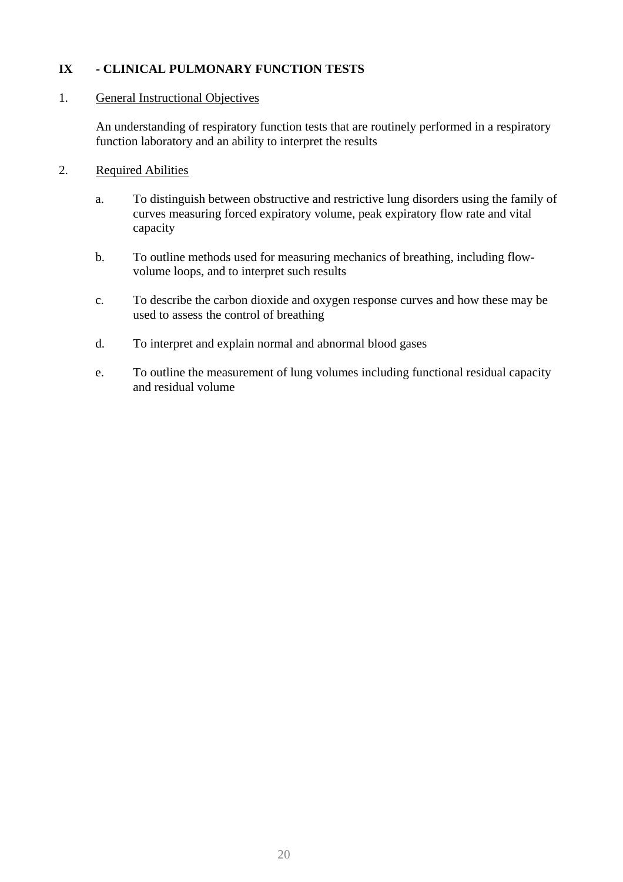## IX - CLINICAL PULMONARY FUNCTION TESTS

1. General Instructional Objectives

   An understanding of respiratory function tests that are routinely performed in a respiratory function laboratory and an ability to interpret the results

2. Required Abilities

   a. To distinguish between obstructive and restrictive lung disorders using the family of curves measuring forced expiratory volume, peak expiratory flow rate and vital capacity

   b. To outline methods used for measuring mechanics of breathing, including flow-volume loops, and to interpret such results

   c. To describe the carbon dioxide and oxygen response curves and how these may be used to assess the control of breathing

   d. To interpret and explain normal and abnormal blood gases

   e. To outline the measurement of lung volumes including functional residual capacity and residual volume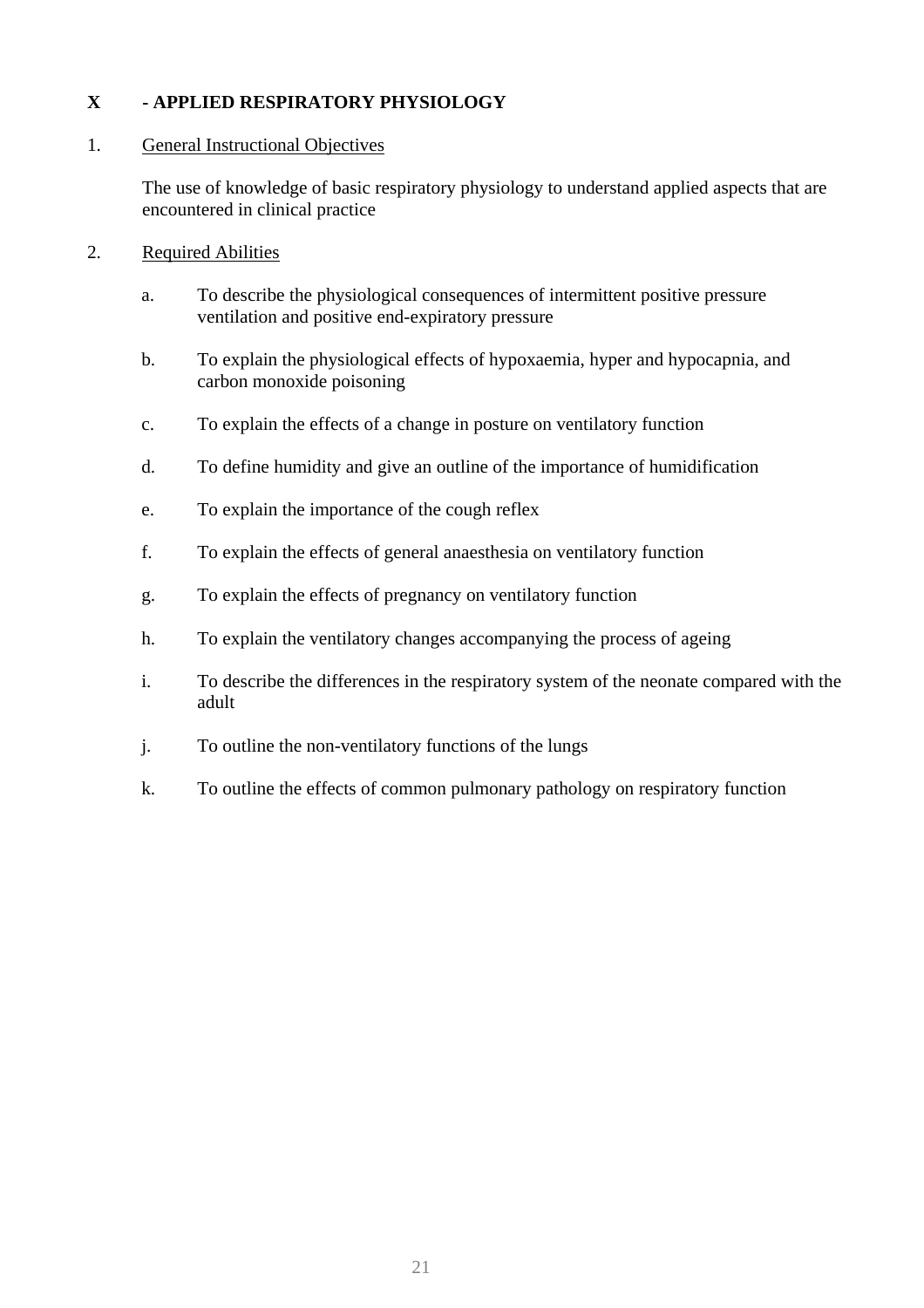## X - APPLIED RESPIRATORY PHYSIOLOGY

1. General Instructional Objectives

   The use of knowledge of basic respiratory physiology to understand applied aspects that are encountered in clinical practice

2. Required Abilities

   a. To describe the physiological consequences of intermittent positive pressure ventilation and positive end-expiratory pressure

   b. To explain the physiological effects of hypoxaemia, hyper and hypocapnia, and carbon monoxide poisoning

   c. To explain the effects of a change in posture on ventilatory function

   d. To define humidity and give an outline of the importance of humidification

   e. To explain the importance of the cough reflex

   f. To explain the effects of general anaesthesia on ventilatory function

   g. To explain the effects of pregnancy on ventilatory function

   h. To explain the ventilatory changes accompanying the process of ageing

   i. To describe the differences in the respiratory system of the neonate compared with the adult

   j. To outline the non-ventilatory functions of the lungs

   k. To outline the effects of common pulmonary pathology on respiratory function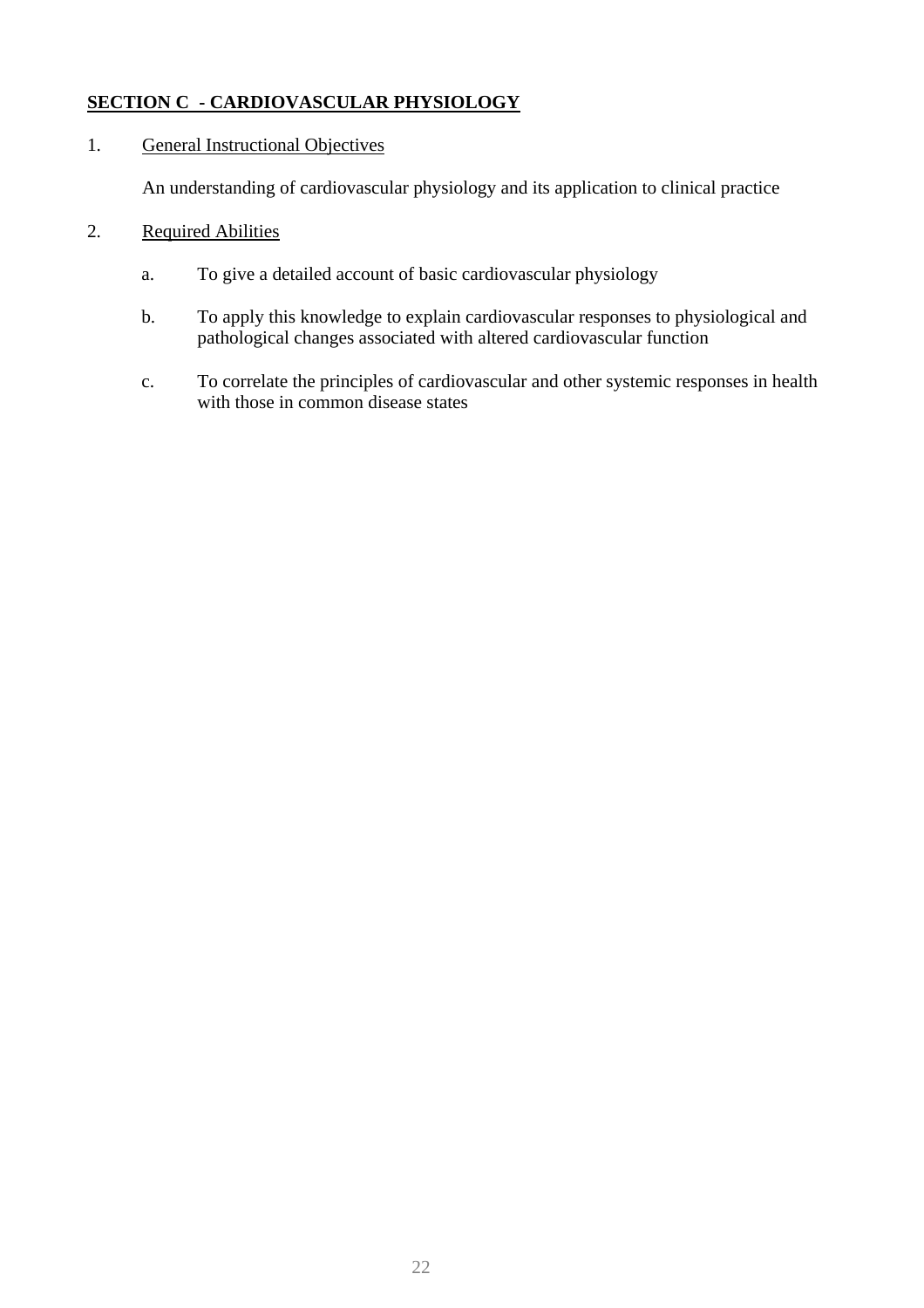## SECTION C - CARDIOVASCULAR PHYSIOLOGY

1. General Instructional Objectives

   An understanding of cardiovascular physiology and its application to clinical practice

2. Required Abilities

   a. To give a detailed account of basic cardiovascular physiology

   b. To apply this knowledge to explain cardiovascular responses to physiological and pathological changes associated with altered cardiovascular function

   c. To correlate the principles of cardiovascular and other systemic responses in health with those in common disease states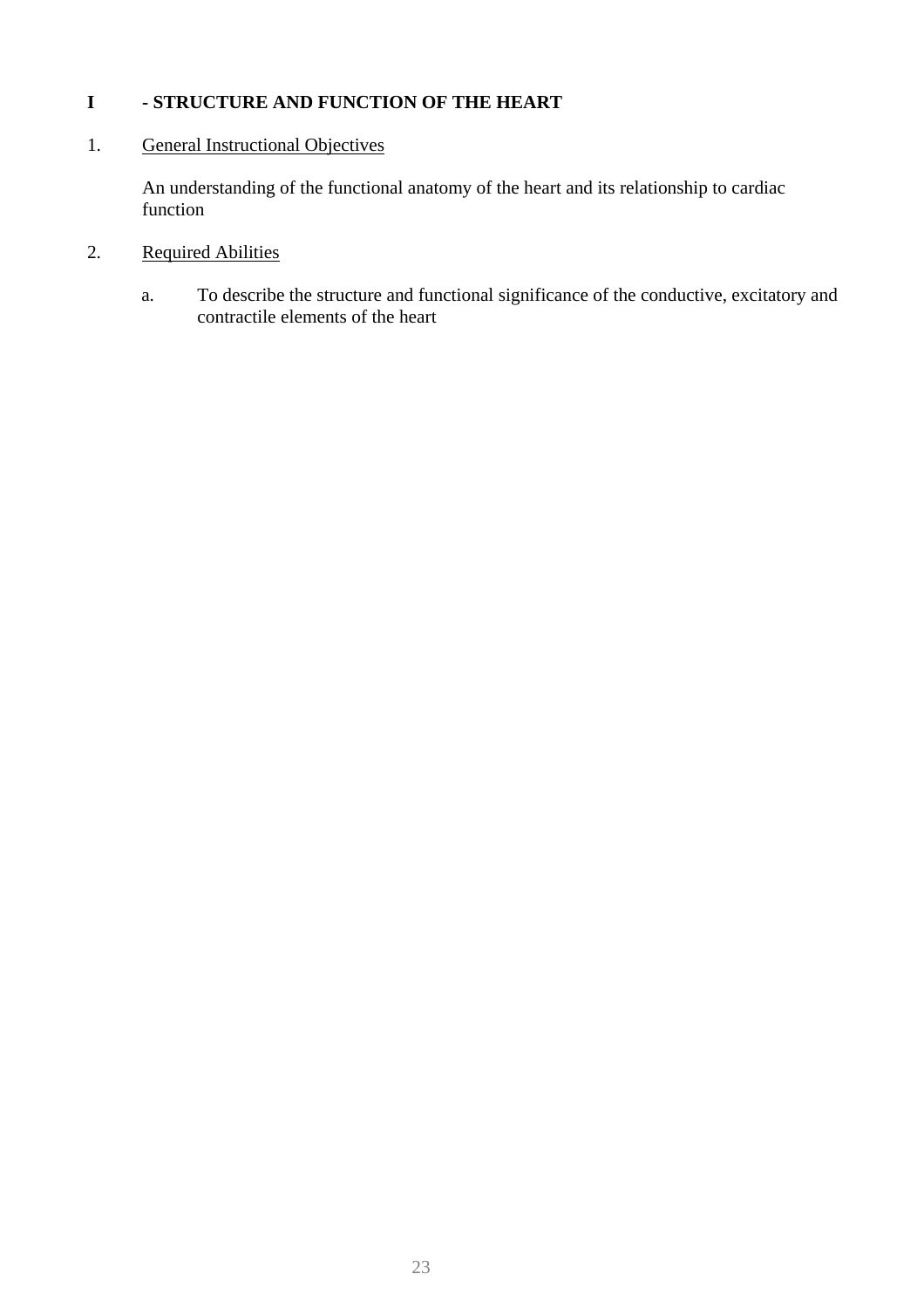## I - STRUCTURE AND FUNCTION OF THE HEART

1. General Instructional Objectives

   An understanding of the functional anatomy of the heart and its relationship to cardiac function

2. Required Abilities

   a. To describe the structure and functional significance of the conductive, excitatory and contractile elements of the heart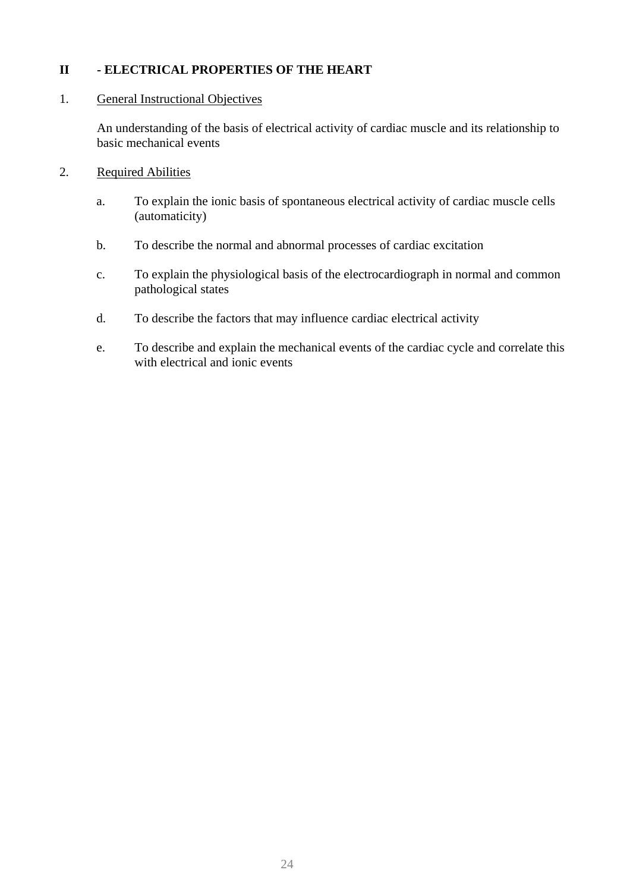## II - ELECTRICAL PROPERTIES OF THE HEART

1. General Instructional Objectives

   An understanding of the basis of electrical activity of cardiac muscle and its relationship to basic mechanical events

2. Required Abilities

   a. To explain the ionic basis of spontaneous electrical activity of cardiac muscle cells (automaticity)

   b. To describe the normal and abnormal processes of cardiac excitation

   c. To explain the physiological basis of the electrocardiograph in normal and common pathological states

   d. To describe the factors that may influence cardiac electrical activity

   e. To describe and explain the mechanical events of the cardiac cycle and correlate this with electrical and ionic events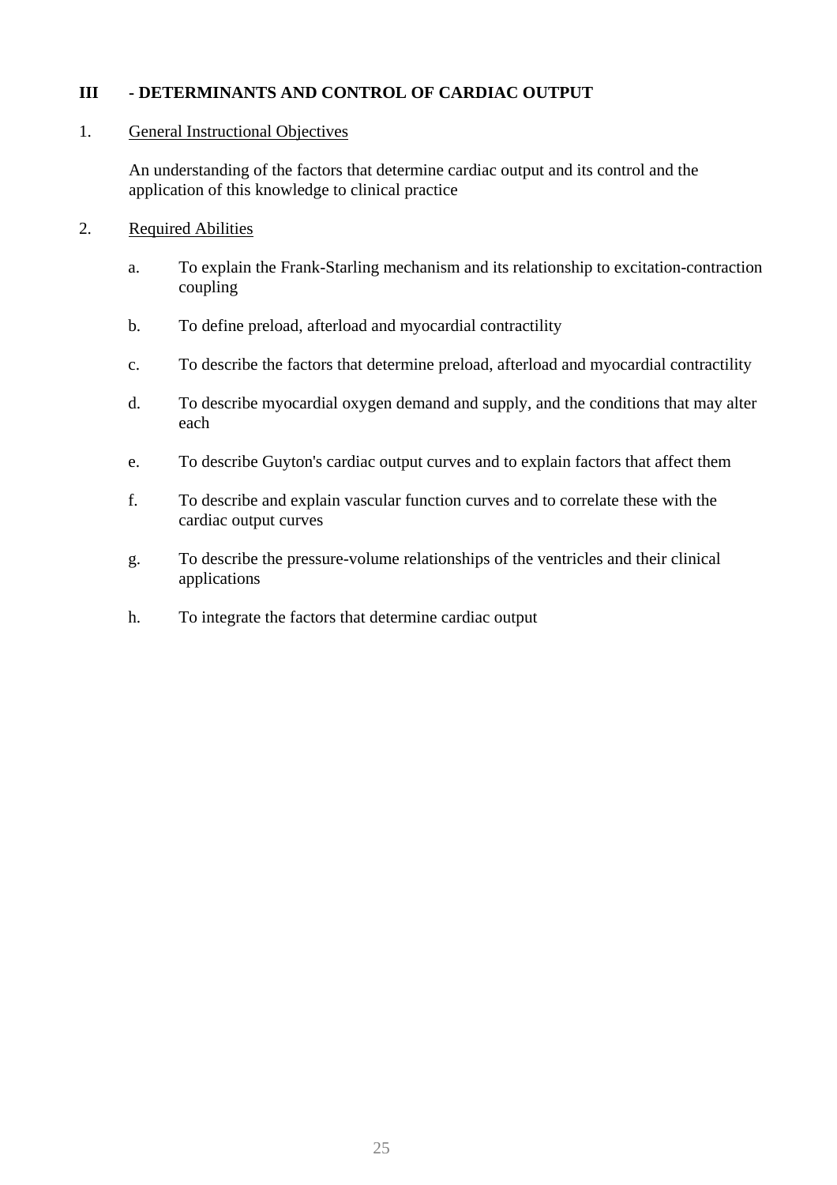## III - DETERMINANTS AND CONTROL OF CARDIAC OUTPUT

1. General Instructional Objectives

   An understanding of the factors that determine cardiac output and its control and the application of this knowledge to clinical practice

2. Required Abilities

   a. To explain the Frank-Starling mechanism and its relationship to excitation-contraction coupling

   b. To define preload, afterload and myocardial contractility

   c. To describe the factors that determine preload, afterload and myocardial contractility

   d. To describe myocardial oxygen demand and supply, and the conditions that may alter each

   e. To describe Guyton's cardiac output curves and to explain factors that affect them

   f. To describe and explain vascular function curves and to correlate these with the cardiac output curves

   g. To describe the pressure-volume relationships of the ventricles and their clinical applications

   h. To integrate the factors that determine cardiac output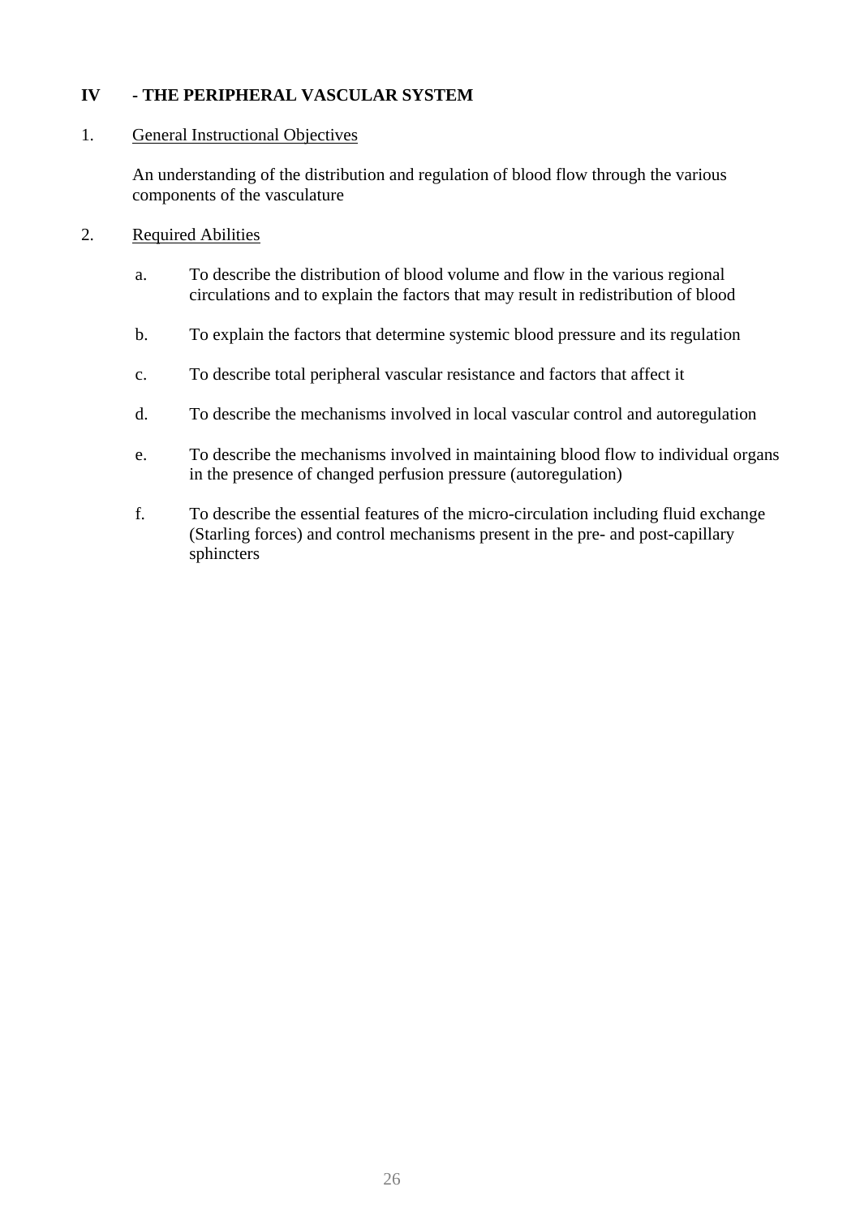## IV - THE PERIPHERAL VASCULAR SYSTEM

1. General Instructional Objectives

   An understanding of the distribution and regulation of blood flow through the various components of the vasculature

2. Required Abilities

   a. To describe the distribution of blood volume and flow in the various regional circulations and to explain the factors that may result in redistribution of blood

   b. To explain the factors that determine systemic blood pressure and its regulation

   c. To describe total peripheral vascular resistance and factors that affect it

   d. To describe the mechanisms involved in local vascular control and autoregulation

   e. To describe the mechanisms involved in maintaining blood flow to individual organs in the presence of changed perfusion pressure (autoregulation)

   f. To describe the essential features of the micro-circulation including fluid exchange (Starling forces) and control mechanisms present in the pre- and post-capillary sphincters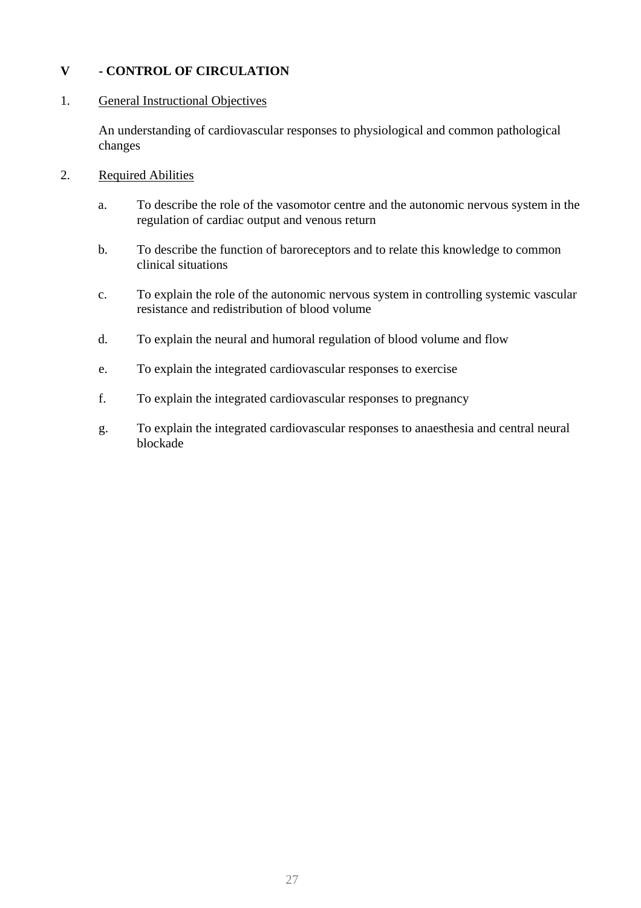## V - CONTROL OF CIRCULATION

1. General Instructional Objectives

   An understanding of cardiovascular responses to physiological and common pathological changes

2. Required Abilities

   a. To describe the role of the vasomotor centre and the autonomic nervous system in the regulation of cardiac output and venous return

   b. To describe the function of baroreceptors and to relate this knowledge to common clinical situations

   c. To explain the role of the autonomic nervous system in controlling systemic vascular resistance and redistribution of blood volume

   d. To explain the neural and humoral regulation of blood volume and flow

   e. To explain the integrated cardiovascular responses to exercise

   f. To explain the integrated cardiovascular responses to pregnancy

   g. To explain the integrated cardiovascular responses to anaesthesia and central neural blockade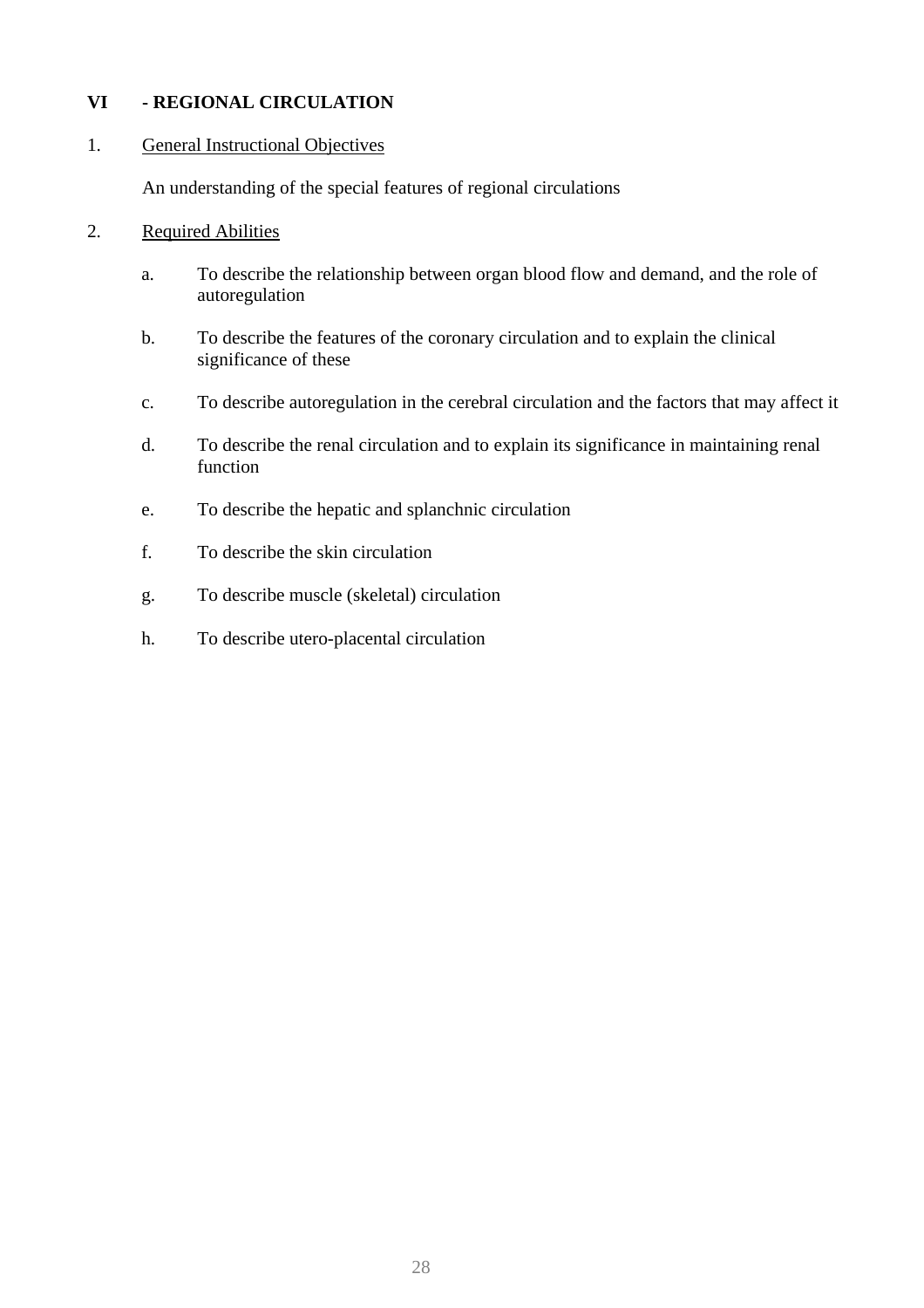## VI - REGIONAL CIRCULATION

1. <u>General Instructional Objectives</u>

   An understanding of the special features of regional circulations

2. <u>Required Abilities</u>

   a. To describe the relationship between organ blood flow and demand, and the role of autoregulation

   b. To describe the features of the coronary circulation and to explain the clinical significance of these

   c. To describe autoregulation in the cerebral circulation and the factors that may affect it

   d. To describe the renal circulation and to explain its significance in maintaining renal function

   e. To describe the hepatic and splanchnic circulation

   f. To describe the skin circulation

   g. To describe muscle (skeletal) circulation

   h. To describe utero-placental circulation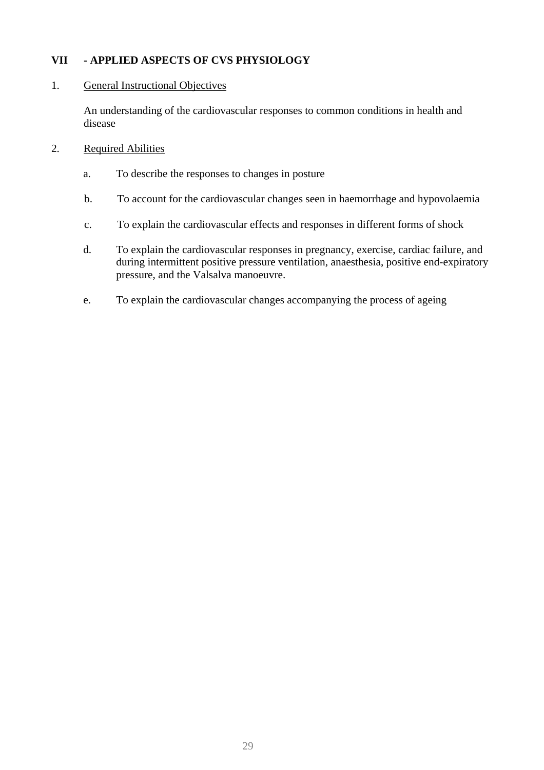## VII - APPLIED ASPECTS OF CVS PHYSIOLOGY

1. General Instructional Objectives

   An understanding of the cardiovascular responses to common conditions in health and disease

2. Required Abilities

   a. To describe the responses to changes in posture

   b. To account for the cardiovascular changes seen in haemorrhage and hypovolaemia

   c. To explain the cardiovascular effects and responses in different forms of shock

   d. To explain the cardiovascular responses in pregnancy, exercise, cardiac failure, and during intermittent positive pressure ventilation, anaesthesia, positive end-expiratory pressure, and the Valsalva manoeuvre.

   e. To explain the cardiovascular changes accompanying the process of ageing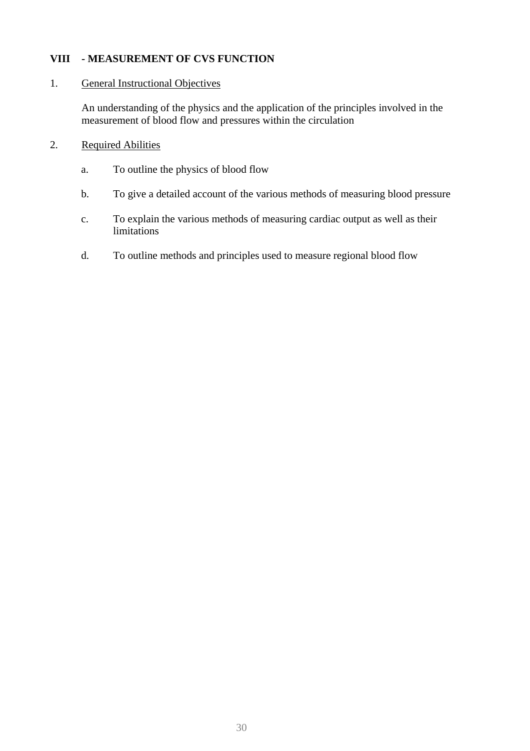## VIII - MEASUREMENT OF CVS FUNCTION

1. General Instructional Objectives

   An understanding of the physics and the application of the principles involved in the measurement of blood flow and pressures within the circulation

2. Required Abilities

   a. To outline the physics of blood flow

   b. To give a detailed account of the various methods of measuring blood pressure

   c. To explain the various methods of measuring cardiac output as well as their limitations

   d. To outline methods and principles used to measure regional blood flow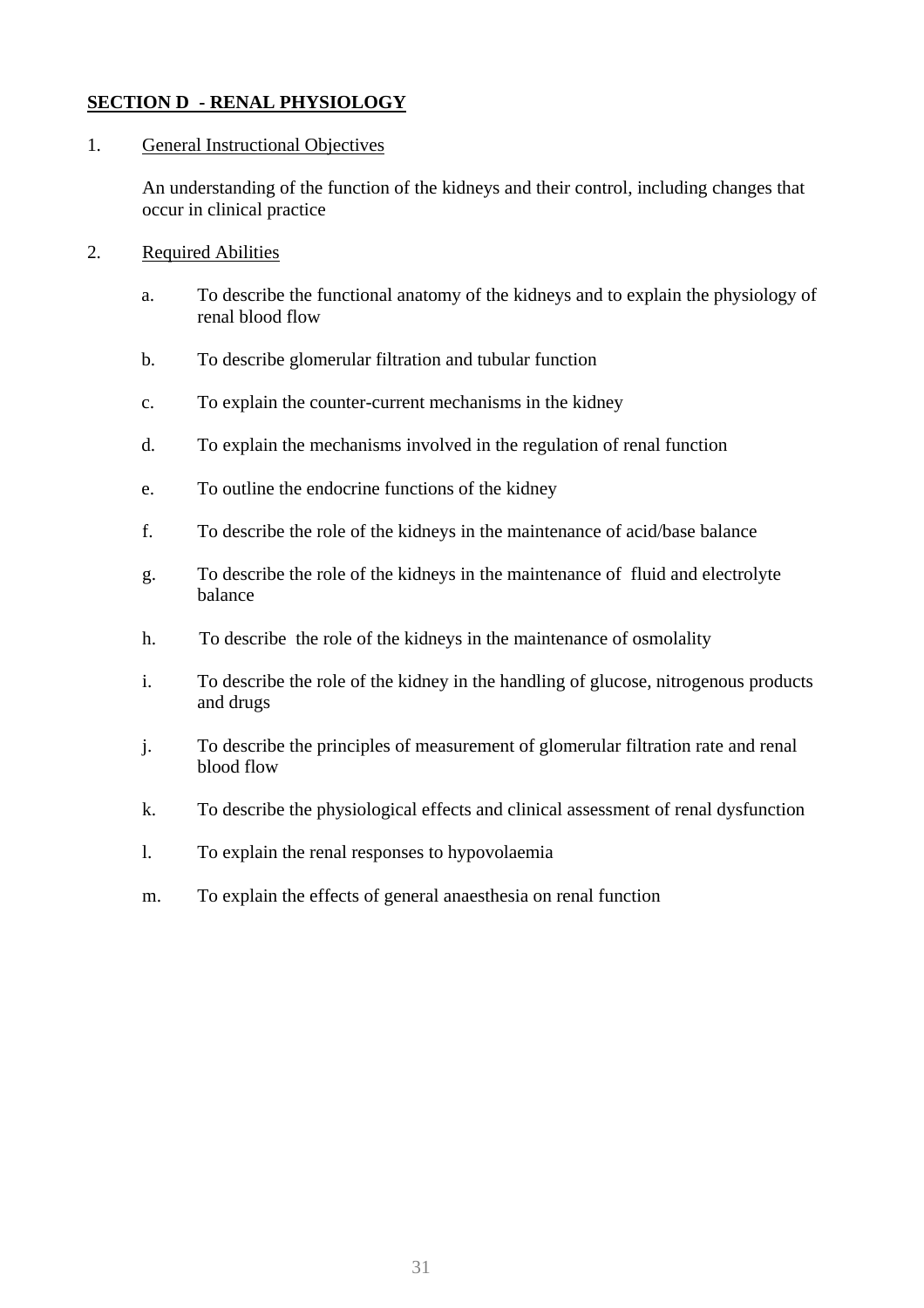## SECTION D - RENAL PHYSIOLOGY

1. General Instructional Objectives

   An understanding of the function of the kidneys and their control, including changes that occur in clinical practice

2. Required Abilities

   a. To describe the functional anatomy of the kidneys and to explain the physiology of renal blood flow

   b. To describe glomerular filtration and tubular function

   c. To explain the counter-current mechanisms in the kidney

   d. To explain the mechanisms involved in the regulation of renal function

   e. To outline the endocrine functions of the kidney

   f. To describe the role of the kidneys in the maintenance of acid/base balance

   g. To describe the role of the kidneys in the maintenance of fluid and electrolyte balance

   h. To describe the role of the kidneys in the maintenance of osmolality

   i. To describe the role of the kidney in the handling of glucose, nitrogenous products and drugs

   j. To describe the principles of measurement of glomerular filtration rate and renal blood flow

   k. To describe the physiological effects and clinical assessment of renal dysfunction

   l. To explain the renal responses to hypovolaemia

   m. To explain the effects of general anaesthesia on renal function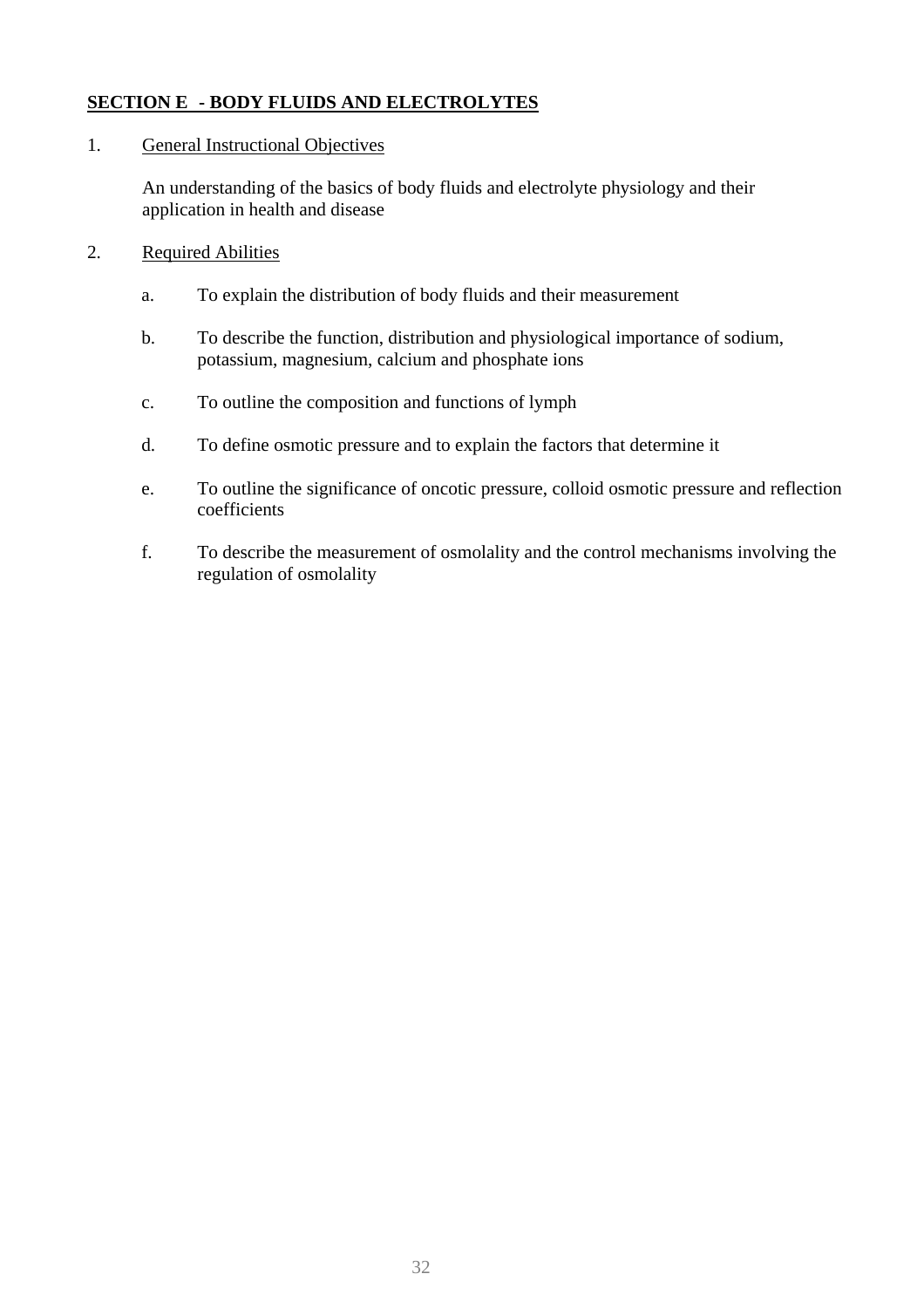## **SECTION E - BODY FLUIDS AND ELECTROLYTES**

1. General Instructional Objectives

   An understanding of the basics of body fluids and electrolyte physiology and their application in health and disease

2. Required Abilities

   a. To explain the distribution of body fluids and their measurement

   b. To describe the function, distribution and physiological importance of sodium, potassium, magnesium, calcium and phosphate ions

   c. To outline the composition and functions of lymph

   d. To define osmotic pressure and to explain the factors that determine it

   e. To outline the significance of oncotic pressure, colloid osmotic pressure and reflection coefficients

   f. To describe the measurement of osmolality and the control mechanisms involving the regulation of osmolality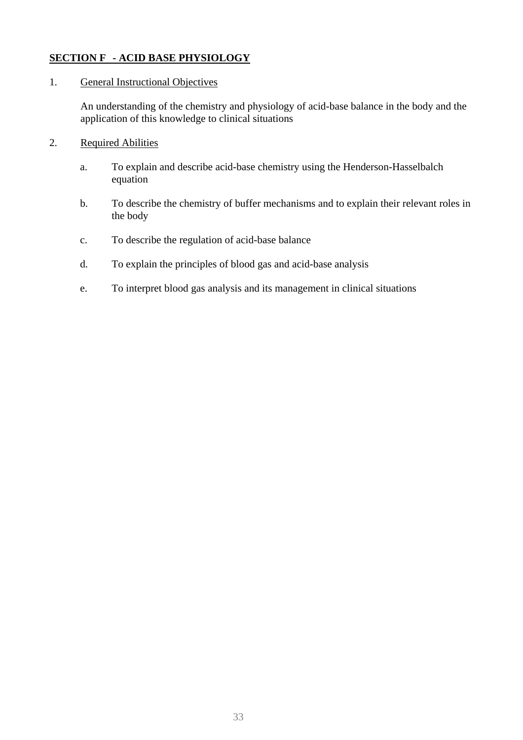## SECTION F - ACID BASE PHYSIOLOGY

1. General Instructional Objectives

   An understanding of the chemistry and physiology of acid-base balance in the body and the application of this knowledge to clinical situations

2. Required Abilities

   a. To explain and describe acid-base chemistry using the Henderson-Hasselbalch equation

   b. To describe the chemistry of buffer mechanisms and to explain their relevant roles in the body

   c. To describe the regulation of acid-base balance

   d. To explain the principles of blood gas and acid-base analysis

   e. To interpret blood gas analysis and its management in clinical situations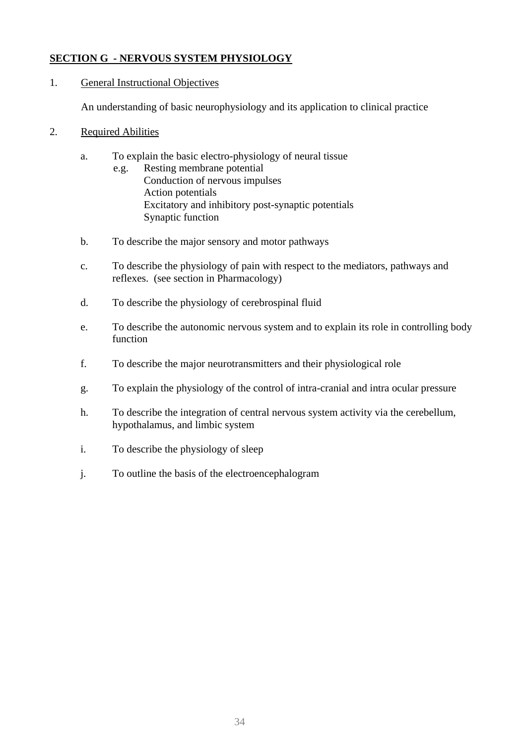## SECTION G - NERVOUS SYSTEM PHYSIOLOGY

1. General Instructional Objectives

   An understanding of basic neurophysiology and its application to clinical practice

2. Required Abilities

   a. To explain the basic electro-physiology of neural tissue
      e.g. Resting membrane potential
      Conduction of nervous impulses
      Action potentials
      Excitatory and inhibitory post-synaptic potentials
      Synaptic function

   b. To describe the major sensory and motor pathways

   c. To describe the physiology of pain with respect to the mediators, pathways and reflexes. (see section in Pharmacology)

   d. To describe the physiology of cerebrospinal fluid

   e. To describe the autonomic nervous system and to explain its role in controlling body function

   f. To describe the major neurotransmitters and their physiological role

   g. To explain the physiology of the control of intra-cranial and intra ocular pressure

   h. To describe the integration of central nervous system activity via the cerebellum, hypothalamus, and limbic system

   i. To describe the physiology of sleep

   j. To outline the basis of the electroencephalogram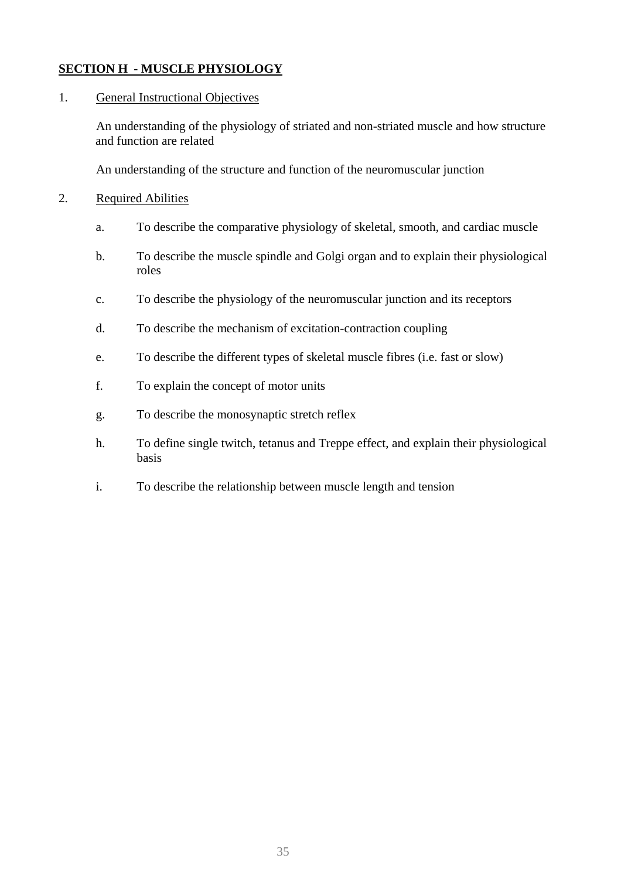## SECTION H - MUSCLE PHYSIOLOGY

1. General Instructional Objectives

   An understanding of the physiology of striated and non-striated muscle and how structure and function are related

   An understanding of the structure and function of the neuromuscular junction

2. Required Abilities

   a. To describe the comparative physiology of skeletal, smooth, and cardiac muscle

   b. To describe the muscle spindle and Golgi organ and to explain their physiological roles

   c. To describe the physiology of the neuromuscular junction and its receptors

   d. To describe the mechanism of excitation-contraction coupling

   e. To describe the different types of skeletal muscle fibres (i.e. fast or slow)

   f. To explain the concept of motor units

   g. To describe the monosynaptic stretch reflex

   h. To define single twitch, tetanus and Treppe effect, and explain their physiological basis

   i. To describe the relationship between muscle length and tension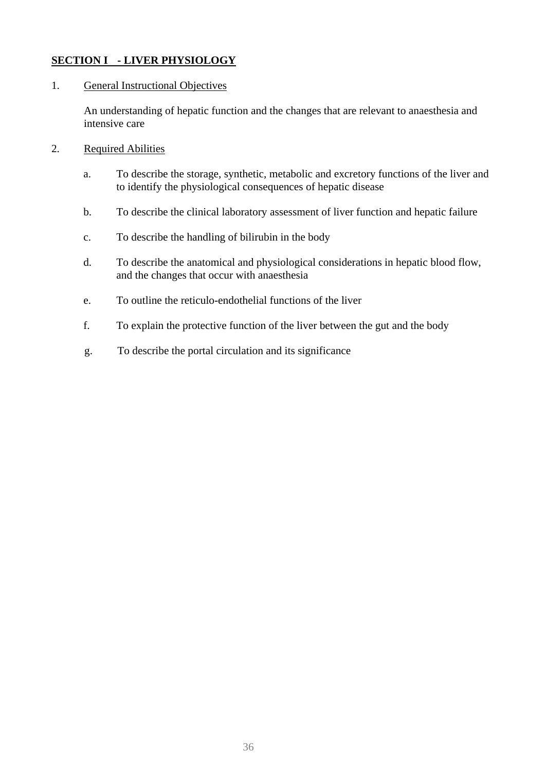## SECTION I - LIVER PHYSIOLOGY

1. General Instructional Objectives

   An understanding of hepatic function and the changes that are relevant to anaesthesia and intensive care

2. Required Abilities

   a. To describe the storage, synthetic, metabolic and excretory functions of the liver and to identify the physiological consequences of hepatic disease

   b. To describe the clinical laboratory assessment of liver function and hepatic failure

   c. To describe the handling of bilirubin in the body

   d. To describe the anatomical and physiological considerations in hepatic blood flow, and the changes that occur with anaesthesia

   e. To outline the reticulo-endothelial functions of the liver

   f. To explain the protective function of the liver between the gut and the body

   g. To describe the portal circulation and its significance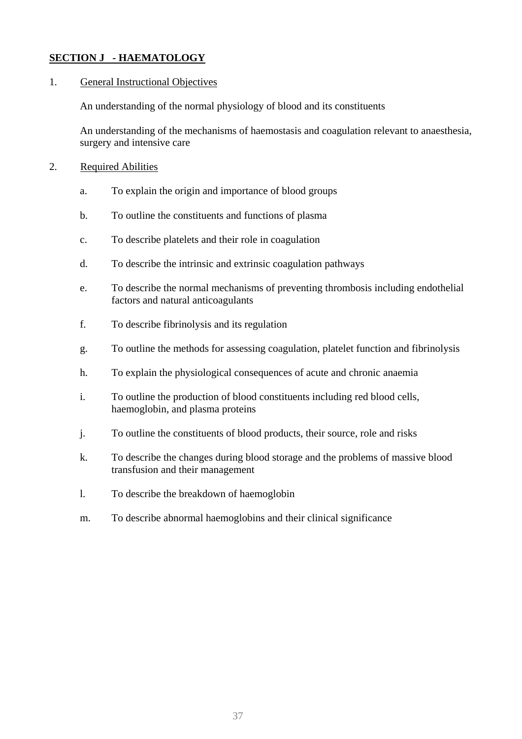## **SECTION J - HAEMATOLOGY**

1. General Instructional Objectives

   An understanding of the normal physiology of blood and its constituents

   An understanding of the mechanisms of haemostasis and coagulation relevant to anaesthesia, surgery and intensive care

2. Required Abilities

   a. To explain the origin and importance of blood groups

   b. To outline the constituents and functions of plasma

   c. To describe platelets and their role in coagulation

   d. To describe the intrinsic and extrinsic coagulation pathways

   e. To describe the normal mechanisms of preventing thrombosis including endothelial factors and natural anticoagulants

   f. To describe fibrinolysis and its regulation

   g. To outline the methods for assessing coagulation, platelet function and fibrinolysis

   h. To explain the physiological consequences of acute and chronic anaemia

   i. To outline the production of blood constituents including red blood cells, haemoglobin, and plasma proteins

   j. To outline the constituents of blood products, their source, role and risks

   k. To describe the changes during blood storage and the problems of massive blood transfusion and their management

   l. To describe the breakdown of haemoglobin

   m. To describe abnormal haemoglobins and their clinical significance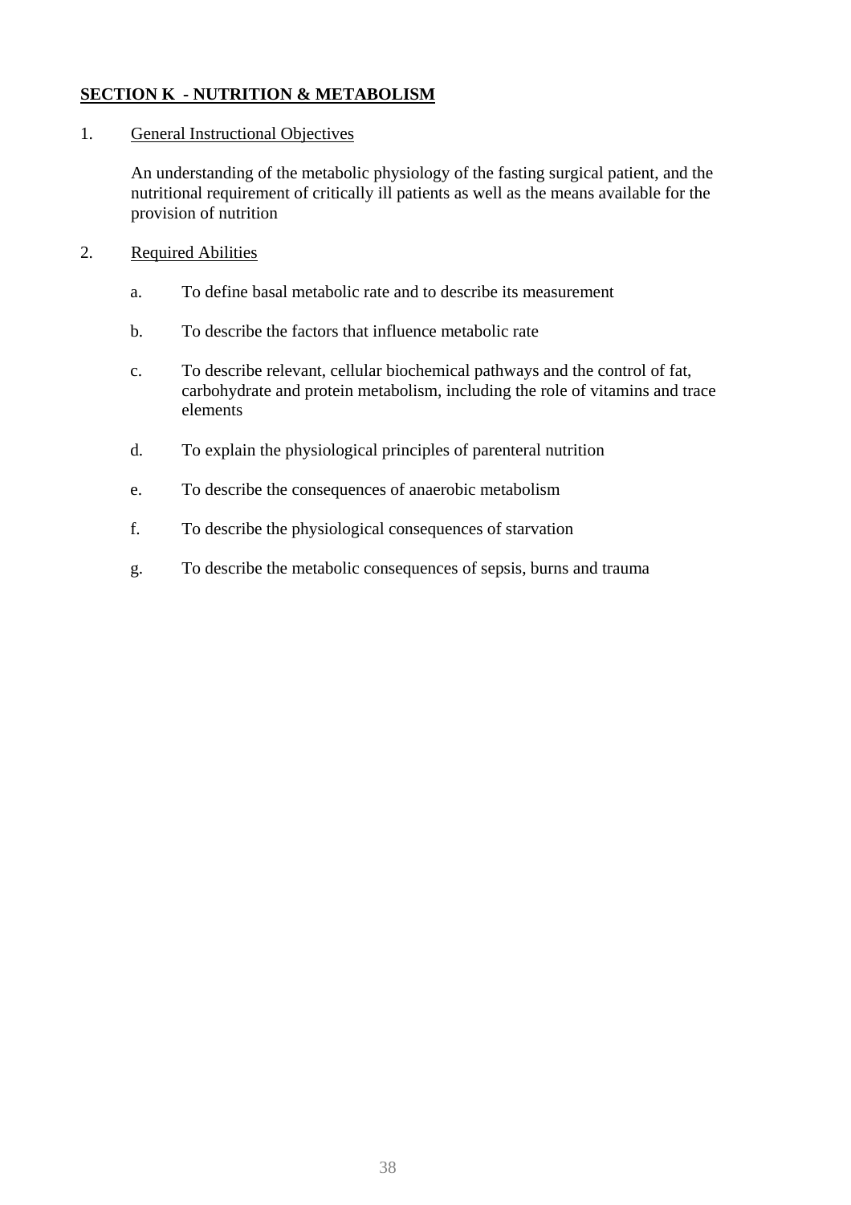## SECTION K - NUTRITION & METABOLISM

1. General Instructional Objectives

   An understanding of the metabolic physiology of the fasting surgical patient, and the nutritional requirement of critically ill patients as well as the means available for the provision of nutrition

2. Required Abilities

   a. To define basal metabolic rate and to describe its measurement

   b. To describe the factors that influence metabolic rate

   c. To describe relevant, cellular biochemical pathways and the control of fat, carbohydrate and protein metabolism, including the role of vitamins and trace elements

   d. To explain the physiological principles of parenteral nutrition

   e. To describe the consequences of anaerobic metabolism

   f. To describe the physiological consequences of starvation

   g. To describe the metabolic consequences of sepsis, burns and trauma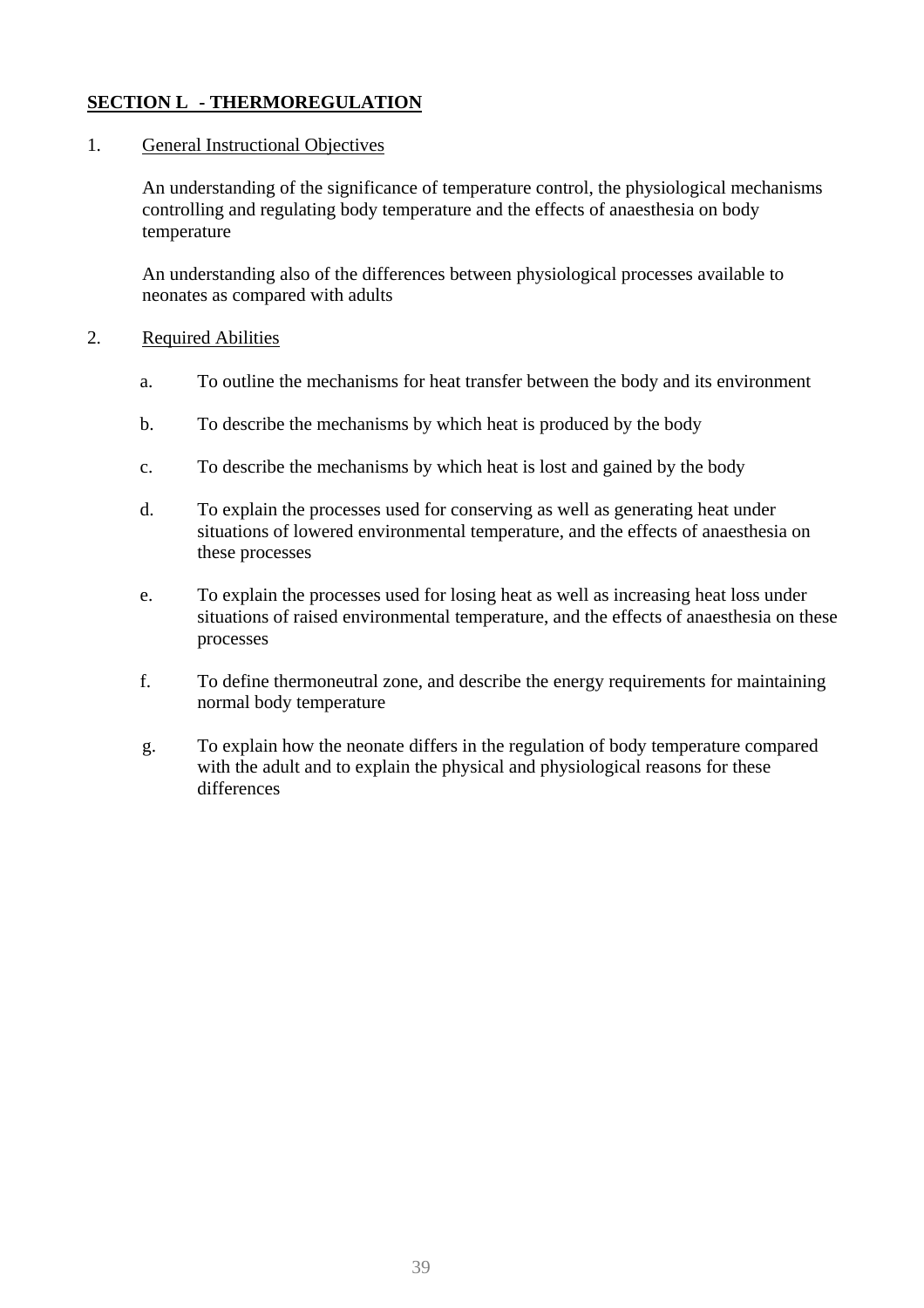## **SECTION L - THERMOREGULATION**

1. General Instructional Objectives

   An understanding of the significance of temperature control, the physiological mechanisms controlling and regulating body temperature and the effects of anaesthesia on body temperature

   An understanding also of the differences between physiological processes available to neonates as compared with adults

2. Required Abilities

   a. To outline the mechanisms for heat transfer between the body and its environment

   b. To describe the mechanisms by which heat is produced by the body

   c. To describe the mechanisms by which heat is lost and gained by the body

   d. To explain the processes used for conserving as well as generating heat under situations of lowered environmental temperature, and the effects of anaesthesia on these processes

   e. To explain the processes used for losing heat as well as increasing heat loss under situations of raised environmental temperature, and the effects of anaesthesia on these processes

   f. To define thermoneutral zone, and describe the energy requirements for maintaining normal body temperature

   g. To explain how the neonate differs in the regulation of body temperature compared with the adult and to explain the physical and physiological reasons for these differences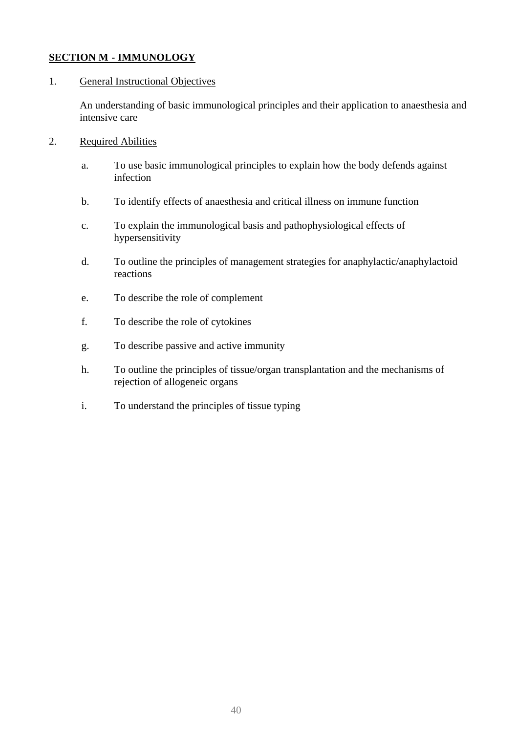## SECTION M - IMMUNOLOGY

1. General Instructional Objectives

   An understanding of basic immunological principles and their application to anaesthesia and intensive care

2. Required Abilities

   a. To use basic immunological principles to explain how the body defends against infection

   b. To identify effects of anaesthesia and critical illness on immune function

   c. To explain the immunological basis and pathophysiological effects of hypersensitivity

   d. To outline the principles of management strategies for anaphylactic/anaphylactoid reactions

   e. To describe the role of complement

   f. To describe the role of cytokines

   g. To describe passive and active immunity

   h. To outline the principles of tissue/organ transplantation and the mechanisms of rejection of allogeneic organs

   i. To understand the principles of tissue typing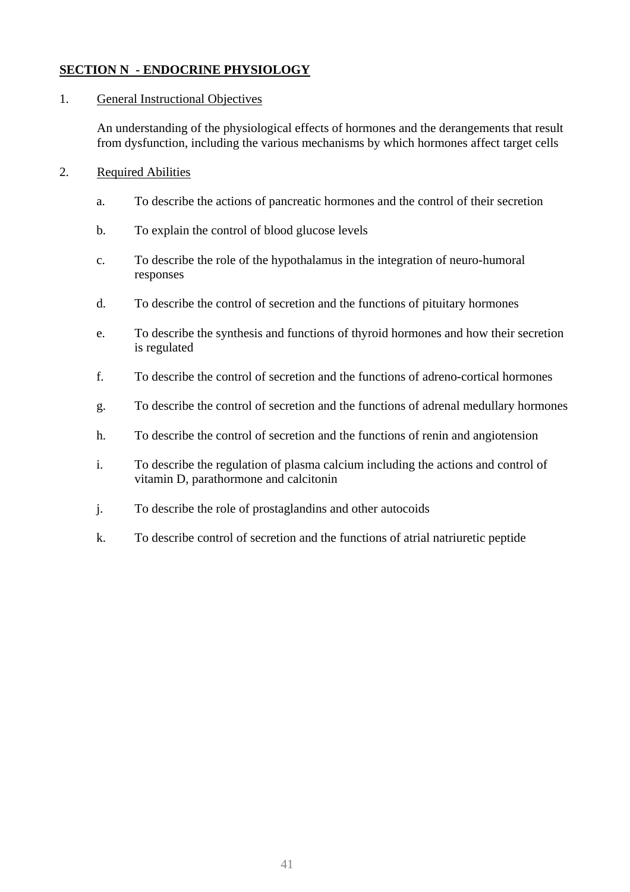## **SECTION N - ENDOCRINE PHYSIOLOGY**

1. General Instructional Objectives

   An understanding of the physiological effects of hormones and the derangements that result from dysfunction, including the various mechanisms by which hormones affect target cells

2. Required Abilities

   a. To describe the actions of pancreatic hormones and the control of their secretion

   b. To explain the control of blood glucose levels

   c. To describe the role of the hypothalamus in the integration of neuro-humoral responses

   d. To describe the control of secretion and the functions of pituitary hormones

   e. To describe the synthesis and functions of thyroid hormones and how their secretion is regulated

   f. To describe the control of secretion and the functions of adreno-cortical hormones

   g. To describe the control of secretion and the functions of adrenal medullary hormones

   h. To describe the control of secretion and the functions of renin and angiotension

   i. To describe the regulation of plasma calcium including the actions and control of vitamin D, parathormone and calcitonin

   j. To describe the role of prostaglandins and other autocoids

   k. To describe control of secretion and the functions of atrial natriuretic peptide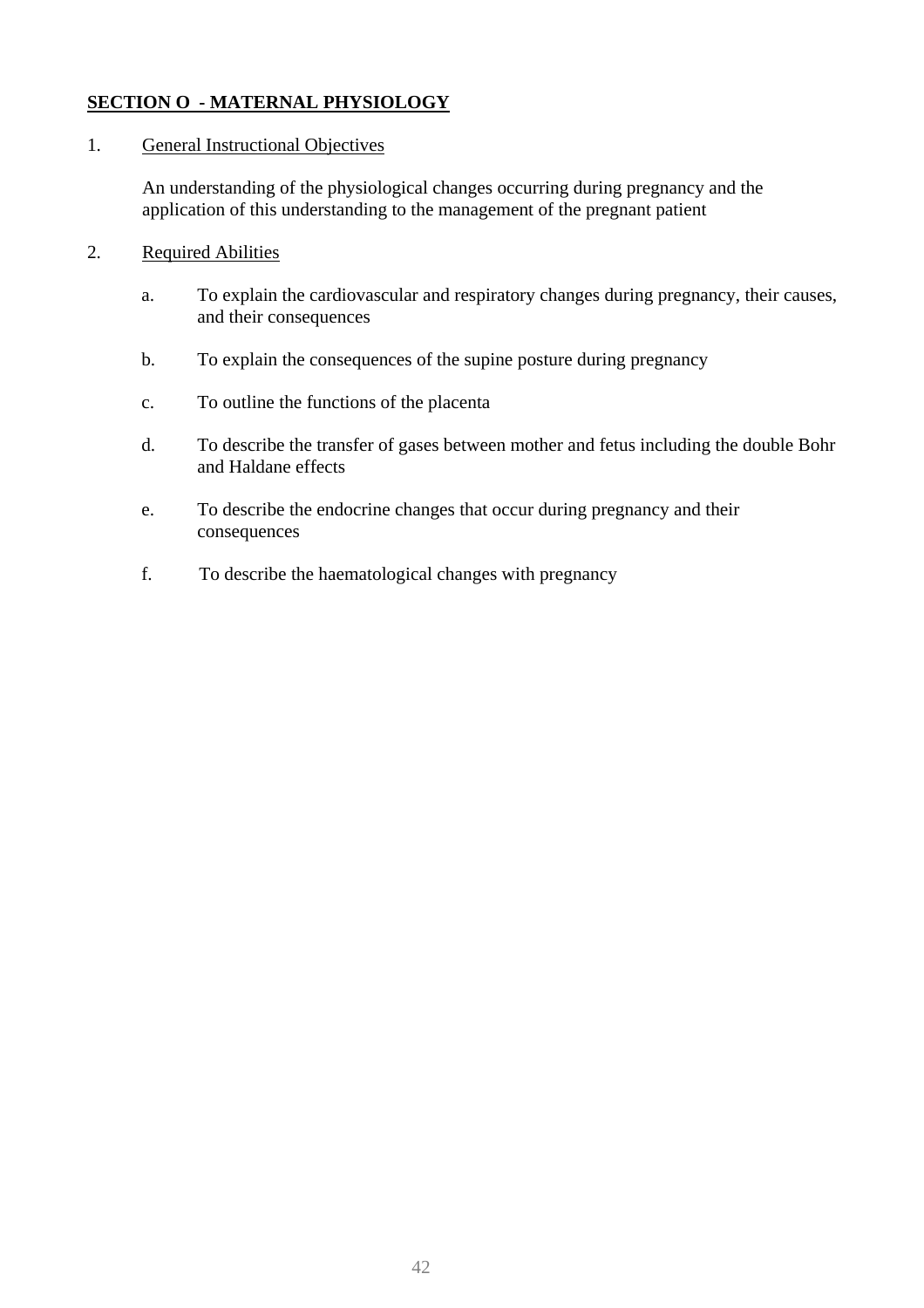## SECTION O - MATERNAL PHYSIOLOGY

1. General Instructional Objectives

   An understanding of the physiological changes occurring during pregnancy and the application of this understanding to the management of the pregnant patient

2. Required Abilities

   a. To explain the cardiovascular and respiratory changes during pregnancy, their causes, and their consequences

   b. To explain the consequences of the supine posture during pregnancy

   c. To outline the functions of the placenta

   d. To describe the transfer of gases between mother and fetus including the double Bohr and Haldane effects

   e. To describe the endocrine changes that occur during pregnancy and their consequences

   f. To describe the haematological changes with pregnancy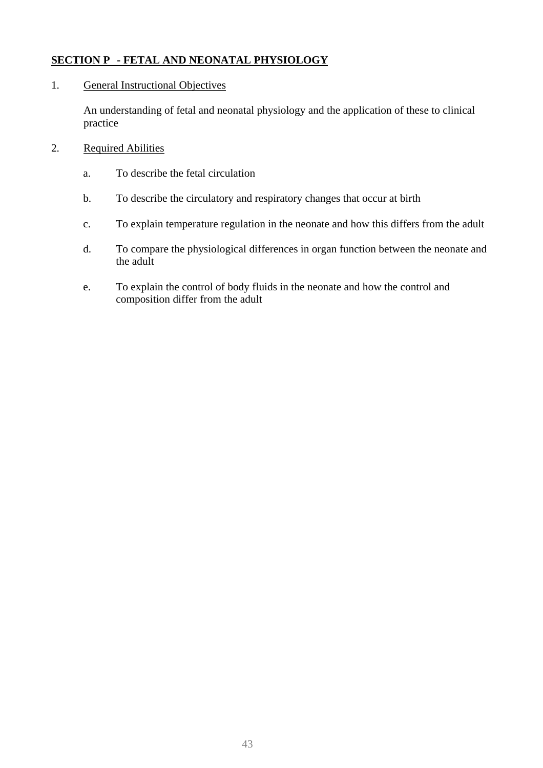## SECTION P - FETAL AND NEONATAL PHYSIOLOGY

1. General Instructional Objectives

   An understanding of fetal and neonatal physiology and the application of these to clinical practice

2. Required Abilities

   a. To describe the fetal circulation

   b. To describe the circulatory and respiratory changes that occur at birth

   c. To explain temperature regulation in the neonate and how this differs from the adult

   d. To compare the physiological differences in organ function between the neonate and the adult

   e. To explain the control of body fluids in the neonate and how the control and composition differ from the adult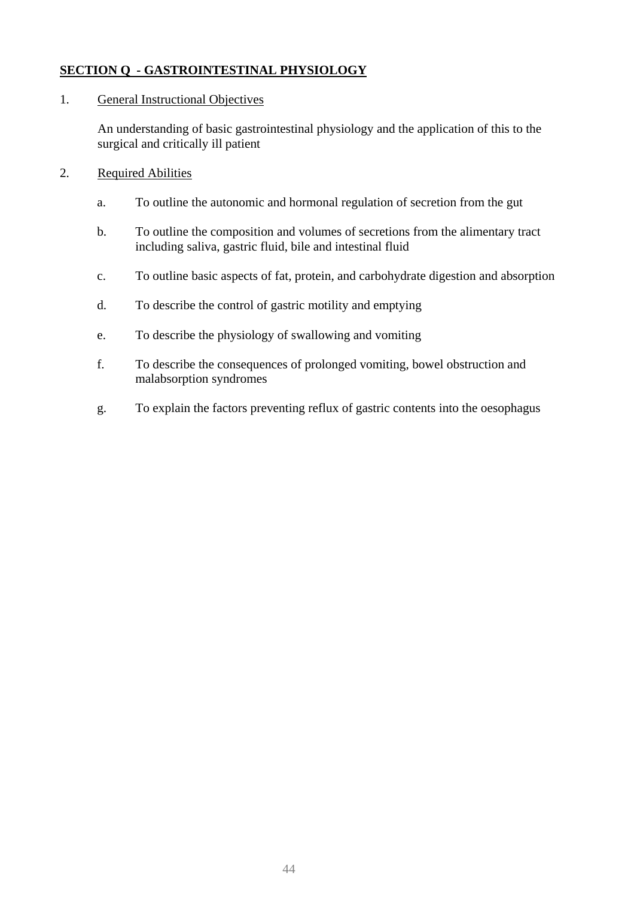## SECTION Q - GASTROINTESTINAL PHYSIOLOGY

1. General Instructional Objectives

   An understanding of basic gastrointestinal physiology and the application of this to the surgical and critically ill patient

2. Required Abilities

   a. To outline the autonomic and hormonal regulation of secretion from the gut

   b. To outline the composition and volumes of secretions from the alimentary tract including saliva, gastric fluid, bile and intestinal fluid

   c. To outline basic aspects of fat, protein, and carbohydrate digestion and absorption

   d. To describe the control of gastric motility and emptying

   e. To describe the physiology of swallowing and vomiting

   f. To describe the consequences of prolonged vomiting, bowel obstruction and malabsorption syndromes

   g. To explain the factors preventing reflux of gastric contents into the oesophagus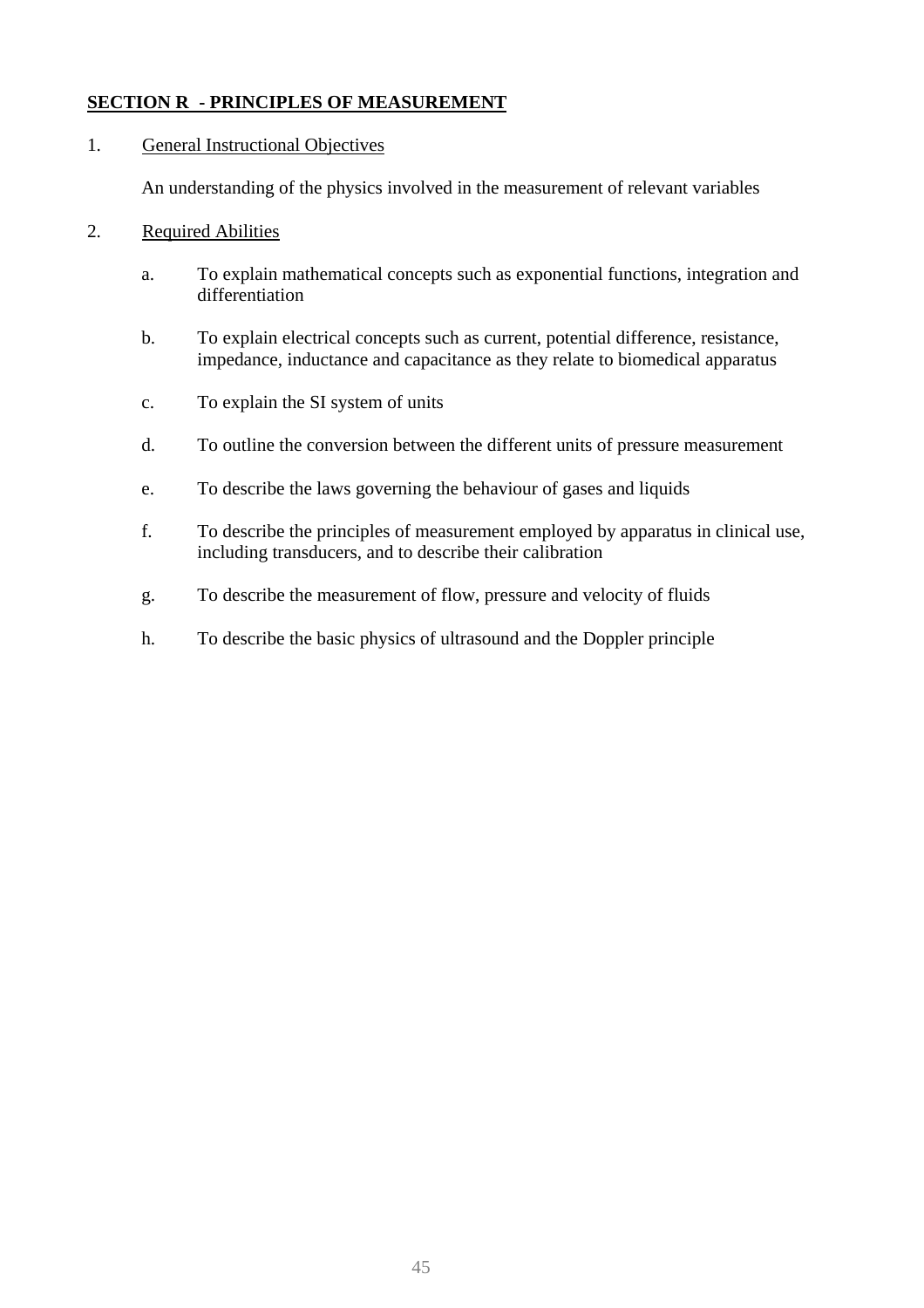## SECTION R - PRINCIPLES OF MEASUREMENT

1. General Instructional Objectives

   An understanding of the physics involved in the measurement of relevant variables

2. Required Abilities

   a. To explain mathematical concepts such as exponential functions, integration and differentiation

   b. To explain electrical concepts such as current, potential difference, resistance, impedance, inductance and capacitance as they relate to biomedical apparatus

   c. To explain the SI system of units

   d. To outline the conversion between the different units of pressure measurement

   e. To describe the laws governing the behaviour of gases and liquids

   f. To describe the principles of measurement employed by apparatus in clinical use, including transducers, and to describe their calibration

   g. To describe the measurement of flow, pressure and velocity of fluids

   h. To describe the basic physics of ultrasound and the Doppler principle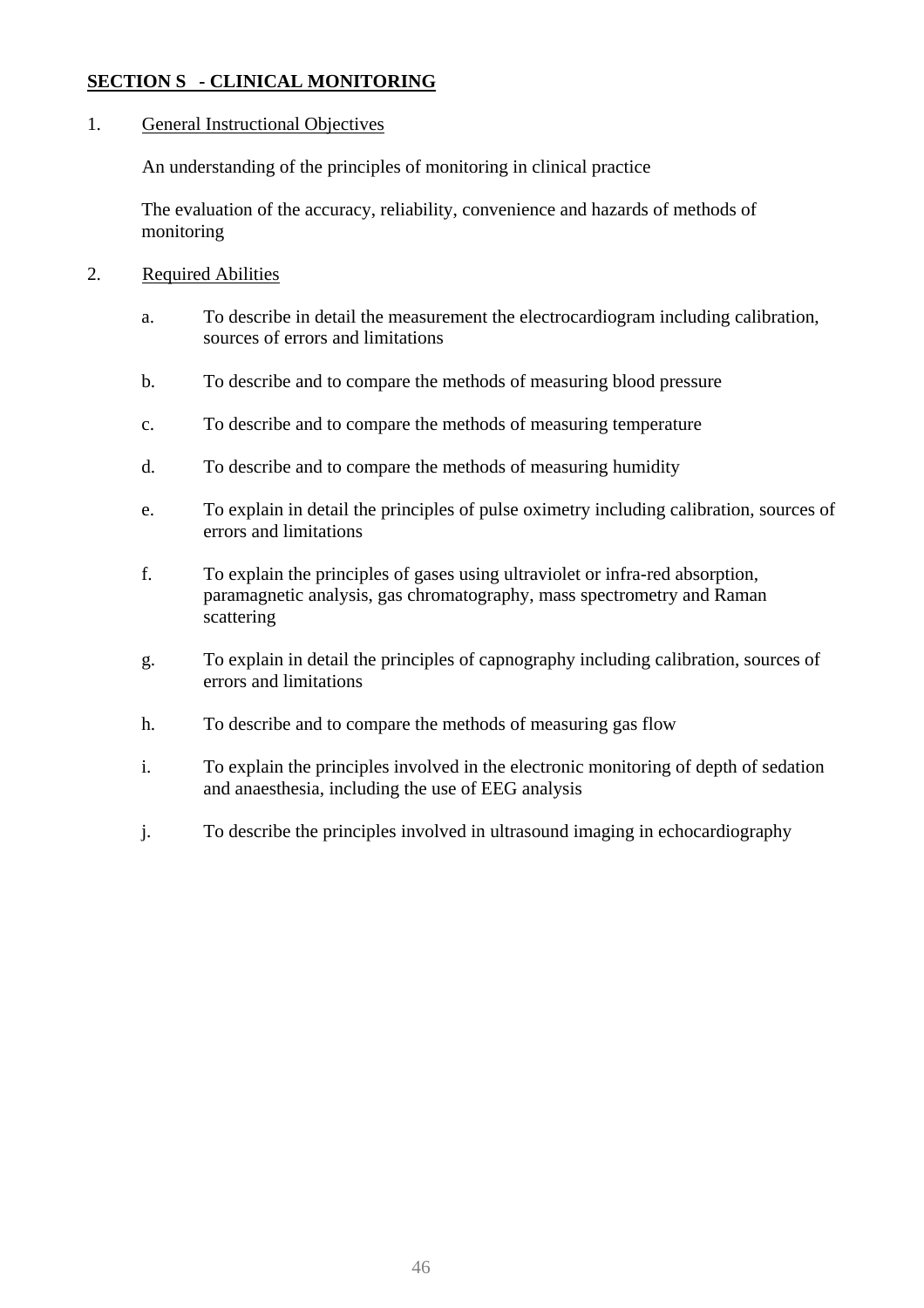**SECTION S - CLINICAL MONITORING**

1. General Instructional Objectives

   An understanding of the principles of monitoring in clinical practice

   The evaluation of the accuracy, reliability, convenience and hazards of methods of monitoring

2. Required Abilities

   a. To describe in detail the measurement the electrocardiogram including calibration, sources of errors and limitations

   b. To describe and to compare the methods of measuring blood pressure

   c. To describe and to compare the methods of measuring temperature

   d. To describe and to compare the methods of measuring humidity

   e. To explain in detail the principles of pulse oximetry including calibration, sources of errors and limitations

   f. To explain the principles of gases using ultraviolet or infra-red absorption, paramagnetic analysis, gas chromatography, mass spectrometry and Raman scattering

   g. To explain in detail the principles of capnography including calibration, sources of errors and limitations

   h. To describe and to compare the methods of measuring gas flow

   i. To explain the principles involved in the electronic monitoring of depth of sedation and anaesthesia, including the use of EEG analysis

   j. To describe the principles involved in ultrasound imaging in echocardiography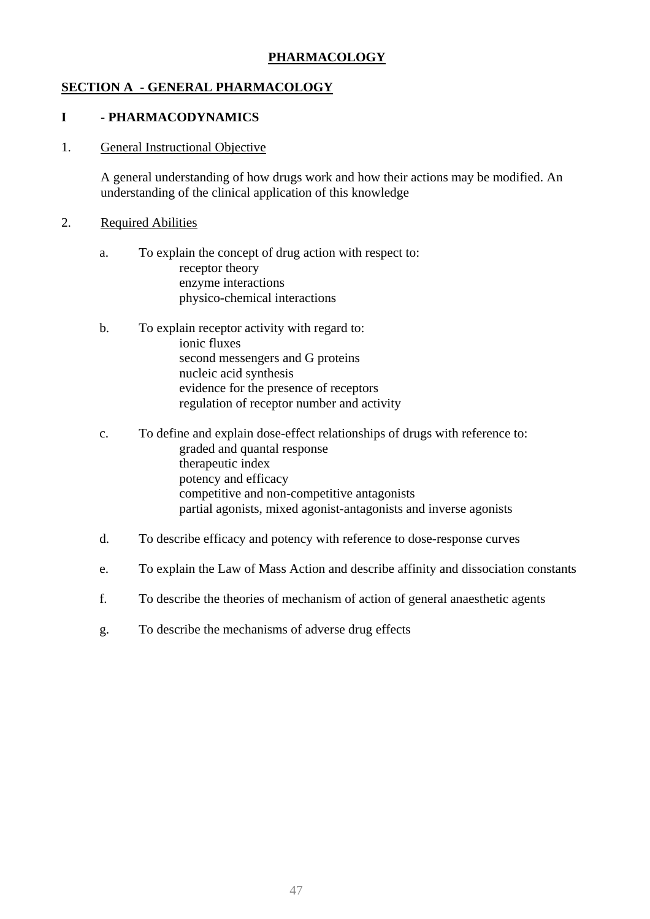# PHARMACOLOGY

## SECTION A - GENERAL PHARMACOLOGY

### I - PHARMACODYNAMICS

1. General Instructional Objective

   A general understanding of how drugs work and how their actions may be modified. An understanding of the clinical application of this knowledge

2. Required Abilities

   a. To explain the concept of drug action with respect to:
      - receptor theory
      - enzyme interactions
      - physico-chemical interactions

   b. To explain receptor activity with regard to:
      - ionic fluxes
      - second messengers and G proteins
      - nucleic acid synthesis
      - evidence for the presence of receptors
      - regulation of receptor number and activity

   c. To define and explain dose-effect relationships of drugs with reference to:
      - graded and quantal response
      - therapeutic index
      - potency and efficacy
      - competitive and non-competitive antagonists
      - partial agonists, mixed agonist-antagonists and inverse agonists

   d. To describe efficacy and potency with reference to dose-response curves

   e. To explain the Law of Mass Action and describe affinity and dissociation constants

   f. To describe the theories of mechanism of action of general anaesthetic agents

   g. To describe the mechanisms of adverse drug effects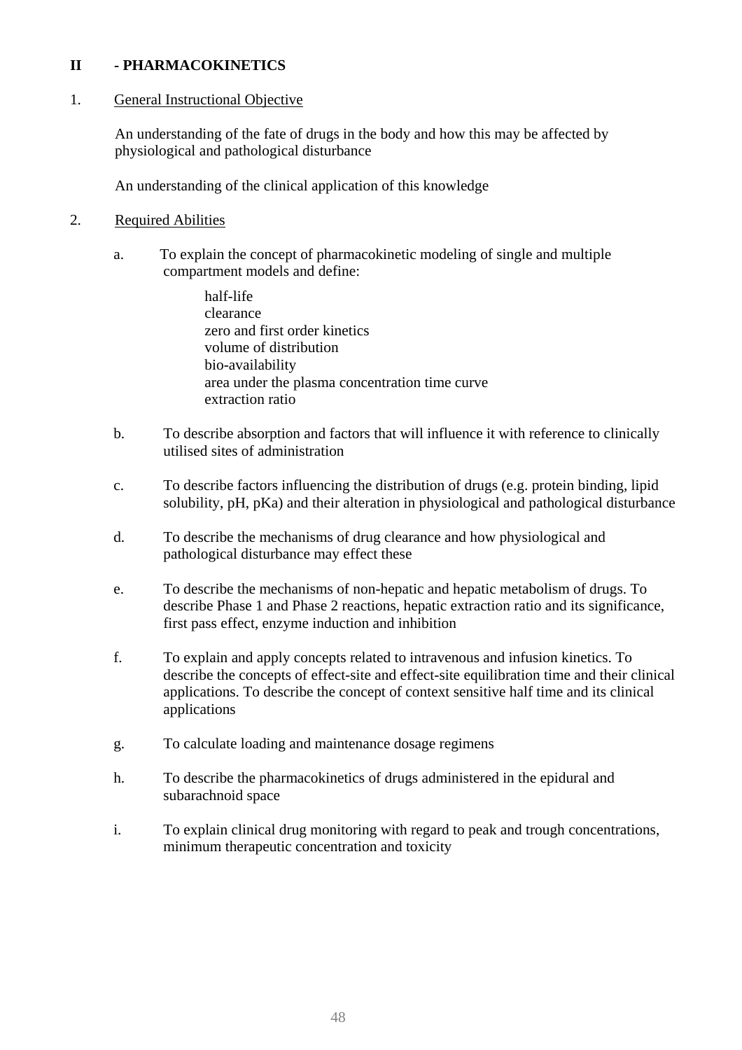## II - PHARMACOKINETICS

1. <u>General Instructional Objective</u>

   An understanding of the fate of drugs in the body and how this may be affected by physiological and pathological disturbance

   An understanding of the clinical application of this knowledge

2. <u>Required Abilities</u>

   a. To explain the concept of pharmacokinetic modeling of single and multiple compartment models and define:

      half-life
      clearance
      zero and first order kinetics
      volume of distribution
      bio-availability
      area under the plasma concentration time curve
      extraction ratio

   b. To describe absorption and factors that will influence it with reference to clinically utilised sites of administration

   c. To describe factors influencing the distribution of drugs (e.g. protein binding, lipid solubility, pH, pKa) and their alteration in physiological and pathological disturbance

   d. To describe the mechanisms of drug clearance and how physiological and pathological disturbance may effect these

   e. To describe the mechanisms of non-hepatic and hepatic metabolism of drugs. To describe Phase 1 and Phase 2 reactions, hepatic extraction ratio and its significance, first pass effect, enzyme induction and inhibition

   f. To explain and apply concepts related to intravenous and infusion kinetics. To describe the concepts of effect-site and effect-site equilibration time and their clinical applications. To describe the concept of context sensitive half time and its clinical applications

   g. To calculate loading and maintenance dosage regimens

   h. To describe the pharmacokinetics of drugs administered in the epidural and subarachnoid space

   i. To explain clinical drug monitoring with regard to peak and trough concentrations, minimum therapeutic concentration and toxicity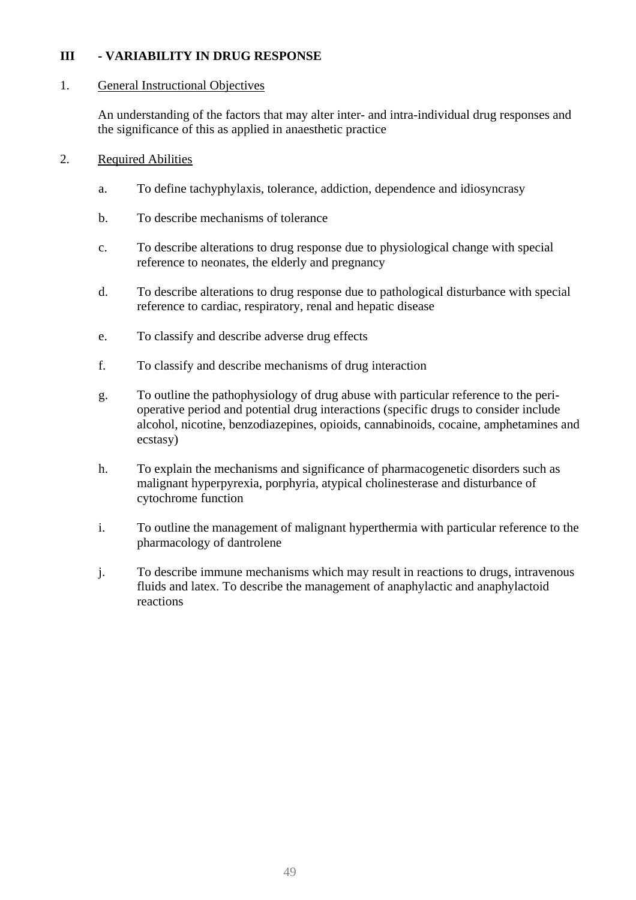## III - VARIABILITY IN DRUG RESPONSE

1. General Instructional Objectives

   An understanding of the factors that may alter inter- and intra-individual drug responses and the significance of this as applied in anaesthetic practice

2. Required Abilities

   a. To define tachyphylaxis, tolerance, addiction, dependence and idiosyncrasy

   b. To describe mechanisms of tolerance

   c. To describe alterations to drug response due to physiological change with special reference to neonates, the elderly and pregnancy

   d. To describe alterations to drug response due to pathological disturbance with special reference to cardiac, respiratory, renal and hepatic disease

   e. To classify and describe adverse drug effects

   f. To classify and describe mechanisms of drug interaction

   g. To outline the pathophysiology of drug abuse with particular reference to the peri-operative period and potential drug interactions (specific drugs to consider include alcohol, nicotine, benzodiazepines, opioids, cannabinoids, cocaine, amphetamines and ecstasy)

   h. To explain the mechanisms and significance of pharmacogenetic disorders such as malignant hyperpyrexia, porphyria, atypical cholinesterase and disturbance of cytochrome function

   i. To outline the management of malignant hyperthermia with particular reference to the pharmacology of dantrolene

   j. To describe immune mechanisms which may result in reactions to drugs, intravenous fluids and latex. To describe the management of anaphylactic and anaphylactoid reactions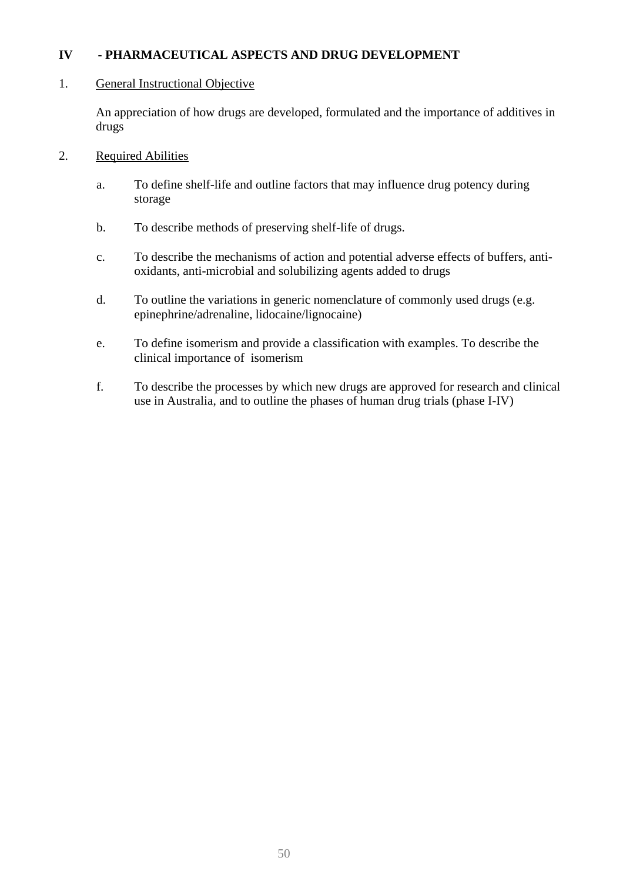## IV - PHARMACEUTICAL ASPECTS AND DRUG DEVELOPMENT

1. General Instructional Objective

   An appreciation of how drugs are developed, formulated and the importance of additives in drugs

2. Required Abilities

   a. To define shelf-life and outline factors that may influence drug potency during storage

   b. To describe methods of preserving shelf-life of drugs.

   c. To describe the mechanisms of action and potential adverse effects of buffers, anti-oxidants, anti-microbial and solubilizing agents added to drugs

   d. To outline the variations in generic nomenclature of commonly used drugs (e.g. epinephrine/adrenaline, lidocaine/lignocaine)

   e. To define isomerism and provide a classification with examples. To describe the clinical importance of isomerism

   f. To describe the processes by which new drugs are approved for research and clinical use in Australia, and to outline the phases of human drug trials (phase I-IV)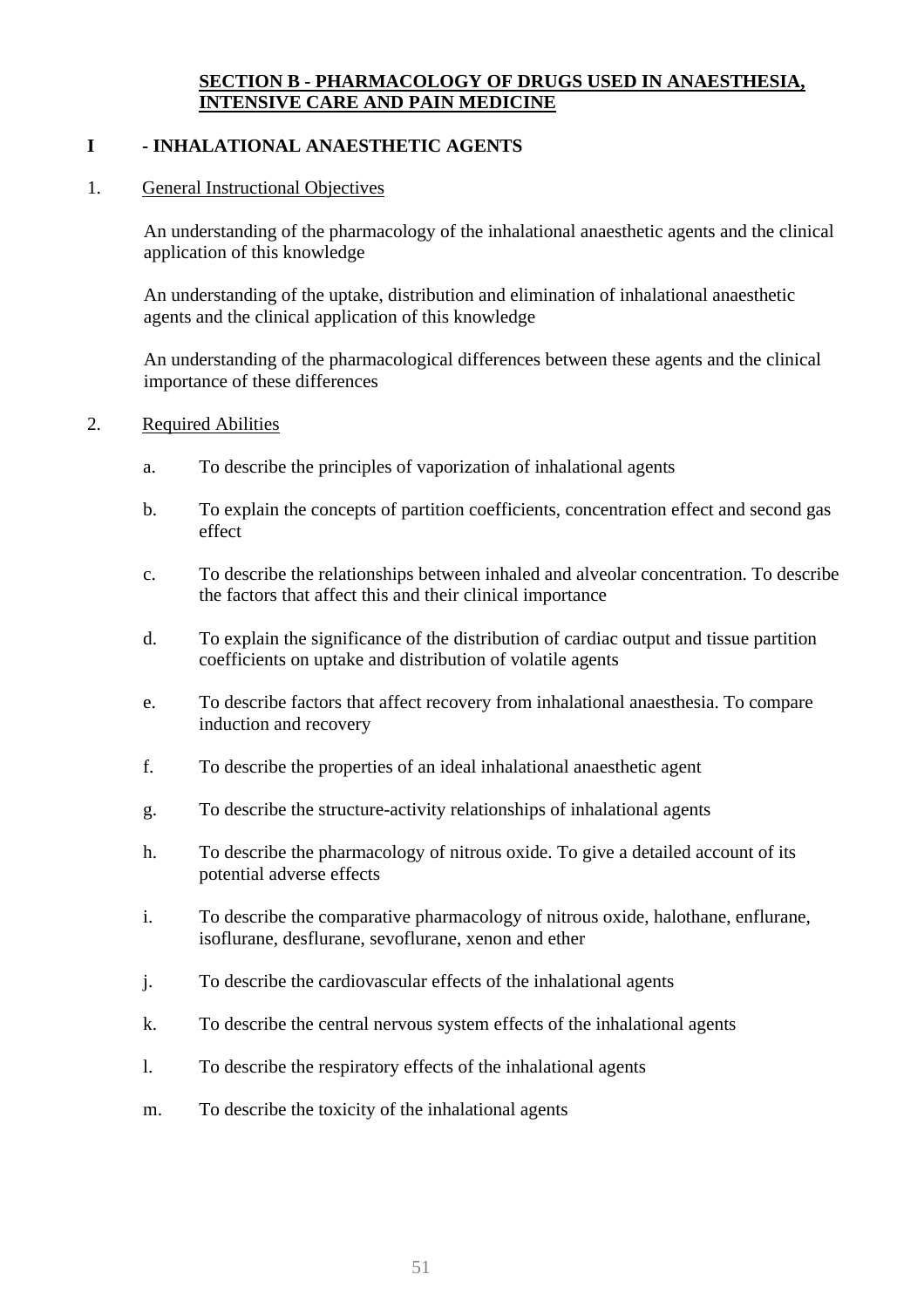## SECTION B - PHARMACOLOGY OF DRUGS USED IN ANAESTHESIA, INTENSIVE CARE AND PAIN MEDICINE

### I - INHALATIONAL ANAESTHETIC AGENTS

1. General Instructional Objectives

   An understanding of the pharmacology of the inhalational anaesthetic agents and the clinical application of this knowledge

   An understanding of the uptake, distribution and elimination of inhalational anaesthetic agents and the clinical application of this knowledge

   An understanding of the pharmacological differences between these agents and the clinical importance of these differences

2. Required Abilities

   a. To describe the principles of vaporization of inhalational agents

   b. To explain the concepts of partition coefficients, concentration effect and second gas effect

   c. To describe the relationships between inhaled and alveolar concentration. To describe the factors that affect this and their clinical importance

   d. To explain the significance of the distribution of cardiac output and tissue partition coefficients on uptake and distribution of volatile agents

   e. To describe factors that affect recovery from inhalational anaesthesia. To compare induction and recovery

   f. To describe the properties of an ideal inhalational anaesthetic agent

   g. To describe the structure-activity relationships of inhalational agents

   h. To describe the pharmacology of nitrous oxide. To give a detailed account of its potential adverse effects

   i. To describe the comparative pharmacology of nitrous oxide, halothane, enflurane, isoflurane, desflurane, sevoflurane, xenon and ether

   j. To describe the cardiovascular effects of the inhalational agents

   k. To describe the central nervous system effects of the inhalational agents

   l. To describe the respiratory effects of the inhalational agents

   m. To describe the toxicity of the inhalational agents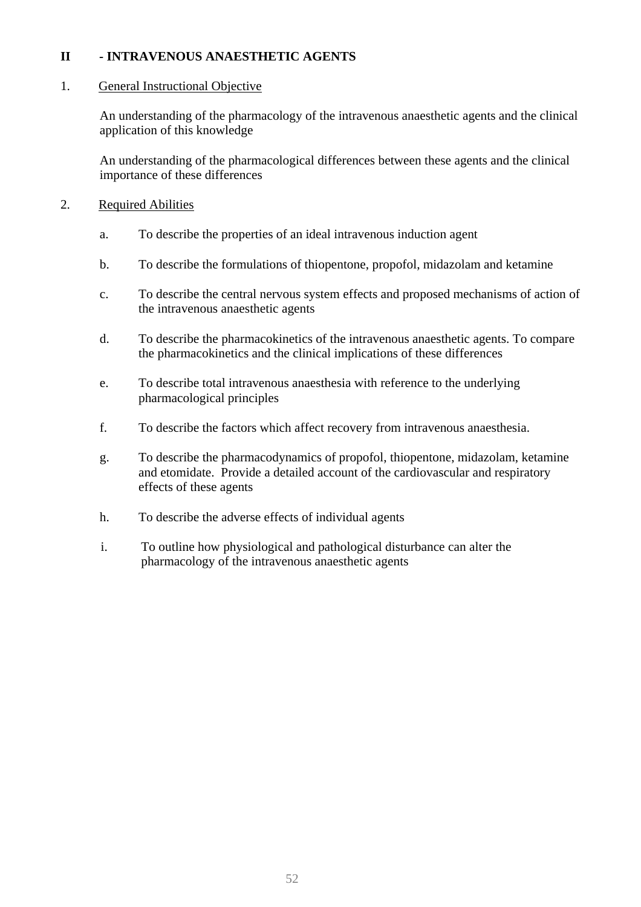## II - INTRAVENOUS ANAESTHETIC AGENTS

### 1. General Instructional Objective

An understanding of the pharmacology of the intravenous anaesthetic agents and the clinical application of this knowledge

An understanding of the pharmacological differences between these agents and the clinical importance of these differences

### 2. Required Abilities

a. To describe the properties of an ideal intravenous induction agent

b. To describe the formulations of thiopentone, propofol, midazolam and ketamine

c. To describe the central nervous system effects and proposed mechanisms of action of the intravenous anaesthetic agents

d. To describe the pharmacokinetics of the intravenous anaesthetic agents. To compare the pharmacokinetics and the clinical implications of these differences

e. To describe total intravenous anaesthesia with reference to the underlying pharmacological principles

f. To describe the factors which affect recovery from intravenous anaesthesia.

g. To describe the pharmacodynamics of propofol, thiopentone, midazolam, ketamine and etomidate. Provide a detailed account of the cardiovascular and respiratory effects of these agents

h. To describe the adverse effects of individual agents

i. To outline how physiological and pathological disturbance can alter the pharmacology of the intravenous anaesthetic agents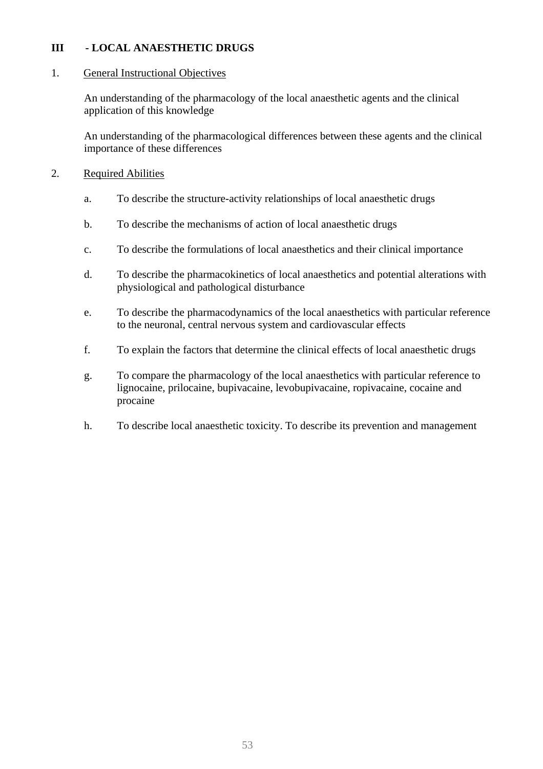## III - LOCAL ANAESTHETIC DRUGS

1. General Instructional Objectives

   An understanding of the pharmacology of the local anaesthetic agents and the clinical application of this knowledge

   An understanding of the pharmacological differences between these agents and the clinical importance of these differences

2. Required Abilities

   a. To describe the structure-activity relationships of local anaesthetic drugs

   b. To describe the mechanisms of action of local anaesthetic drugs

   c. To describe the formulations of local anaesthetics and their clinical importance

   d. To describe the pharmacokinetics of local anaesthetics and potential alterations with physiological and pathological disturbance

   e. To describe the pharmacodynamics of the local anaesthetics with particular reference to the neuronal, central nervous system and cardiovascular effects

   f. To explain the factors that determine the clinical effects of local anaesthetic drugs

   g. To compare the pharmacology of the local anaesthetics with particular reference to lignocaine, prilocaine, bupivacaine, levobupivacaine, ropivacaine, cocaine and procaine

   h. To describe local anaesthetic toxicity. To describe its prevention and management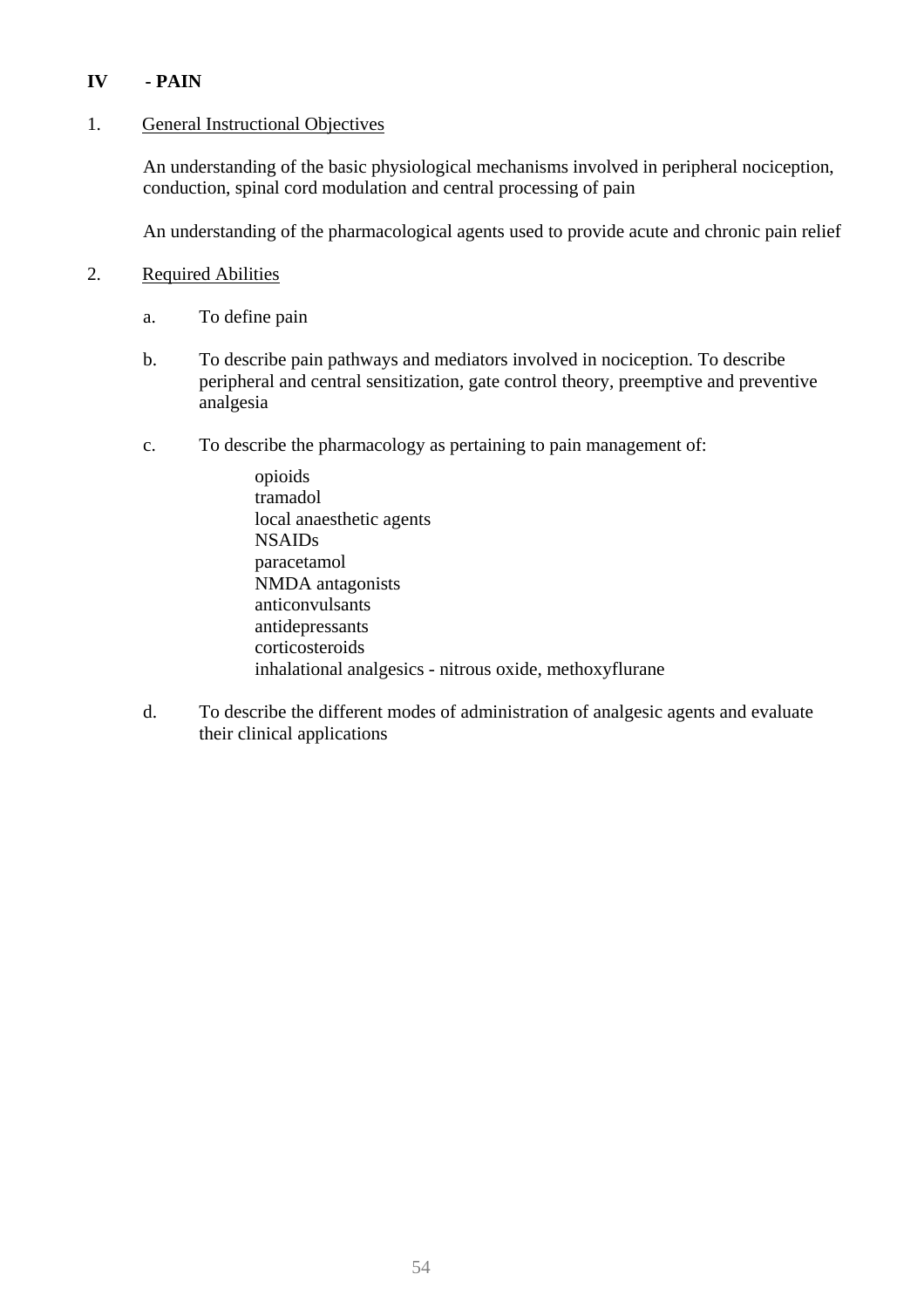## IV - PAIN

1. <u>General Instructional Objectives</u>

   An understanding of the basic physiological mechanisms involved in peripheral nociception, conduction, spinal cord modulation and central processing of pain

   An understanding of the pharmacological agents used to provide acute and chronic pain relief

2. <u>Required Abilities</u>

   a. To define pain

   b. To describe pain pathways and mediators involved in nociception. To describe peripheral and central sensitization, gate control theory, preemptive and preventive analgesia

   c. To describe the pharmacology as pertaining to pain management of:

      opioids
      tramadol
      local anaesthetic agents
      NSAIDs
      paracetamol
      NMDA antagonists
      anticonvulsants
      antidepressants
      corticosteroids
      inhalational analgesics - nitrous oxide, methoxyflurane

   d. To describe the different modes of administration of analgesic agents and evaluate their clinical applications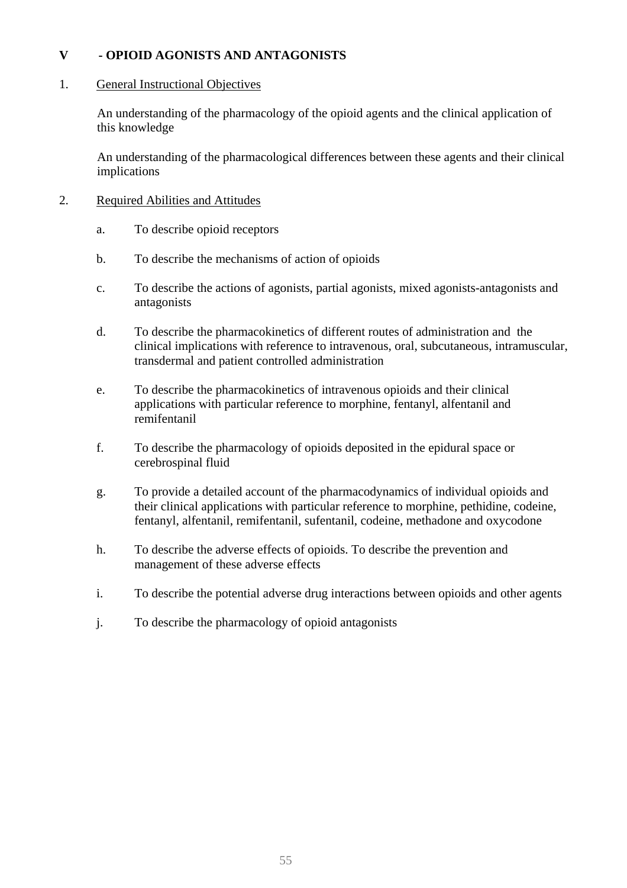## V - OPIOID AGONISTS AND ANTAGONISTS

1. General Instructional Objectives

   An understanding of the pharmacology of the opioid agents and the clinical application of this knowledge

   An understanding of the pharmacological differences between these agents and their clinical implications

2. Required Abilities and Attitudes

   a. To describe opioid receptors

   b. To describe the mechanisms of action of opioids

   c. To describe the actions of agonists, partial agonists, mixed agonists-antagonists and antagonists

   d. To describe the pharmacokinetics of different routes of administration and the clinical implications with reference to intravenous, oral, subcutaneous, intramuscular, transdermal and patient controlled administration

   e. To describe the pharmacokinetics of intravenous opioids and their clinical applications with particular reference to morphine, fentanyl, alfentanil and remifentanil

   f. To describe the pharmacology of opioids deposited in the epidural space or cerebrospinal fluid

   g. To provide a detailed account of the pharmacodynamics of individual opioids and their clinical applications with particular reference to morphine, pethidine, codeine, fentanyl, alfentanil, remifentanil, sufentanil, codeine, methadone and oxycodone

   h. To describe the adverse effects of opioids. To describe the prevention and management of these adverse effects

   i. To describe the potential adverse drug interactions between opioids and other agents

   j. To describe the pharmacology of opioid antagonists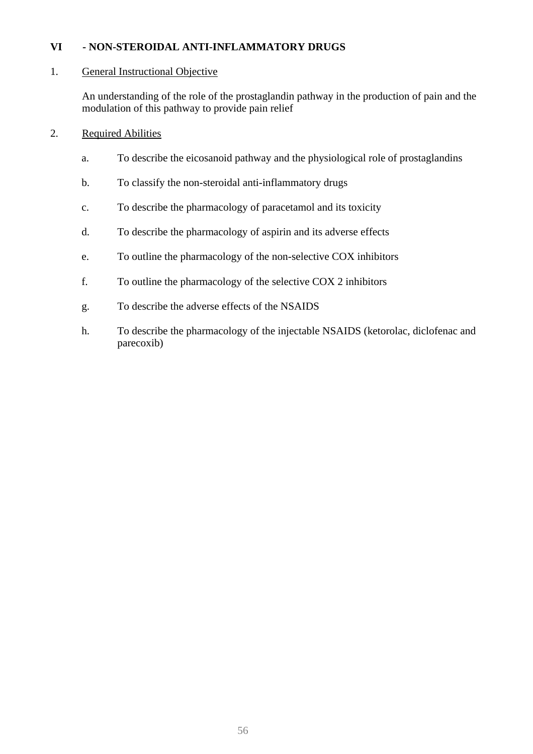## VI - NON-STEROIDAL ANTI-INFLAMMATORY DRUGS

1. General Instructional Objective

   An understanding of the role of the prostaglandin pathway in the production of pain and the modulation of this pathway to provide pain relief

2. Required Abilities

   a. To describe the eicosanoid pathway and the physiological role of prostaglandins

   b. To classify the non-steroidal anti-inflammatory drugs

   c. To describe the pharmacology of paracetamol and its toxicity

   d. To describe the pharmacology of aspirin and its adverse effects

   e. To outline the pharmacology of the non-selective COX inhibitors

   f. To outline the pharmacology of the selective COX 2 inhibitors

   g. To describe the adverse effects of the NSAIDS

   h. To describe the pharmacology of the injectable NSAIDS (ketorolac, diclofenac and parecoxib)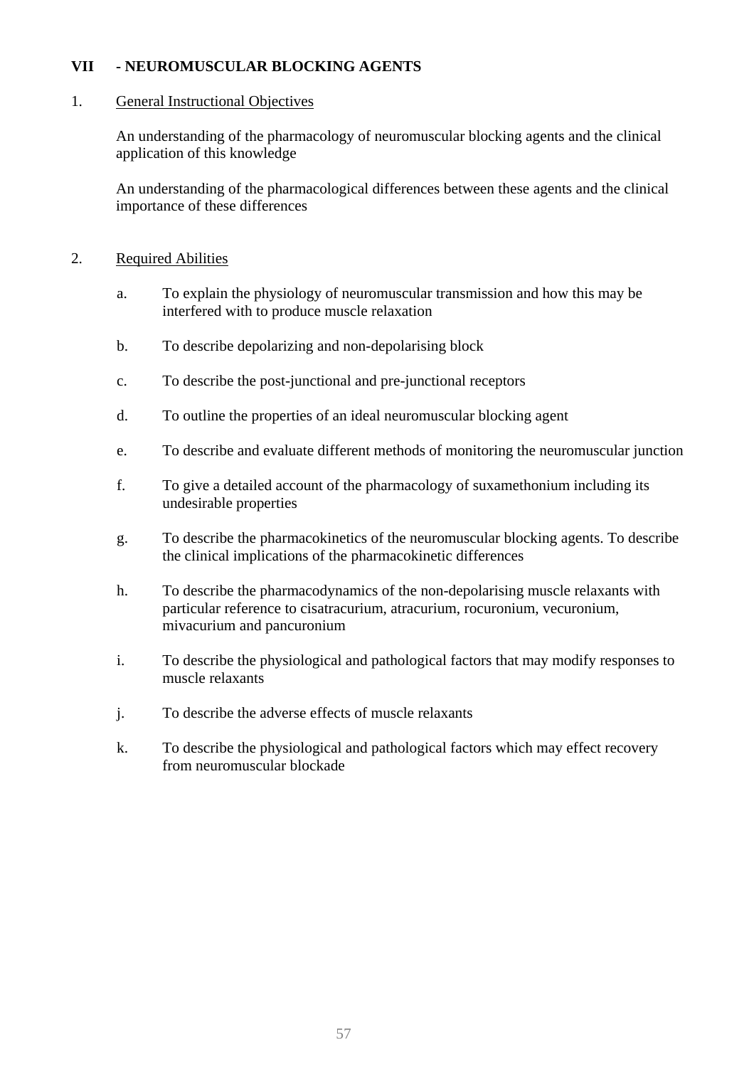## VII - NEUROMUSCULAR BLOCKING AGENTS

1. <u>General Instructional Objectives</u>

   An understanding of the pharmacology of neuromuscular blocking agents and the clinical application of this knowledge

   An understanding of the pharmacological differences between these agents and the clinical importance of these differences

2. <u>Required Abilities</u>

   a. To explain the physiology of neuromuscular transmission and how this may be interfered with to produce muscle relaxation

   b. To describe depolarizing and non-depolarising block

   c. To describe the post-junctional and pre-junctional receptors

   d. To outline the properties of an ideal neuromuscular blocking agent

   e. To describe and evaluate different methods of monitoring the neuromuscular junction

   f. To give a detailed account of the pharmacology of suxamethonium including its undesirable properties

   g. To describe the pharmacokinetics of the neuromuscular blocking agents. To describe the clinical implications of the pharmacokinetic differences

   h. To describe the pharmacodynamics of the non-depolarising muscle relaxants with particular reference to cisatracurium, atracurium, rocuronium, vecuronium, mivacurium and pancuronium

   i. To describe the physiological and pathological factors that may modify responses to muscle relaxants

   j. To describe the adverse effects of muscle relaxants

   k. To describe the physiological and pathological factors which may effect recovery from neuromuscular blockade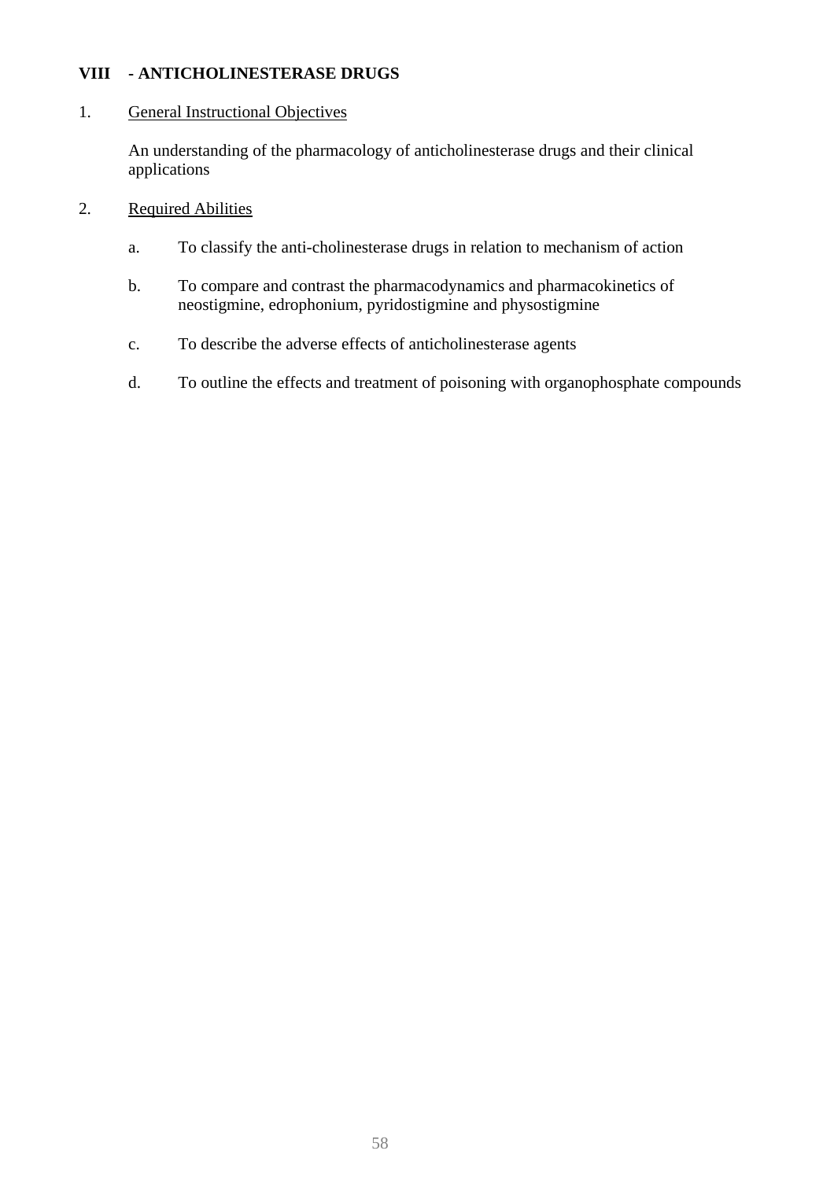## VIII - ANTICHOLINESTERASE DRUGS

1. General Instructional Objectives

   An understanding of the pharmacology of anticholinesterase drugs and their clinical applications

2. Required Abilities

   a. To classify the anti-cholinesterase drugs in relation to mechanism of action

   b. To compare and contrast the pharmacodynamics and pharmacokinetics of neostigmine, edrophonium, pyridostigmine and physostigmine

   c. To describe the adverse effects of anticholinesterase agents

   d. To outline the effects and treatment of poisoning with organophosphate compounds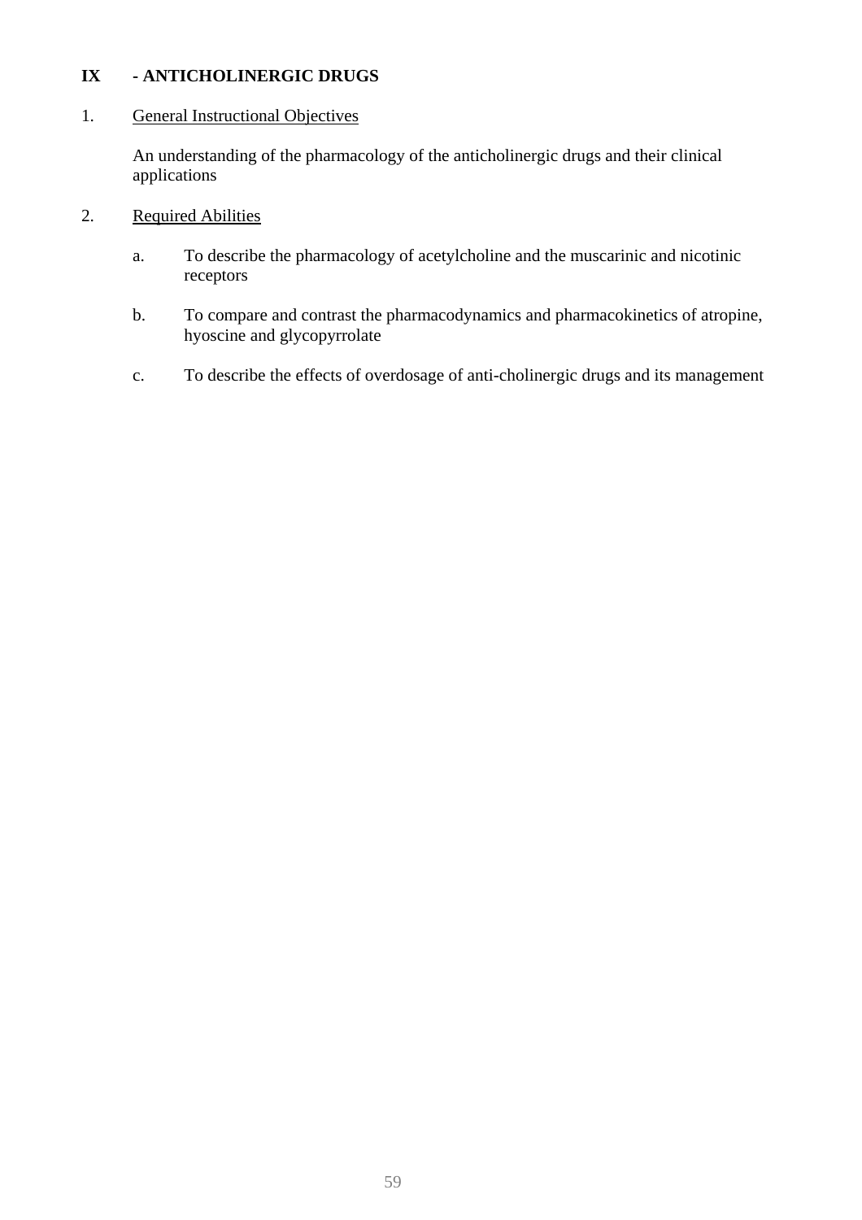## IX - ANTICHOLINERGIC DRUGS

1. <u>General Instructional Objectives</u>

   An understanding of the pharmacology of the anticholinergic drugs and their clinical applications

2. <u>Required Abilities</u>

   a. To describe the pharmacology of acetylcholine and the muscarinic and nicotinic receptors

   b. To compare and contrast the pharmacodynamics and pharmacokinetics of atropine, hyoscine and glycopyrrolate

   c. To describe the effects of overdosage of anti-cholinergic drugs and its management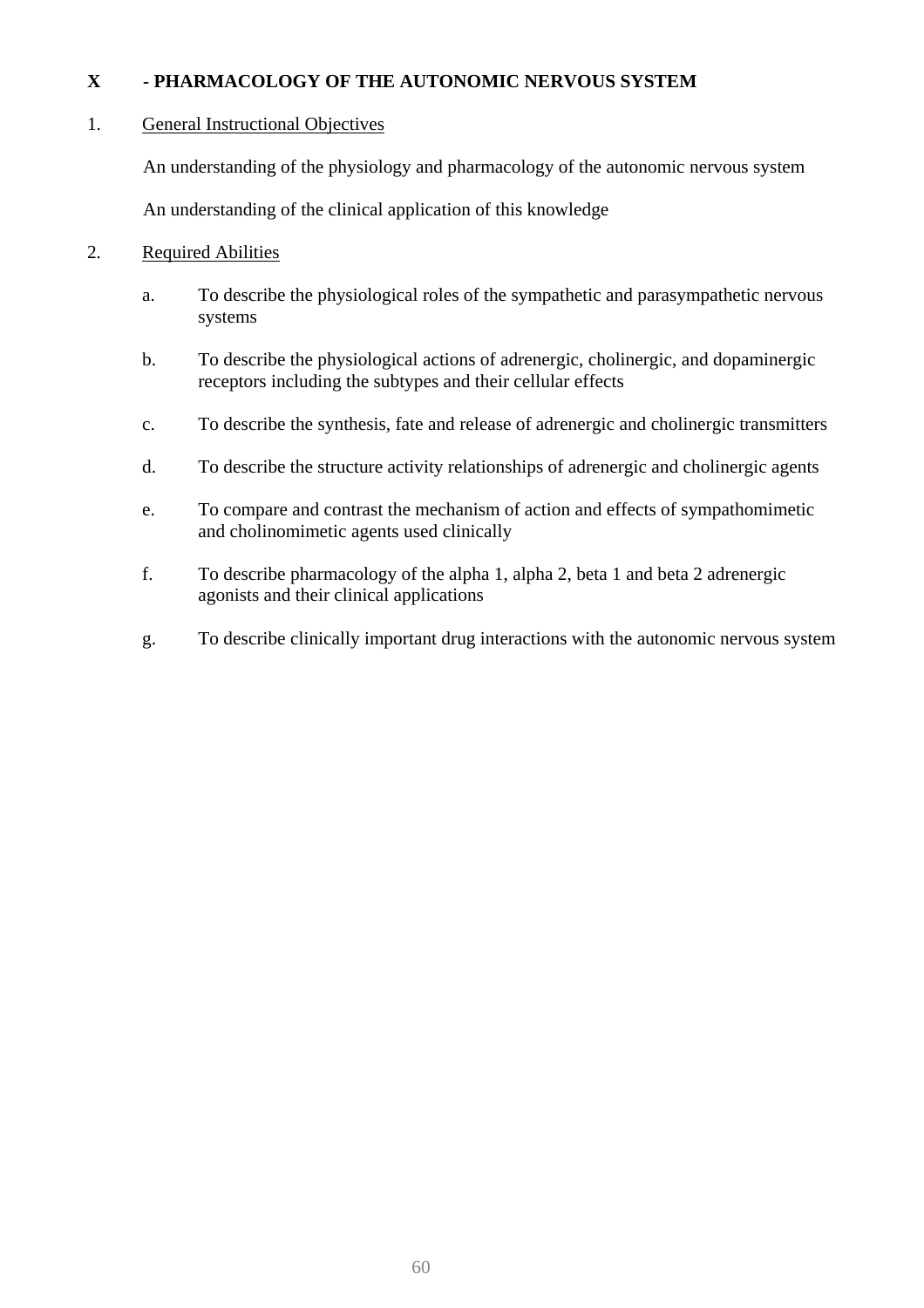## X - PHARMACOLOGY OF THE AUTONOMIC NERVOUS SYSTEM

1. <u>General Instructional Objectives</u>

   An understanding of the physiology and pharmacology of the autonomic nervous system

   An understanding of the clinical application of this knowledge

2. <u>Required Abilities</u>

   a. To describe the physiological roles of the sympathetic and parasympathetic nervous systems

   b. To describe the physiological actions of adrenergic, cholinergic, and dopaminergic receptors including the subtypes and their cellular effects

   c. To describe the synthesis, fate and release of adrenergic and cholinergic transmitters

   d. To describe the structure activity relationships of adrenergic and cholinergic agents

   e. To compare and contrast the mechanism of action and effects of sympathomimetic and cholinomimetic agents used clinically

   f. To describe pharmacology of the alpha 1, alpha 2, beta 1 and beta 2 adrenergic agonists and their clinical applications

   g. To describe clinically important drug interactions with the autonomic nervous system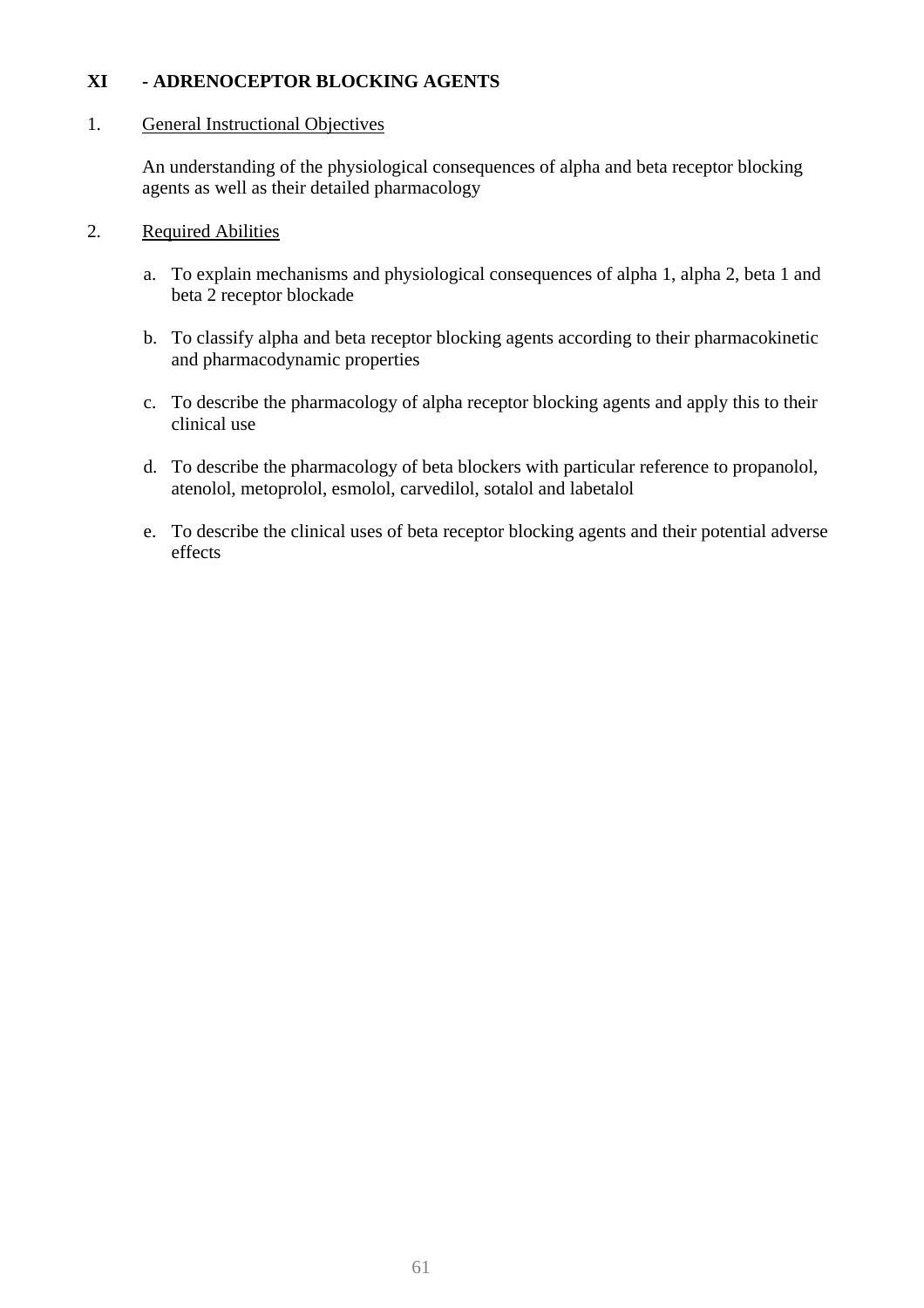## XI - ADRENOCEPTOR BLOCKING AGENTS

1. General Instructional Objectives

   An understanding of the physiological consequences of alpha and beta receptor blocking agents as well as their detailed pharmacology

2. Required Abilities

   a. To explain mechanisms and physiological consequences of alpha 1, alpha 2, beta 1 and beta 2 receptor blockade

   b. To classify alpha and beta receptor blocking agents according to their pharmacokinetic and pharmacodynamic properties

   c. To describe the pharmacology of alpha receptor blocking agents and apply this to their clinical use

   d. To describe the pharmacology of beta blockers with particular reference to propanolol, atenolol, metoprolol, esmolol, carvedilol, sotalol and labetalol

   e. To describe the clinical uses of beta receptor blocking agents and their potential adverse effects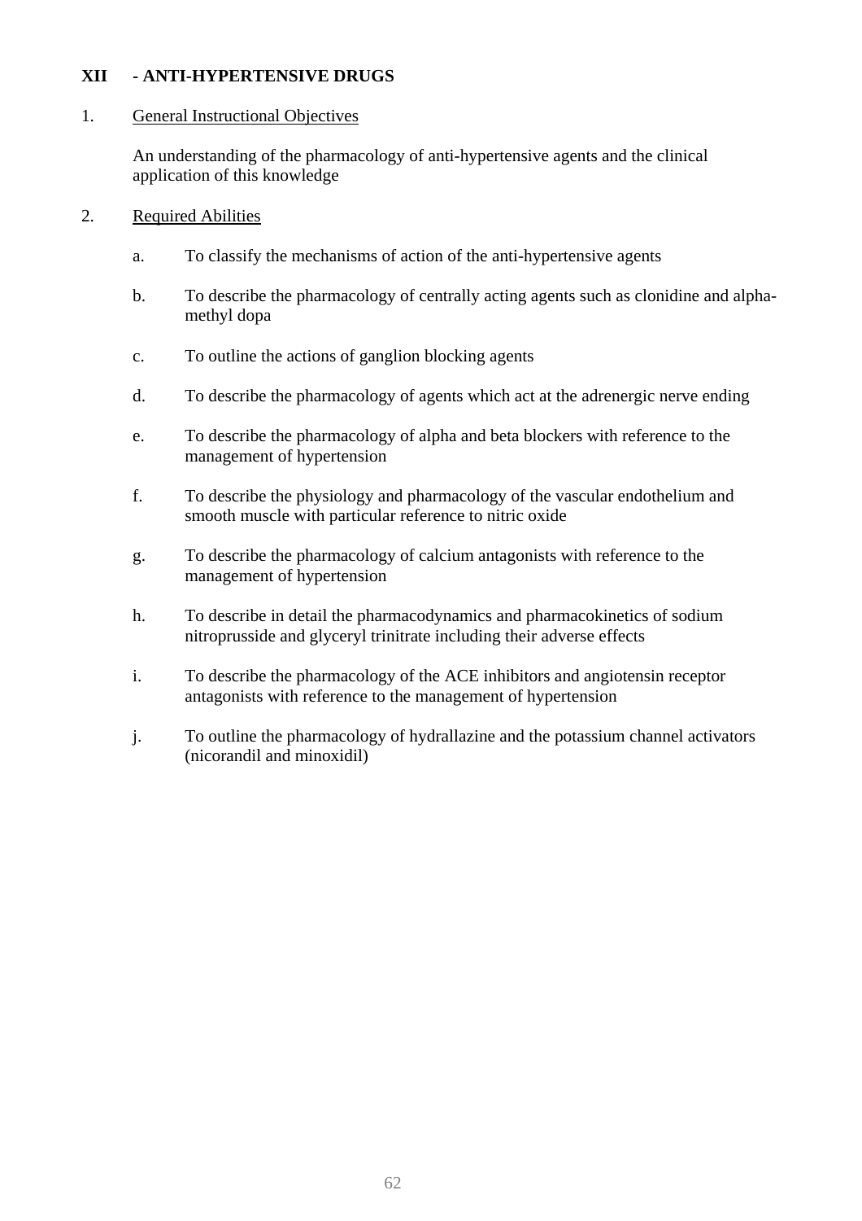## XII - ANTI-HYPERTENSIVE DRUGS

1. General Instructional Objectives

   An understanding of the pharmacology of anti-hypertensive agents and the clinical application of this knowledge

2. Required Abilities

   a. To classify the mechanisms of action of the anti-hypertensive agents

   b. To describe the pharmacology of centrally acting agents such as clonidine and alpha-methyl dopa

   c. To outline the actions of ganglion blocking agents

   d. To describe the pharmacology of agents which act at the adrenergic nerve ending

   e. To describe the pharmacology of alpha and beta blockers with reference to the management of hypertension

   f. To describe the physiology and pharmacology of the vascular endothelium and smooth muscle with particular reference to nitric oxide

   g. To describe the pharmacology of calcium antagonists with reference to the management of hypertension

   h. To describe in detail the pharmacodynamics and pharmacokinetics of sodium nitroprusside and glyceryl trinitrate including their adverse effects

   i. To describe the pharmacology of the ACE inhibitors and angiotensin receptor antagonists with reference to the management of hypertension

   j. To outline the pharmacology of hydrallazine and the potassium channel activators (nicorandil and minoxidil)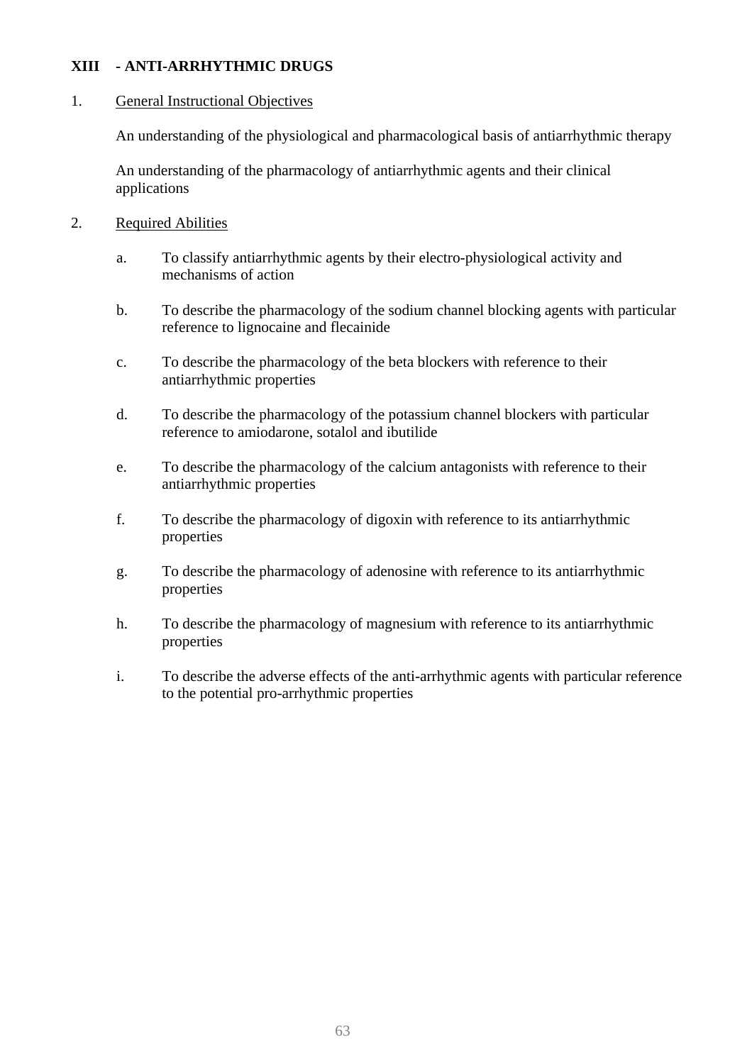## XIII - ANTI-ARRHYTHMIC DRUGS

1. General Instructional Objectives

   An understanding of the physiological and pharmacological basis of antiarrhythmic therapy

   An understanding of the pharmacology of antiarrhythmic agents and their clinical applications

2. Required Abilities

   a. To classify antiarrhythmic agents by their electro-physiological activity and mechanisms of action

   b. To describe the pharmacology of the sodium channel blocking agents with particular reference to lignocaine and flecainide

   c. To describe the pharmacology of the beta blockers with reference to their antiarrhythmic properties

   d. To describe the pharmacology of the potassium channel blockers with particular reference to amiodarone, sotalol and ibutilide

   e. To describe the pharmacology of the calcium antagonists with reference to their antiarrhythmic properties

   f. To describe the pharmacology of digoxin with reference to its antiarrhythmic properties

   g. To describe the pharmacology of adenosine with reference to its antiarrhythmic properties

   h. To describe the pharmacology of magnesium with reference to its antiarrhythmic properties

   i. To describe the adverse effects of the anti-arrhythmic agents with particular reference to the potential pro-arrhythmic properties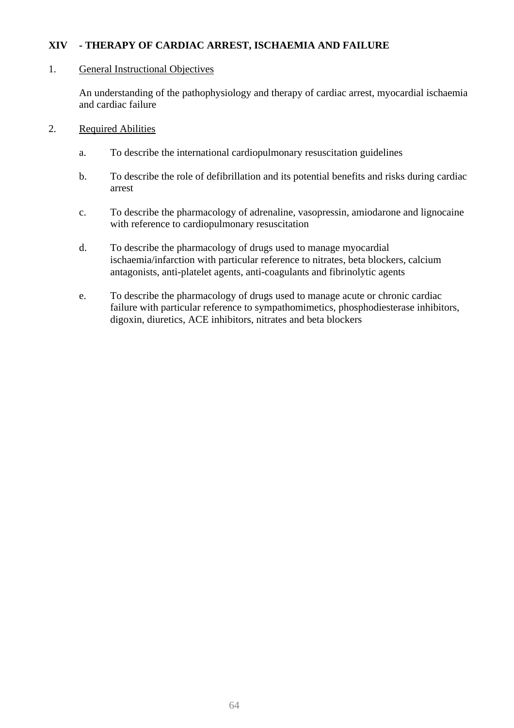## XIV - THERAPY OF CARDIAC ARREST, ISCHAEMIA AND FAILURE

1. General Instructional Objectives

   An understanding of the pathophysiology and therapy of cardiac arrest, myocardial ischaemia and cardiac failure

2. Required Abilities

   a. To describe the international cardiopulmonary resuscitation guidelines

   b. To describe the role of defibrillation and its potential benefits and risks during cardiac arrest

   c. To describe the pharmacology of adrenaline, vasopressin, amiodarone and lignocaine with reference to cardiopulmonary resuscitation

   d. To describe the pharmacology of drugs used to manage myocardial ischaemia/infarction with particular reference to nitrates, beta blockers, calcium antagonists, anti-platelet agents, anti-coagulants and fibrinolytic agents

   e. To describe the pharmacology of drugs used to manage acute or chronic cardiac failure with particular reference to sympathomimetics, phosphodiesterase inhibitors, digoxin, diuretics, ACE inhibitors, nitrates and beta blockers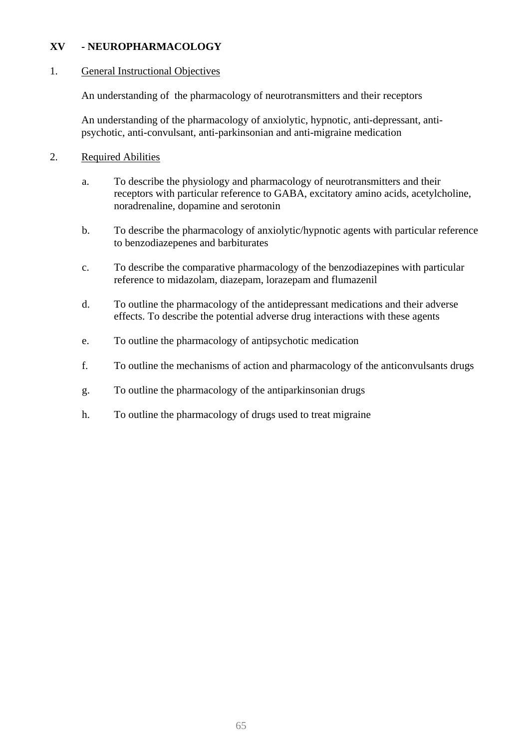## XV - NEUROPHARMACOLOGY

1. <u>General Instructional Objectives</u>

   An understanding of the pharmacology of neurotransmitters and their receptors

   An understanding of the pharmacology of anxiolytic, hypnotic, anti-depressant, anti-psychotic, anti-convulsant, anti-parkinsonian and anti-migraine medication

2. <u>Required Abilities</u>

   a. To describe the physiology and pharmacology of neurotransmitters and their receptors with particular reference to GABA, excitatory amino acids, acetylcholine, noradrenaline, dopamine and serotonin

   b. To describe the pharmacology of anxiolytic/hypnotic agents with particular reference to benzodiazepenes and barbiturates

   c. To describe the comparative pharmacology of the benzodiazepines with particular reference to midazolam, diazepam, lorazepam and flumazenil

   d. To outline the pharmacology of the antidepressant medications and their adverse effects. To describe the potential adverse drug interactions with these agents

   e. To outline the pharmacology of antipsychotic medication

   f. To outline the mechanisms of action and pharmacology of the anticonvulsants drugs

   g. To outline the pharmacology of the antiparkinsonian drugs

   h. To outline the pharmacology of drugs used to treat migraine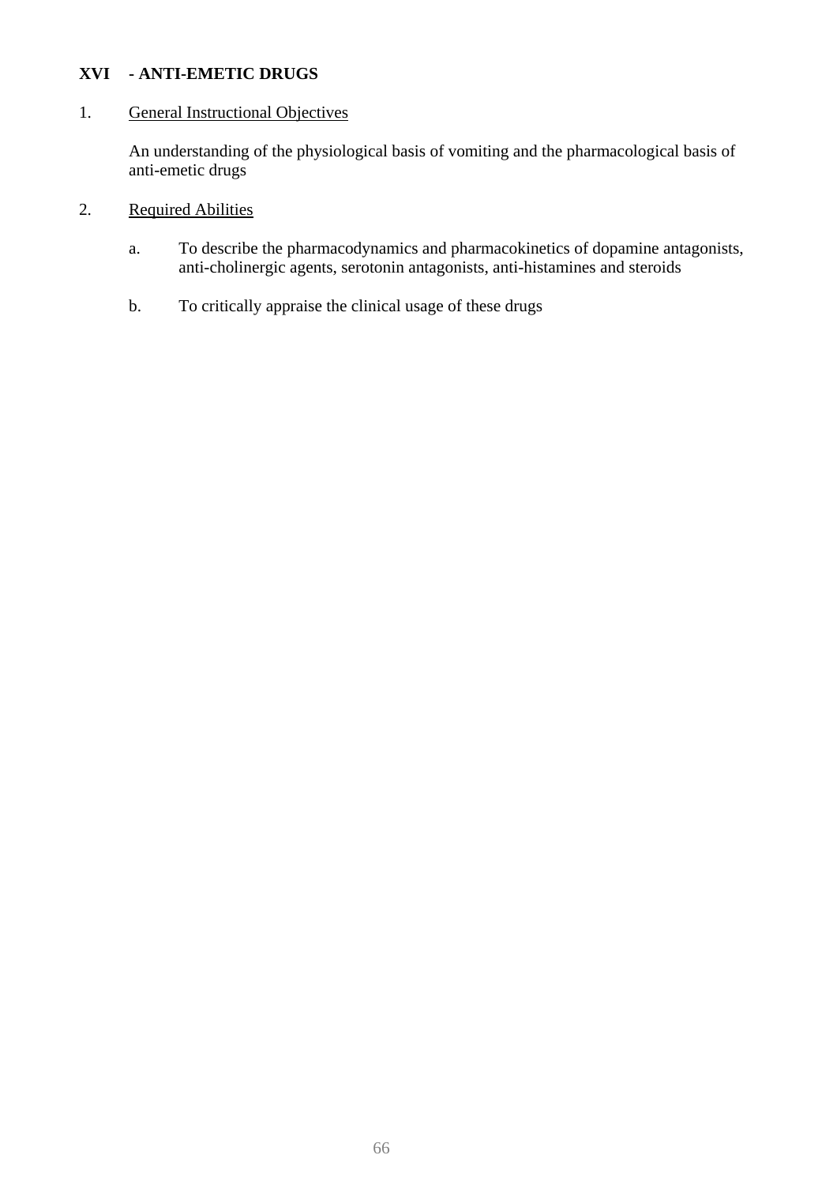## XVI - ANTI-EMETIC DRUGS

1. General Instructional Objectives

   An understanding of the physiological basis of vomiting and the pharmacological basis of anti-emetic drugs

2. Required Abilities

   a. To describe the pharmacodynamics and pharmacokinetics of dopamine antagonists, anti-cholinergic agents, serotonin antagonists, anti-histamines and steroids

   b. To critically appraise the clinical usage of these drugs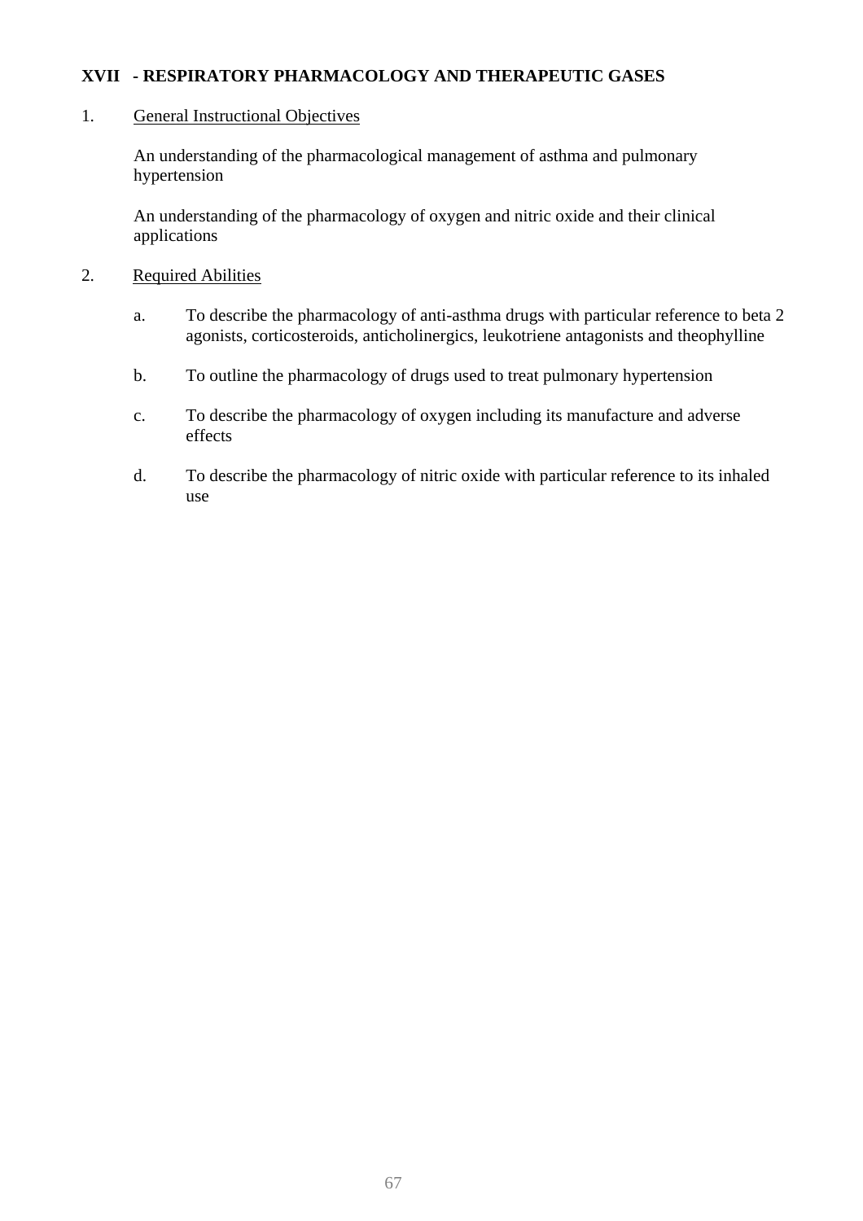## XVII - RESPIRATORY PHARMACOLOGY AND THERAPEUTIC GASES

1. General Instructional Objectives

   An understanding of the pharmacological management of asthma and pulmonary hypertension

   An understanding of the pharmacology of oxygen and nitric oxide and their clinical applications

2. Required Abilities

   a. To describe the pharmacology of anti-asthma drugs with particular reference to beta 2 agonists, corticosteroids, anticholinergics, leukotriene antagonists and theophylline

   b. To outline the pharmacology of drugs used to treat pulmonary hypertension

   c. To describe the pharmacology of oxygen including its manufacture and adverse effects

   d. To describe the pharmacology of nitric oxide with particular reference to its inhaled use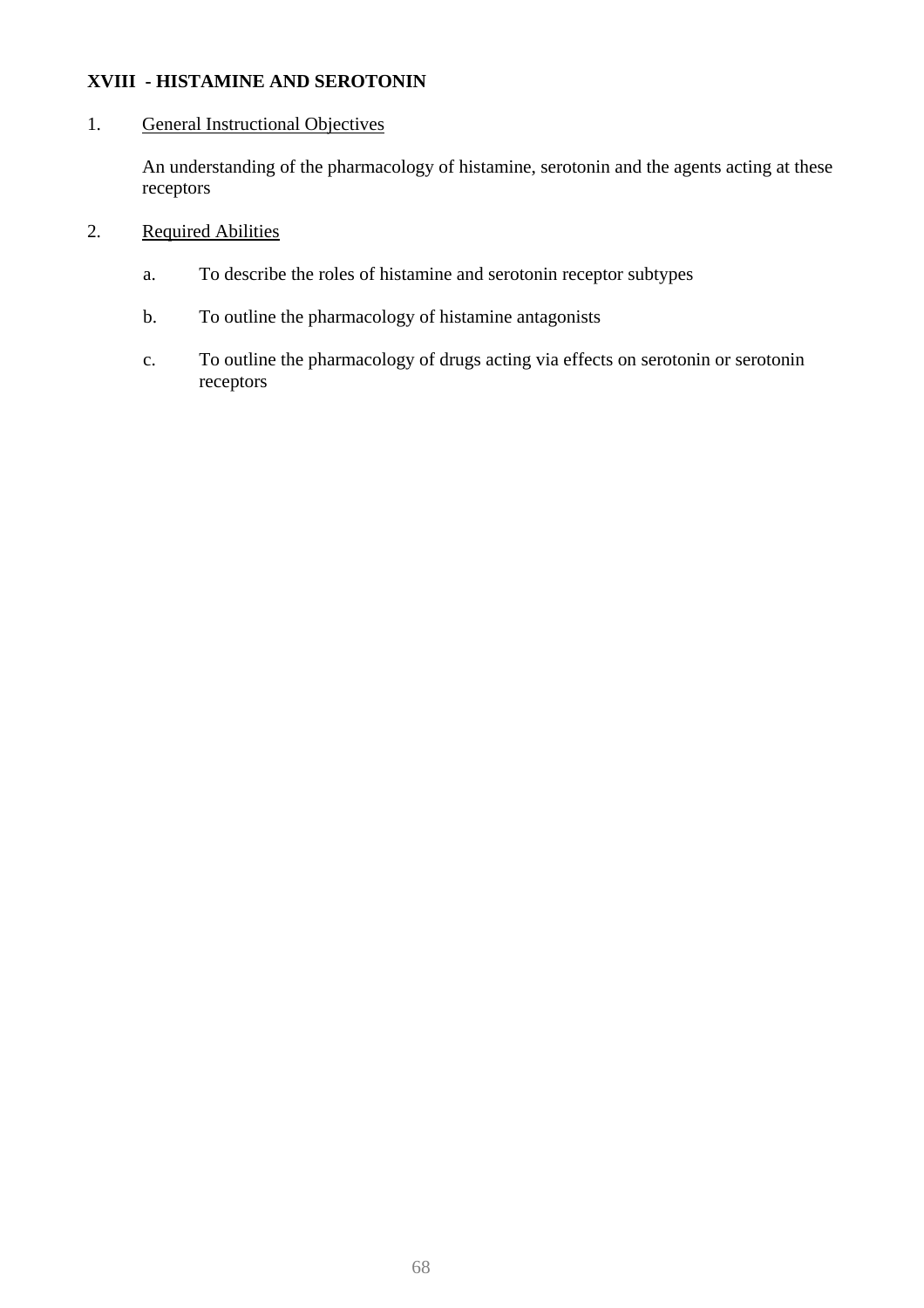## XVIII - HISTAMINE AND SEROTONIN

1. General Instructional Objectives

   An understanding of the pharmacology of histamine, serotonin and the agents acting at these receptors

2. Required Abilities

   a. To describe the roles of histamine and serotonin receptor subtypes

   b. To outline the pharmacology of histamine antagonists

   c. To outline the pharmacology of drugs acting via effects on serotonin or serotonin receptors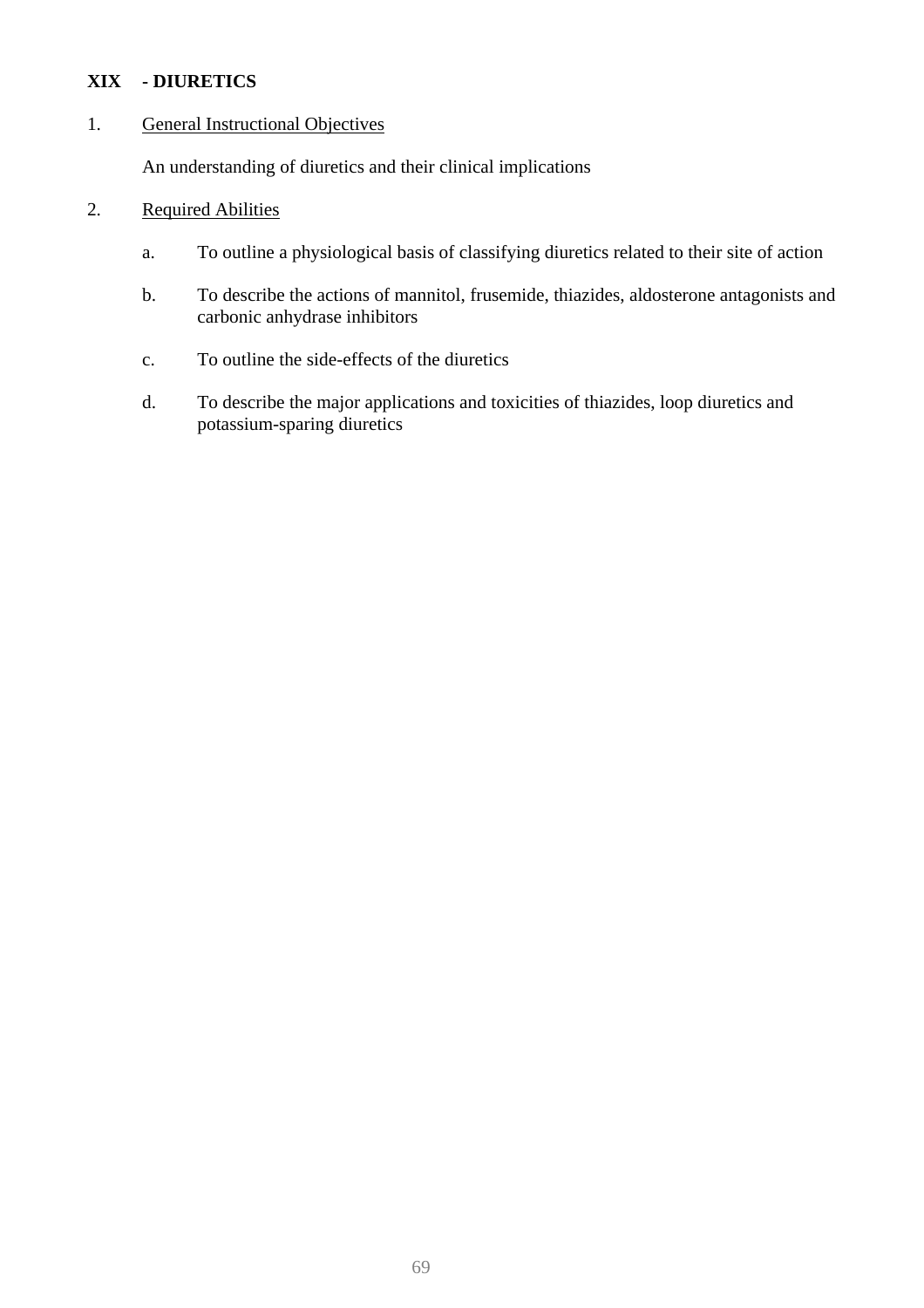**XIX - DIURETICS**

1. General Instructional Objectives

   An understanding of diuretics and their clinical implications

2. Required Abilities

   a. To outline a physiological basis of classifying diuretics related to their site of action

   b. To describe the actions of mannitol, frusemide, thiazides, aldosterone antagonists and carbonic anhydrase inhibitors

   c. To outline the side-effects of the diuretics

   d. To describe the major applications and toxicities of thiazides, loop diuretics and potassium-sparing diuretics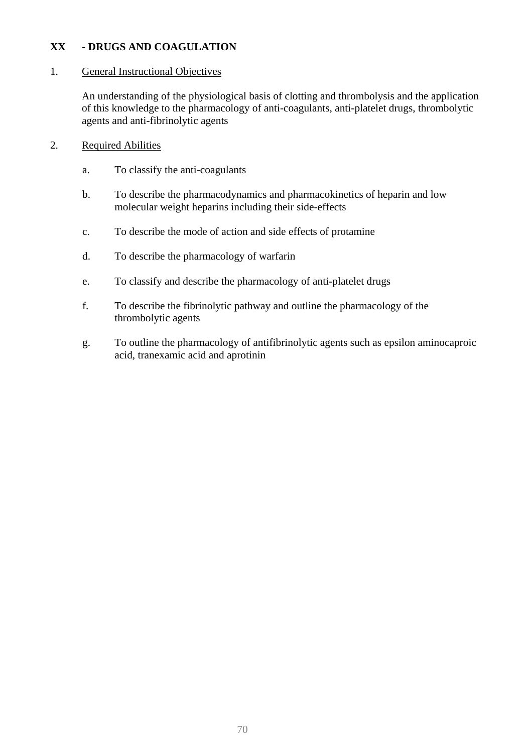**XX - DRUGS AND COAGULATION**

1. <u>General Instructional Objectives</u>

   An understanding of the physiological basis of clotting and thrombolysis and the application of this knowledge to the pharmacology of anti-coagulants, anti-platelet drugs, thrombolytic agents and anti-fibrinolytic agents

2. <u>Required Abilities</u>

   a. To classify the anti-coagulants

   b. To describe the pharmacodynamics and pharmacokinetics of heparin and low molecular weight heparins including their side-effects

   c. To describe the mode of action and side effects of protamine

   d. To describe the pharmacology of warfarin

   e. To classify and describe the pharmacology of anti-platelet drugs

   f. To describe the fibrinolytic pathway and outline the pharmacology of the thrombolytic agents

   g. To outline the pharmacology of antifibrinolytic agents such as epsilon aminocaproic acid, tranexamic acid and aprotinin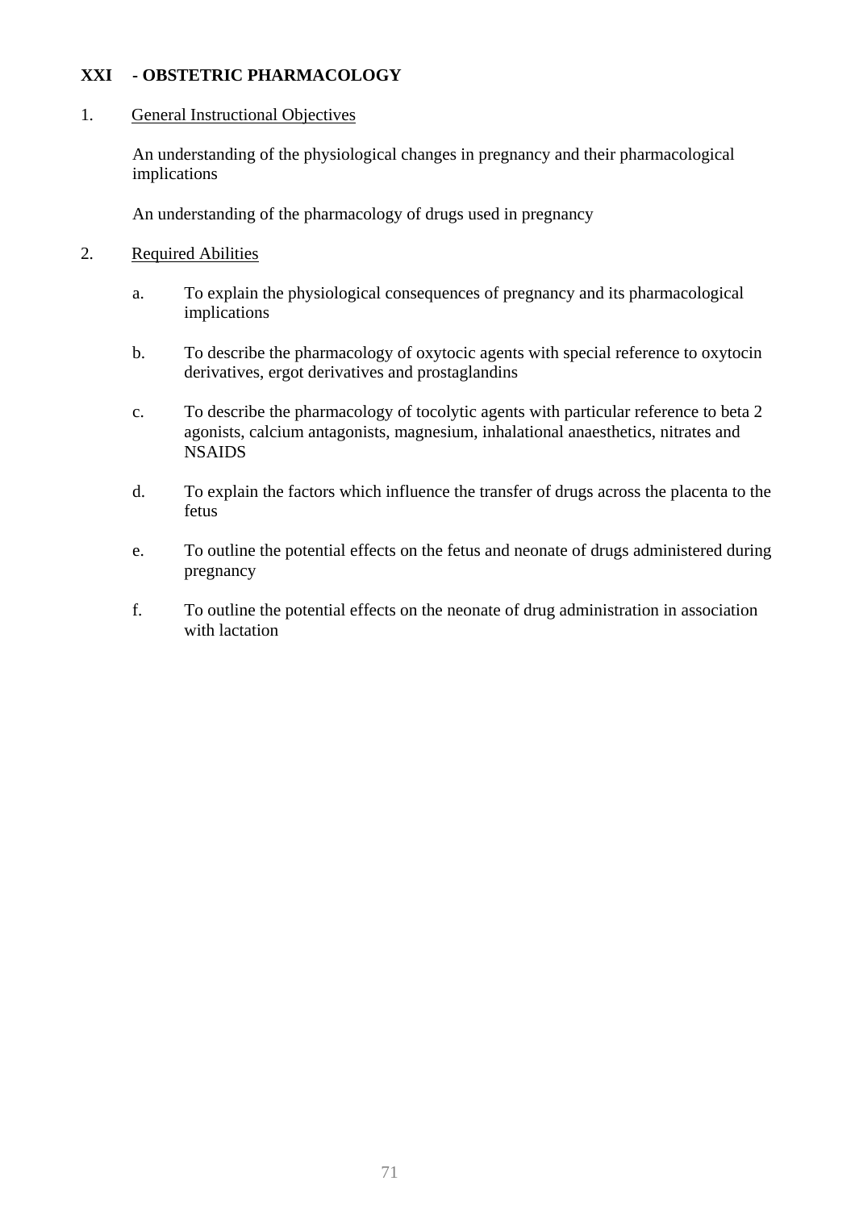## XXI - OBSTETRIC PHARMACOLOGY

1. General Instructional Objectives

   An understanding of the physiological changes in pregnancy and their pharmacological implications

   An understanding of the pharmacology of drugs used in pregnancy

2. Required Abilities

   a. To explain the physiological consequences of pregnancy and its pharmacological implications

   b. To describe the pharmacology of oxytocic agents with special reference to oxytocin derivatives, ergot derivatives and prostaglandins

   c. To describe the pharmacology of tocolytic agents with particular reference to beta 2 agonists, calcium antagonists, magnesium, inhalational anaesthetics, nitrates and NSAIDS

   d. To explain the factors which influence the transfer of drugs across the placenta to the fetus

   e. To outline the potential effects on the fetus and neonate of drugs administered during pregnancy

   f. To outline the potential effects on the neonate of drug administration in association with lactation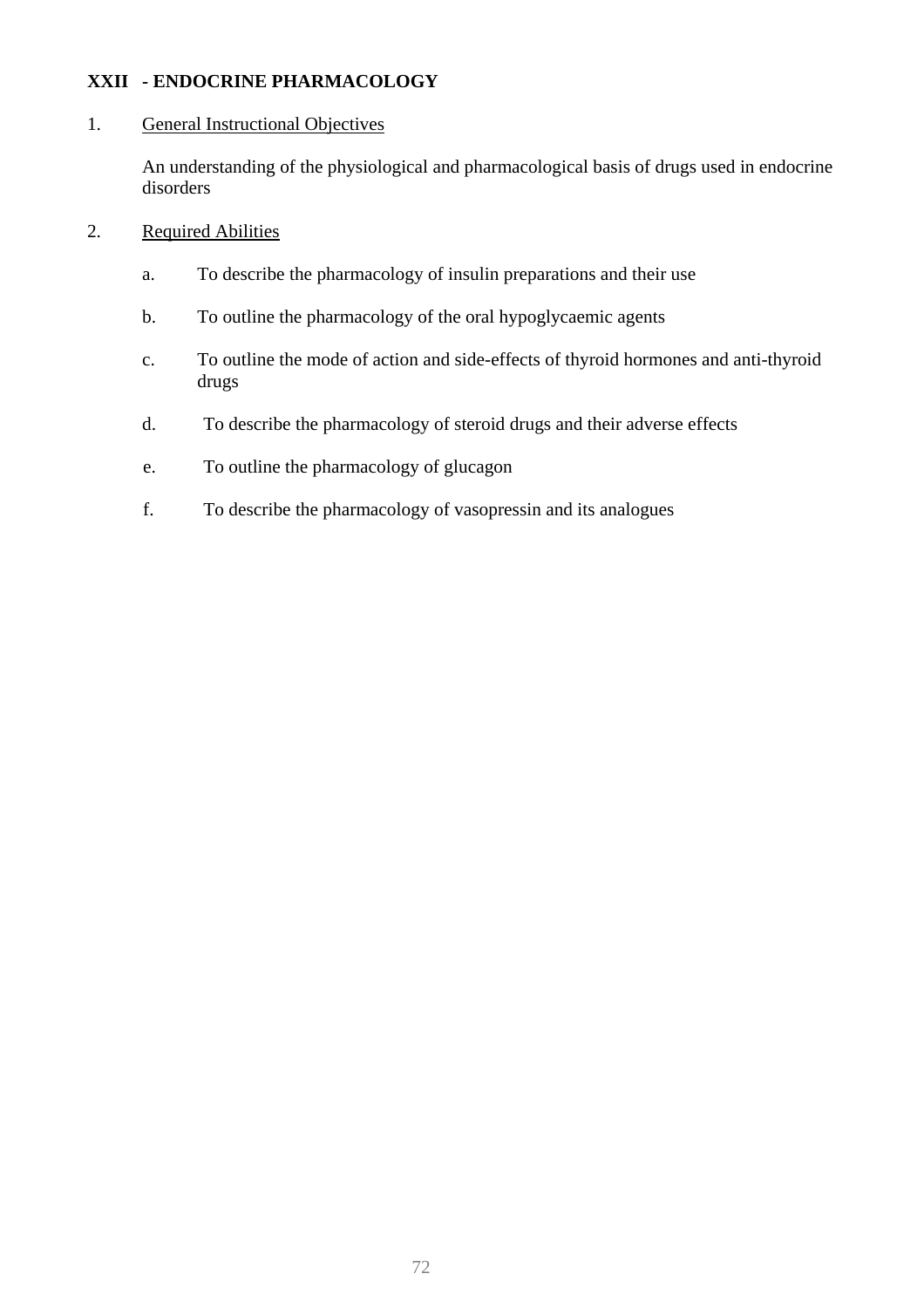## XXII - ENDOCRINE PHARMACOLOGY

1. <u>General Instructional Objectives</u>

   An understanding of the physiological and pharmacological basis of drugs used in endocrine disorders

2. <u>Required Abilities</u>

   a. To describe the pharmacology of insulin preparations and their use

   b. To outline the pharmacology of the oral hypoglycaemic agents

   c. To outline the mode of action and side-effects of thyroid hormones and anti-thyroid drugs

   d. To describe the pharmacology of steroid drugs and their adverse effects

   e. To outline the pharmacology of glucagon

   f. To describe the pharmacology of vasopressin and its analogues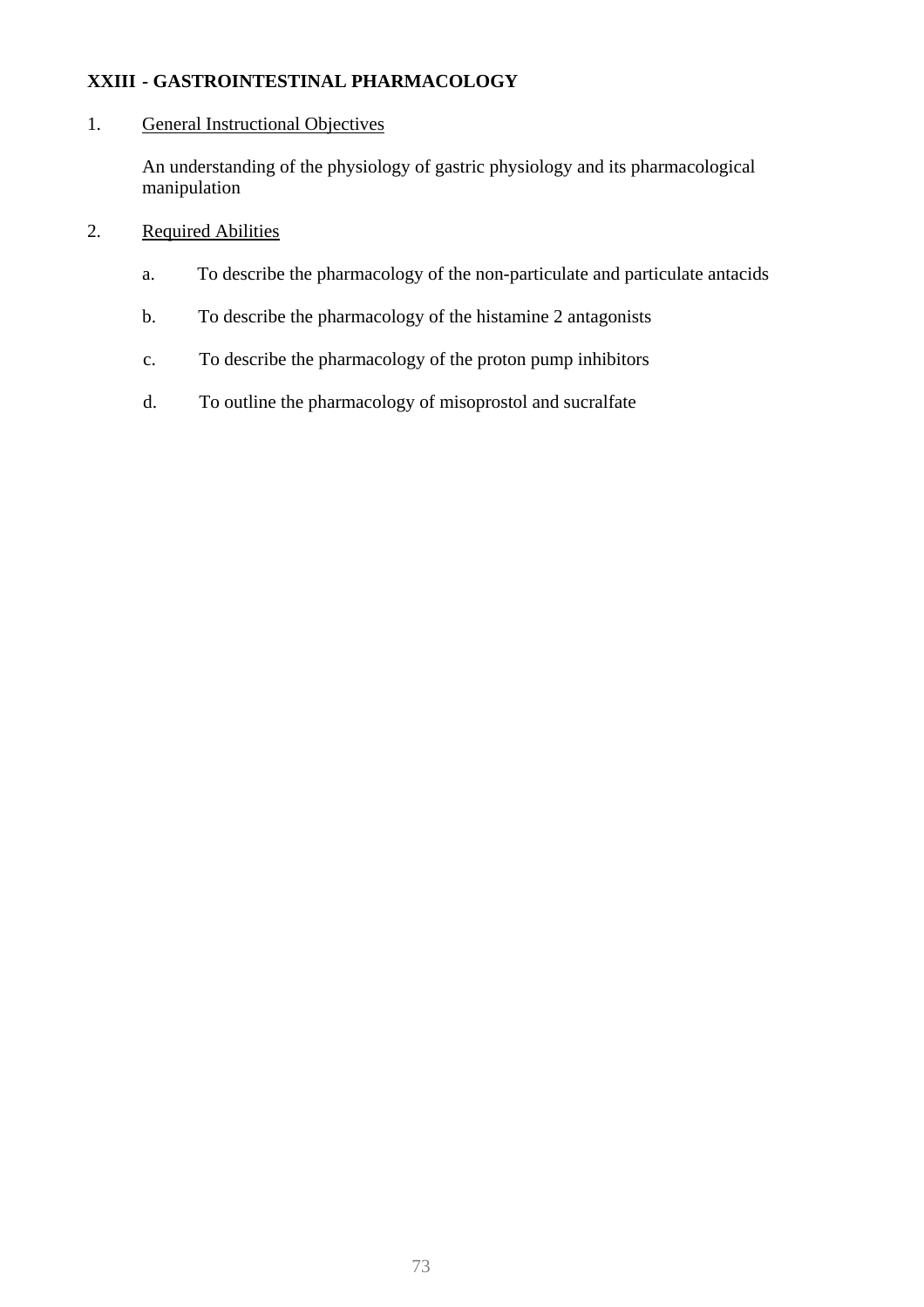## XXIII - GASTROINTESTINAL PHARMACOLOGY

1. General Instructional Objectives

   An understanding of the physiology of gastric physiology and its pharmacological manipulation

2. Required Abilities

   a. To describe the pharmacology of the non-particulate and particulate antacids

   b. To describe the pharmacology of the histamine 2 antagonists

   c. To describe the pharmacology of the proton pump inhibitors

   d. To outline the pharmacology of misoprostol and sucralfate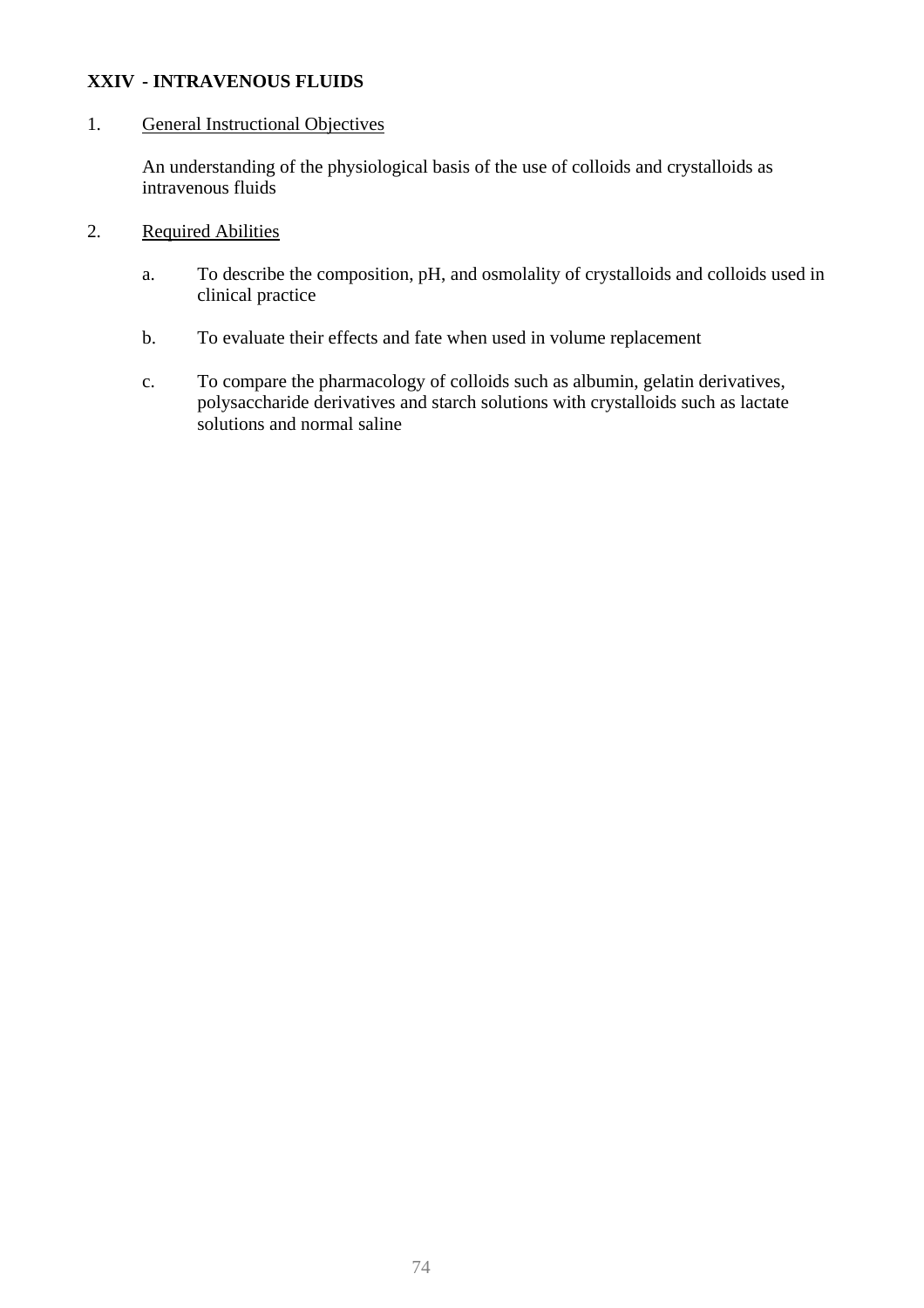**XXIV - INTRAVENOUS FLUIDS**

1. General Instructional Objectives

   An understanding of the physiological basis of the use of colloids and crystalloids as intravenous fluids

2. Required Abilities

   a. To describe the composition, pH, and osmolality of crystalloids and colloids used in clinical practice

   b. To evaluate their effects and fate when used in volume replacement

   c. To compare the pharmacology of colloids such as albumin, gelatin derivatives, polysaccharide derivatives and starch solutions with crystalloids such as lactate solutions and normal saline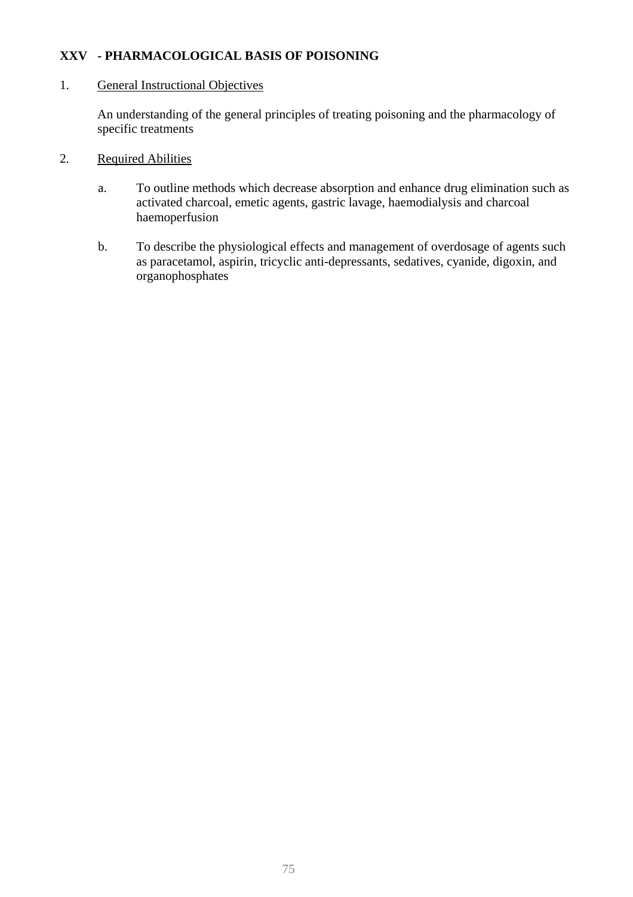## XXV - PHARMACOLOGICAL BASIS OF POISONING

1. General Instructional Objectives

   An understanding of the general principles of treating poisoning and the pharmacology of specific treatments

2. Required Abilities

   a. To outline methods which decrease absorption and enhance drug elimination such as activated charcoal, emetic agents, gastric lavage, haemodialysis and charcoal haemoperfusion

   b. To describe the physiological effects and management of overdosage of agents such as paracetamol, aspirin, tricyclic anti-depressants, sedatives, cyanide, digoxin, and organophosphates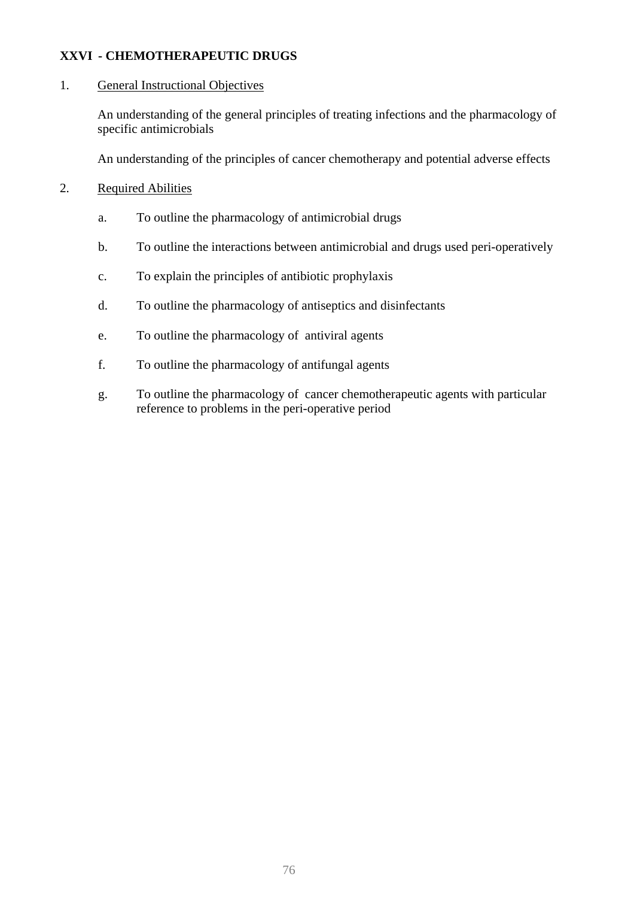## XXVI - CHEMOTHERAPEUTIC DRUGS

1. General Instructional Objectives

   An understanding of the general principles of treating infections and the pharmacology of specific antimicrobials

   An understanding of the principles of cancer chemotherapy and potential adverse effects

2. Required Abilities

   a. To outline the pharmacology of antimicrobial drugs

   b. To outline the interactions between antimicrobial and drugs used peri-operatively

   c. To explain the principles of antibiotic prophylaxis

   d. To outline the pharmacology of antiseptics and disinfectants

   e. To outline the pharmacology of antiviral agents

   f. To outline the pharmacology of antifungal agents

   g. To outline the pharmacology of cancer chemotherapeutic agents with particular reference to problems in the peri-operative period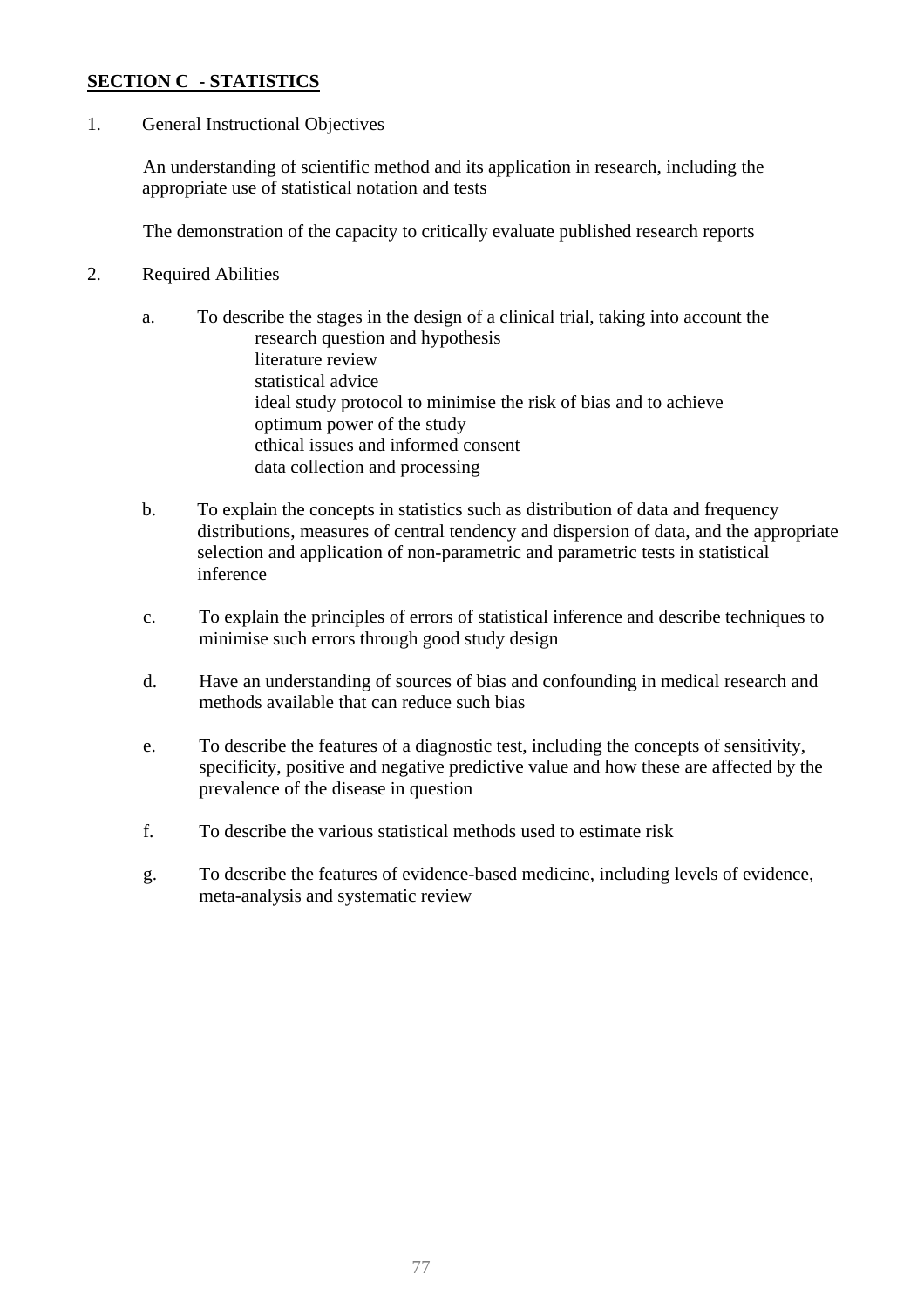## SECTION C - STATISTICS

1. General Instructional Objectives

   An understanding of scientific method and its application in research, including the appropriate use of statistical notation and tests

   The demonstration of the capacity to critically evaluate published research reports

2. Required Abilities

   a. To describe the stages in the design of a clinical trial, taking into account the
      - research question and hypothesis
      - literature review
      - statistical advice
      - ideal study protocol to minimise the risk of bias and to achieve optimum power of the study
      - ethical issues and informed consent
      - data collection and processing

   b. To explain the concepts in statistics such as distribution of data and frequency distributions, measures of central tendency and dispersion of data, and the appropriate selection and application of non-parametric and parametric tests in statistical inference

   c. To explain the principles of errors of statistical inference and describe techniques to minimise such errors through good study design

   d. Have an understanding of sources of bias and confounding in medical research and methods available that can reduce such bias

   e. To describe the features of a diagnostic test, including the concepts of sensitivity, specificity, positive and negative predictive value and how these are affected by the prevalence of the disease in question

   f. To describe the various statistical methods used to estimate risk

   g. To describe the features of evidence-based medicine, including levels of evidence, meta-analysis and systematic review